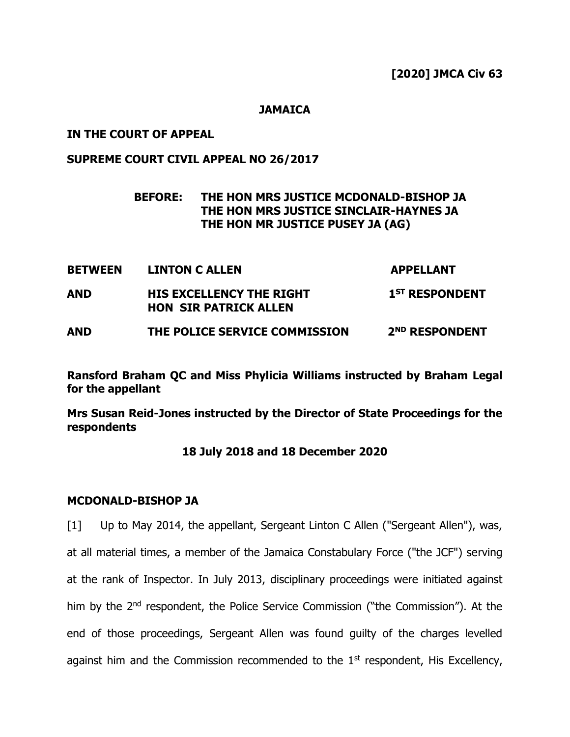**[2020] JMCA Civ 63**

**JAMAICA**

**IN THE COURT OF APPEAL**

**SUPREME COURT CIVIL APPEAL NO 26/2017**

**BEFORE: THE HON MRS JUSTICE MCDONALD-BISHOP JA**
**THE HON MRS JUSTICE SINCLAIR-HAYNES JA**
**THE HON MR JUSTICE PUSEY JA (AG)**

| | | |
|---|---|---|
| **BETWEEN** | **LINTON C ALLEN** | **APPELLANT** |
| **AND** | **HIS EXCELLENCY THE RIGHT HON SIR PATRICK ALLEN** | **1ST RESPONDENT** |
| **AND** | **THE POLICE SERVICE COMMISSION** | **2ND RESPONDENT** |

**Ransford Braham QC and Miss Phylicia Williams instructed by Braham Legal for the appellant**

**Mrs Susan Reid-Jones instructed by the Director of State Proceedings for the respondents**

**18 July 2018 and 18 December 2020**

**MCDONALD-BISHOP JA**

[1] Up to May 2014, the appellant, Sergeant Linton C Allen ("Sergeant Allen"), was, at all material times, a member of the Jamaica Constabulary Force ("the JCF") serving at the rank of Inspector. In July 2013, disciplinary proceedings were initiated against him by the 2nd respondent, the Police Service Commission ("the Commission"). At the end of those proceedings, Sergeant Allen was found guilty of the charges levelled against him and the Commission recommended to the 1st respondent, His Excellency,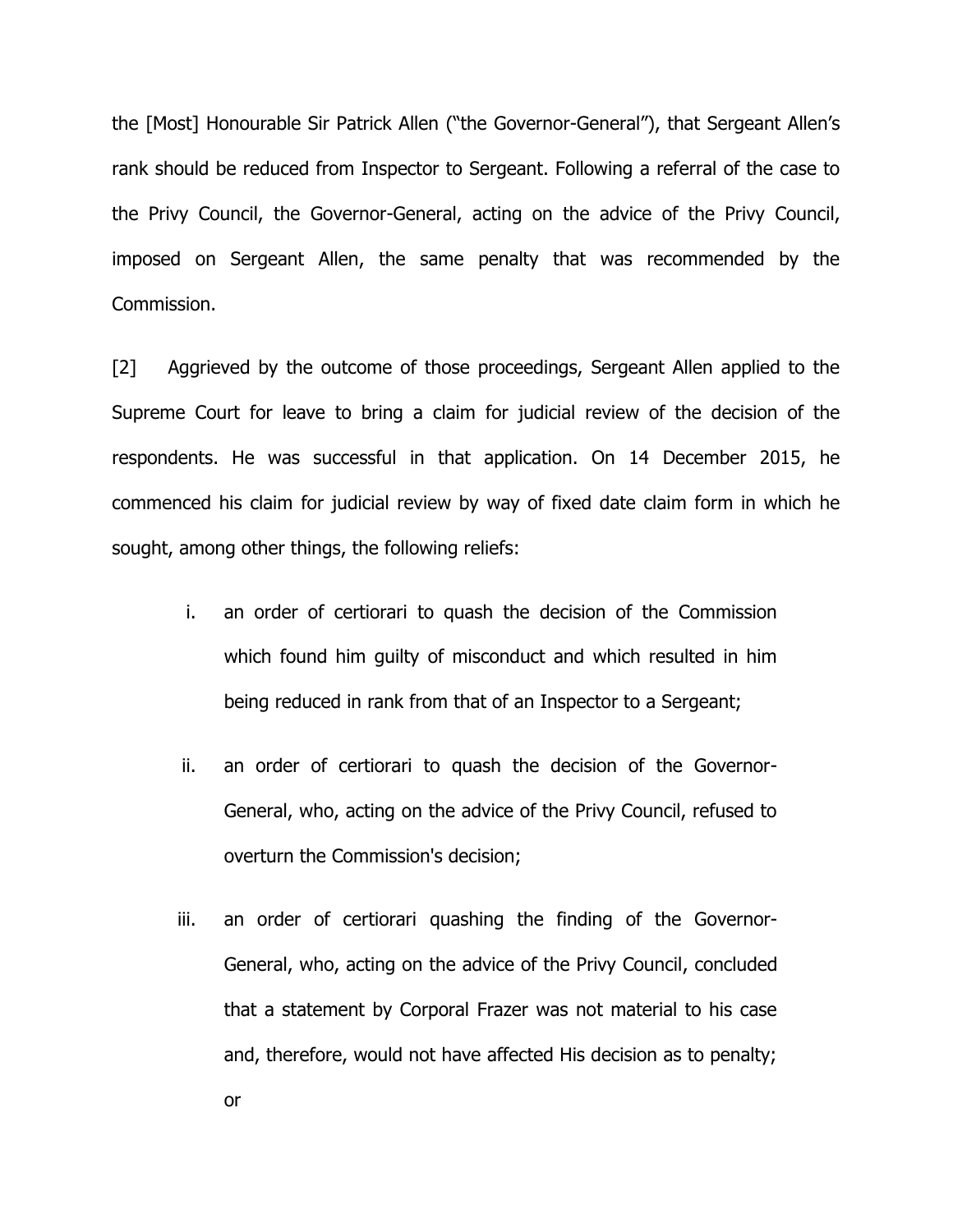the [Most] Honourable Sir Patrick Allen ("the Governor-General"), that Sergeant Allen's rank should be reduced from Inspector to Sergeant. Following a referral of the case to the Privy Council, the Governor-General, acting on the advice of the Privy Council, imposed on Sergeant Allen, the same penalty that was recommended by the Commission.

[2] Aggrieved by the outcome of those proceedings, Sergeant Allen applied to the Supreme Court for leave to bring a claim for judicial review of the decision of the respondents. He was successful in that application. On 14 December 2015, he commenced his claim for judicial review by way of fixed date claim form in which he sought, among other things, the following reliefs:

i. an order of certiorari to quash the decision of the Commission which found him guilty of misconduct and which resulted in him being reduced in rank from that of an Inspector to a Sergeant;

ii. an order of certiorari to quash the decision of the Governor-General, who, acting on the advice of the Privy Council, refused to overturn the Commission's decision;

iii. an order of certiorari quashing the finding of the Governor-General, who, acting on the advice of the Privy Council, concluded that a statement by Corporal Frazer was not material to his case and, therefore, would not have affected His decision as to penalty; or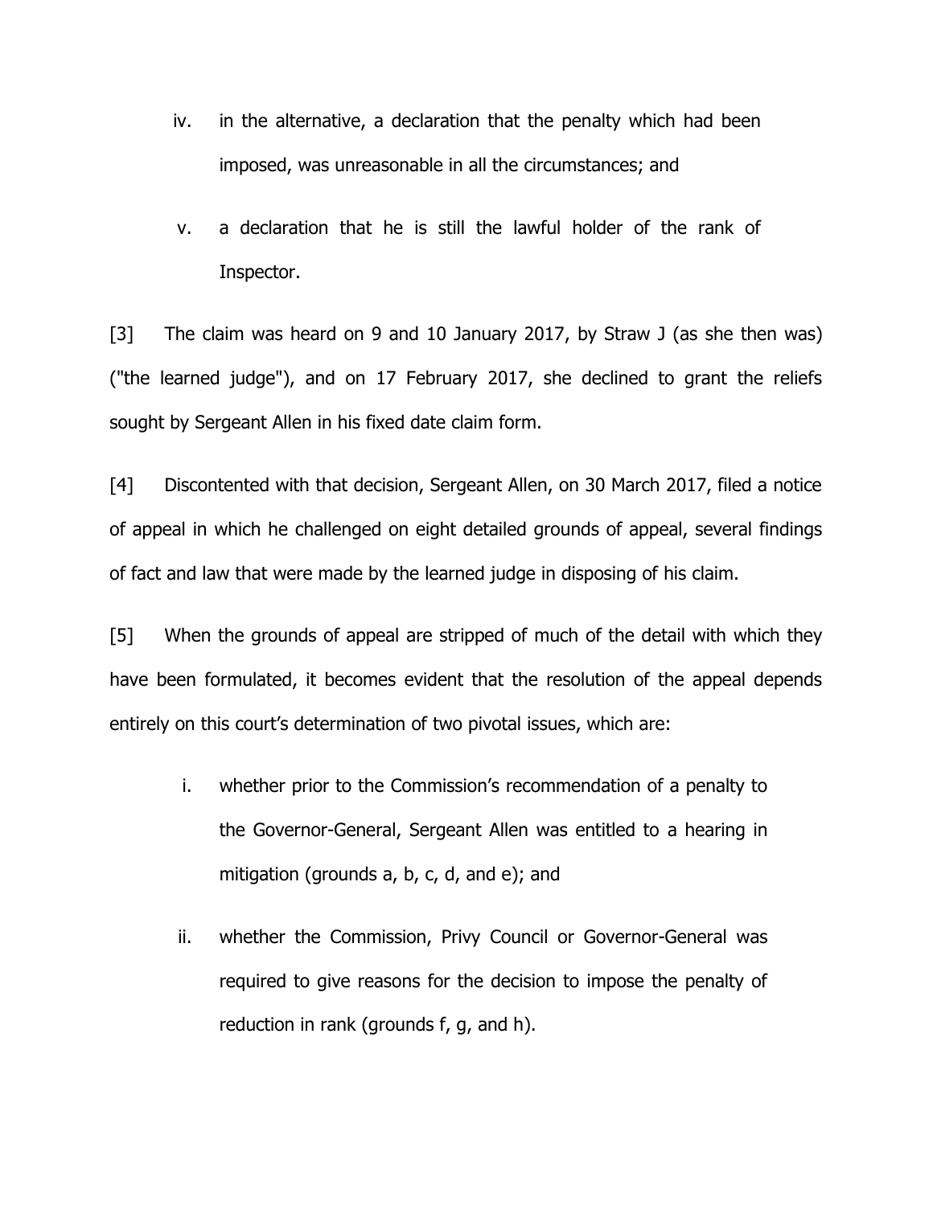iv. in the alternative, a declaration that the penalty which had been imposed, was unreasonable in all the circumstances; and

v. a declaration that he is still the lawful holder of the rank of Inspector.

[3] The claim was heard on 9 and 10 January 2017, by Straw J (as she then was) ("the learned judge"), and on 17 February 2017, she declined to grant the reliefs sought by Sergeant Allen in his fixed date claim form.

[4] Discontented with that decision, Sergeant Allen, on 30 March 2017, filed a notice of appeal in which he challenged on eight detailed grounds of appeal, several findings of fact and law that were made by the learned judge in disposing of his claim.

[5] When the grounds of appeal are stripped of much of the detail with which they have been formulated, it becomes evident that the resolution of the appeal depends entirely on this court's determination of two pivotal issues, which are:

i. whether prior to the Commission's recommendation of a penalty to the Governor-General, Sergeant Allen was entitled to a hearing in mitigation (grounds a, b, c, d, and e); and

ii. whether the Commission, Privy Council or Governor-General was required to give reasons for the decision to impose the penalty of reduction in rank (grounds f, g, and h).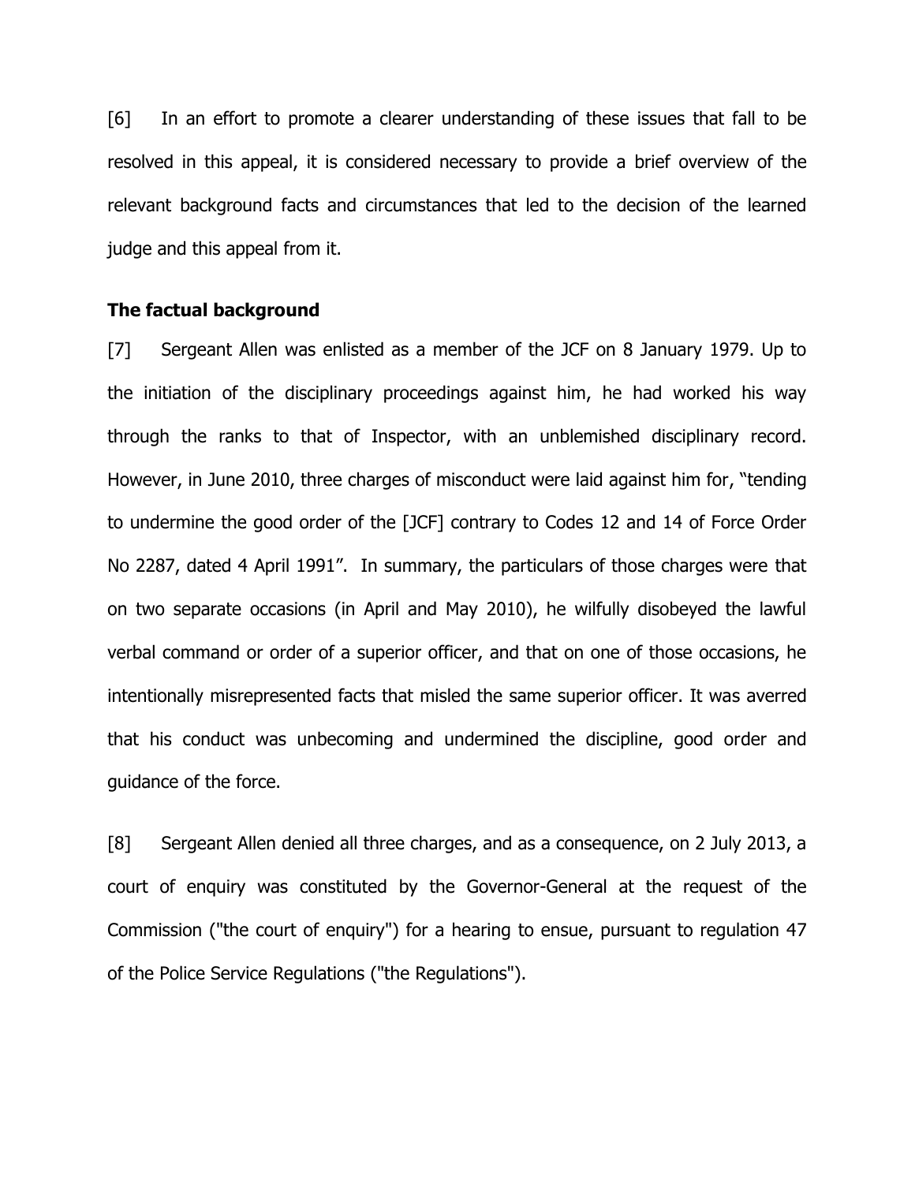[6] In an effort to promote a clearer understanding of these issues that fall to be resolved in this appeal, it is considered necessary to provide a brief overview of the relevant background facts and circumstances that led to the decision of the learned judge and this appeal from it.

**The factual background**

[7] Sergeant Allen was enlisted as a member of the JCF on 8 January 1979. Up to the initiation of the disciplinary proceedings against him, he had worked his way through the ranks to that of Inspector, with an unblemished disciplinary record. However, in June 2010, three charges of misconduct were laid against him for, "tending to undermine the good order of the [JCF] contrary to Codes 12 and 14 of Force Order No 2287, dated 4 April 1991". In summary, the particulars of those charges were that on two separate occasions (in April and May 2010), he wilfully disobeyed the lawful verbal command or order of a superior officer, and that on one of those occasions, he intentionally misrepresented facts that misled the same superior officer. It was averred that his conduct was unbecoming and undermined the discipline, good order and guidance of the force.

[8] Sergeant Allen denied all three charges, and as a consequence, on 2 July 2013, a court of enquiry was constituted by the Governor-General at the request of the Commission ("the court of enquiry") for a hearing to ensue, pursuant to regulation 47 of the Police Service Regulations ("the Regulations").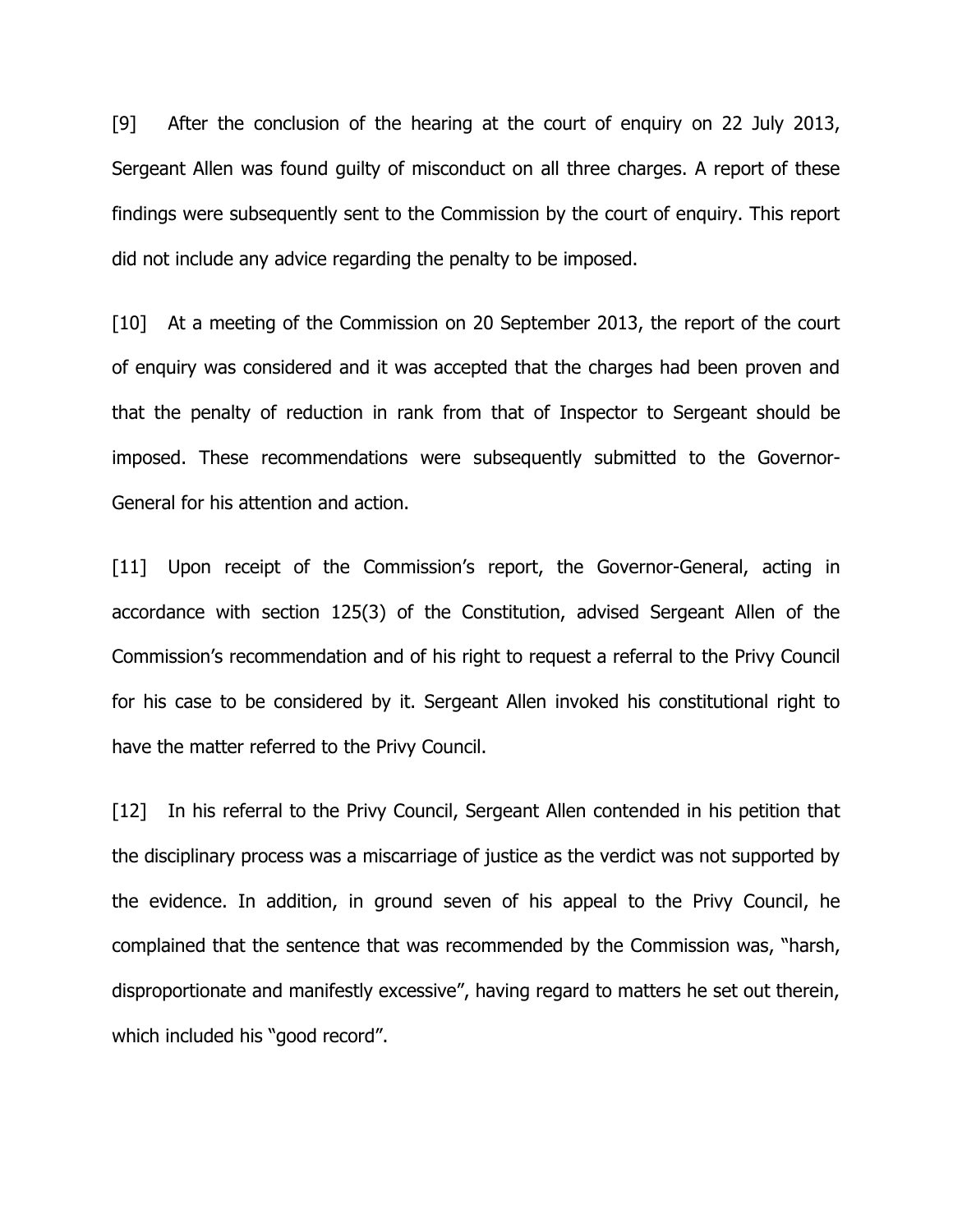[9] After the conclusion of the hearing at the court of enquiry on 22 July 2013, Sergeant Allen was found guilty of misconduct on all three charges. A report of these findings were subsequently sent to the Commission by the court of enquiry. This report did not include any advice regarding the penalty to be imposed.

[10] At a meeting of the Commission on 20 September 2013, the report of the court of enquiry was considered and it was accepted that the charges had been proven and that the penalty of reduction in rank from that of Inspector to Sergeant should be imposed. These recommendations were subsequently submitted to the Governor-General for his attention and action.

[11] Upon receipt of the Commission's report, the Governor-General, acting in accordance with section 125(3) of the Constitution, advised Sergeant Allen of the Commission's recommendation and of his right to request a referral to the Privy Council for his case to be considered by it. Sergeant Allen invoked his constitutional right to have the matter referred to the Privy Council.

[12] In his referral to the Privy Council, Sergeant Allen contended in his petition that the disciplinary process was a miscarriage of justice as the verdict was not supported by the evidence. In addition, in ground seven of his appeal to the Privy Council, he complained that the sentence that was recommended by the Commission was, "harsh, disproportionate and manifestly excessive", having regard to matters he set out therein, which included his "good record".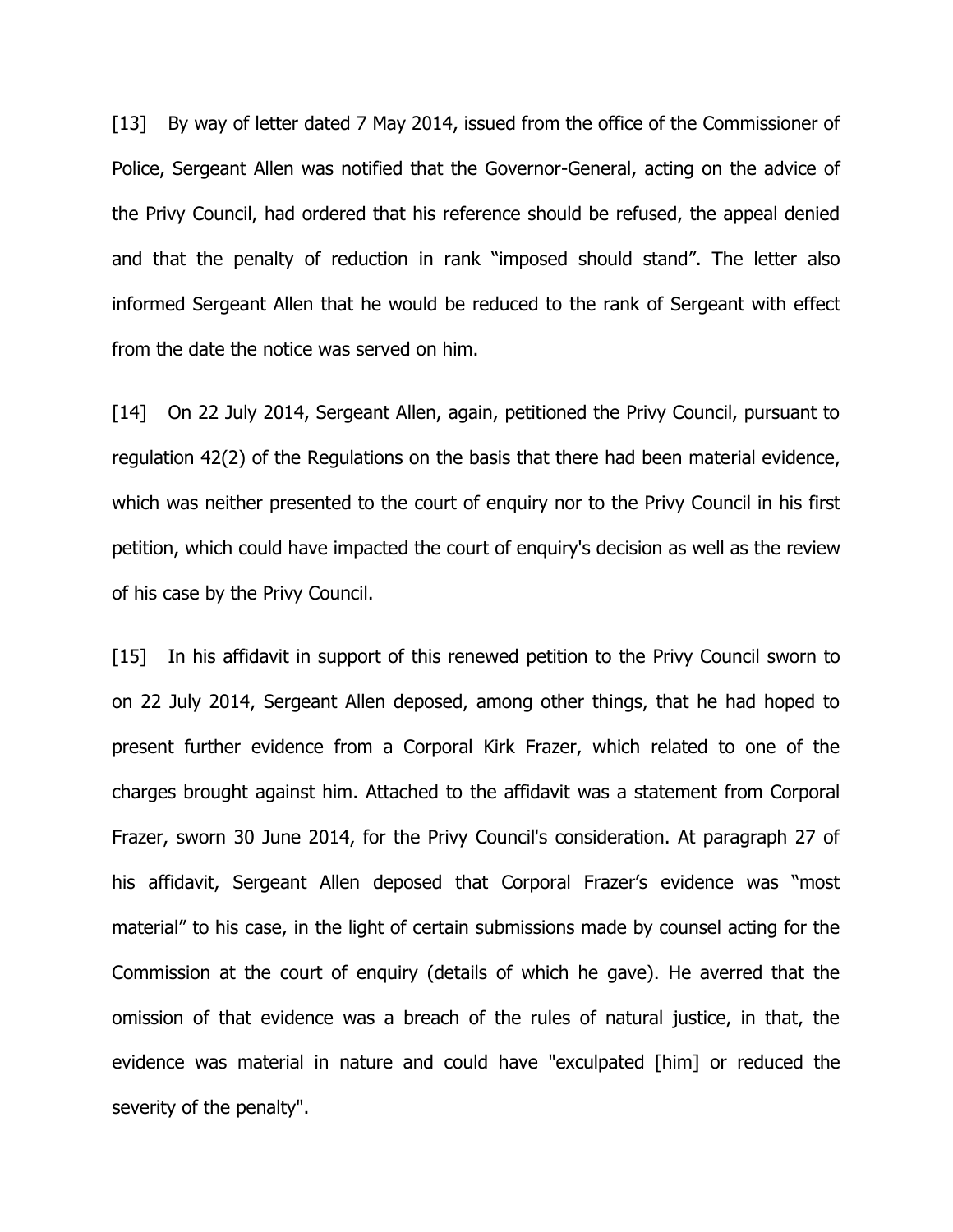[13] By way of letter dated 7 May 2014, issued from the office of the Commissioner of Police, Sergeant Allen was notified that the Governor-General, acting on the advice of the Privy Council, had ordered that his reference should be refused, the appeal denied and that the penalty of reduction in rank "imposed should stand". The letter also informed Sergeant Allen that he would be reduced to the rank of Sergeant with effect from the date the notice was served on him.

[14] On 22 July 2014, Sergeant Allen, again, petitioned the Privy Council, pursuant to regulation 42(2) of the Regulations on the basis that there had been material evidence, which was neither presented to the court of enquiry nor to the Privy Council in his first petition, which could have impacted the court of enquiry's decision as well as the review of his case by the Privy Council.

[15] In his affidavit in support of this renewed petition to the Privy Council sworn to on 22 July 2014, Sergeant Allen deposed, among other things, that he had hoped to present further evidence from a Corporal Kirk Frazer, which related to one of the charges brought against him. Attached to the affidavit was a statement from Corporal Frazer, sworn 30 June 2014, for the Privy Council's consideration. At paragraph 27 of his affidavit, Sergeant Allen deposed that Corporal Frazer's evidence was "most material" to his case, in the light of certain submissions made by counsel acting for the Commission at the court of enquiry (details of which he gave). He averred that the omission of that evidence was a breach of the rules of natural justice, in that, the evidence was material in nature and could have "exculpated [him] or reduced the severity of the penalty".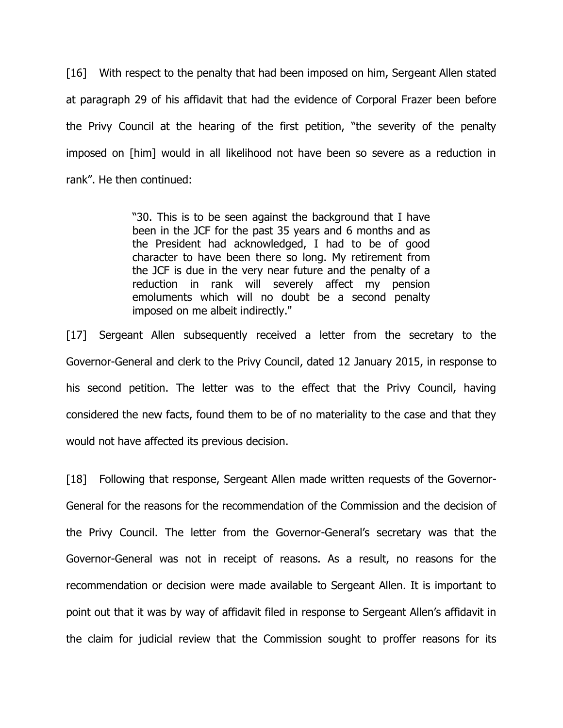[16] With respect to the penalty that had been imposed on him, Sergeant Allen stated at paragraph 29 of his affidavit that had the evidence of Corporal Frazer been before the Privy Council at the hearing of the first petition, "the severity of the penalty imposed on [him] would in all likelihood not have been so severe as a reduction in rank". He then continued:

> "30. This is to be seen against the background that I have been in the JCF for the past 35 years and 6 months and as the President had acknowledged, I had to be of good character to have been there so long. My retirement from the JCF is due in the very near future and the penalty of a reduction in rank will severely affect my pension emoluments which will no doubt be a second penalty imposed on me albeit indirectly."

[17] Sergeant Allen subsequently received a letter from the secretary to the Governor-General and clerk to the Privy Council, dated 12 January 2015, in response to his second petition. The letter was to the effect that the Privy Council, having considered the new facts, found them to be of no materiality to the case and that they would not have affected its previous decision.

[18] Following that response, Sergeant Allen made written requests of the Governor-General for the reasons for the recommendation of the Commission and the decision of the Privy Council. The letter from the Governor-General's secretary was that the Governor-General was not in receipt of reasons. As a result, no reasons for the recommendation or decision were made available to Sergeant Allen. It is important to point out that it was by way of affidavit filed in response to Sergeant Allen's affidavit in the claim for judicial review that the Commission sought to proffer reasons for its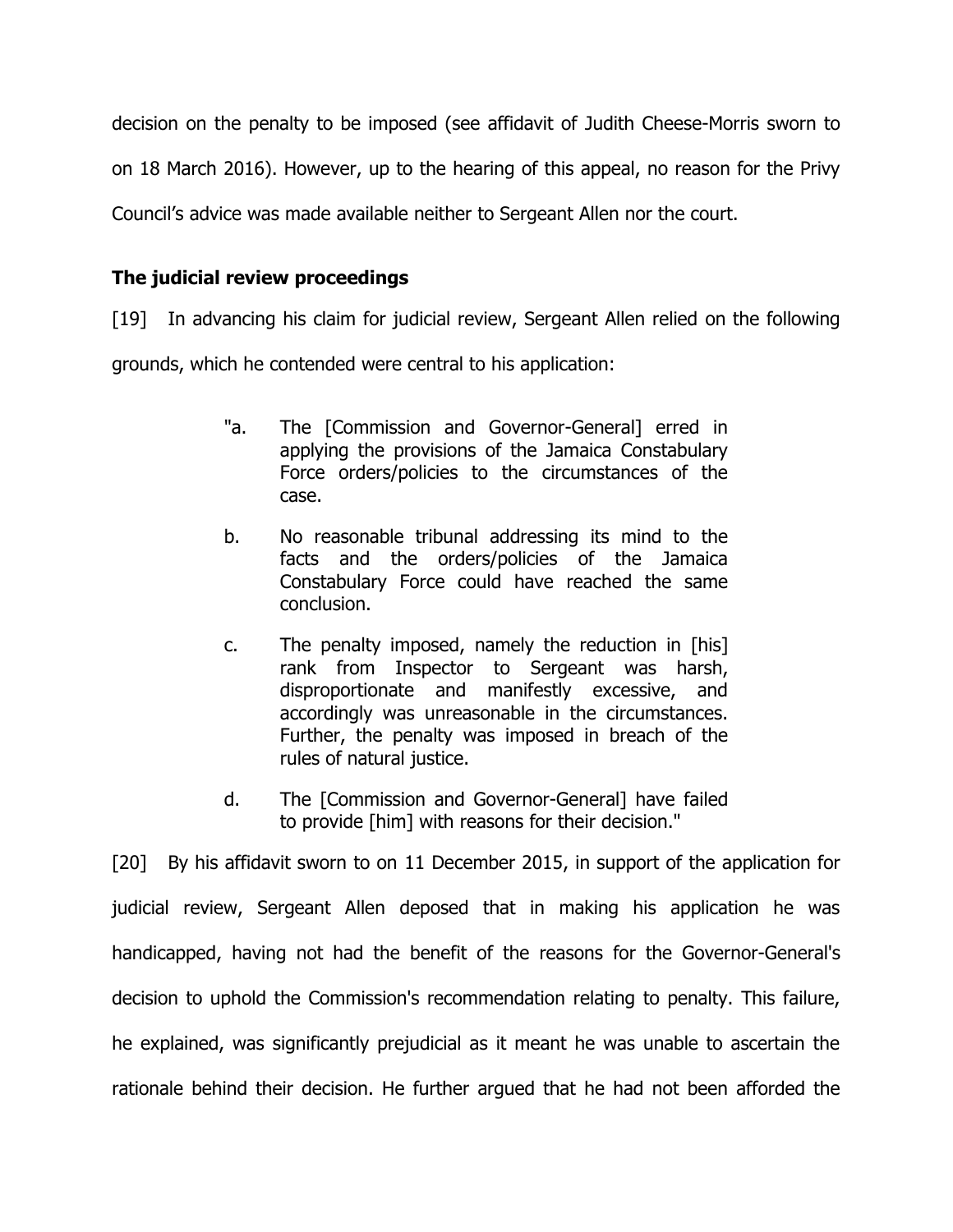decision on the penalty to be imposed (see affidavit of Judith Cheese-Morris sworn to on 18 March 2016). However, up to the hearing of this appeal, no reason for the Privy Council's advice was made available neither to Sergeant Allen nor the court.

### The judicial review proceedings

[19] In advancing his claim for judicial review, Sergeant Allen relied on the following grounds, which he contended were central to his application:

> "a. The [Commission and Governor-General] erred in applying the provisions of the Jamaica Constabulary Force orders/policies to the circumstances of the case.
>
> b. No reasonable tribunal addressing its mind to the facts and the orders/policies of the Jamaica Constabulary Force could have reached the same conclusion.
>
> c. The penalty imposed, namely the reduction in [his] rank from Inspector to Sergeant was harsh, disproportionate and manifestly excessive, and accordingly was unreasonable in the circumstances. Further, the penalty was imposed in breach of the rules of natural justice.
>
> d. The [Commission and Governor-General] have failed to provide [him] with reasons for their decision."

[20] By his affidavit sworn to on 11 December 2015, in support of the application for judicial review, Sergeant Allen deposed that in making his application he was handicapped, having not had the benefit of the reasons for the Governor-General's decision to uphold the Commission's recommendation relating to penalty. This failure, he explained, was significantly prejudicial as it meant he was unable to ascertain the rationale behind their decision. He further argued that he had not been afforded the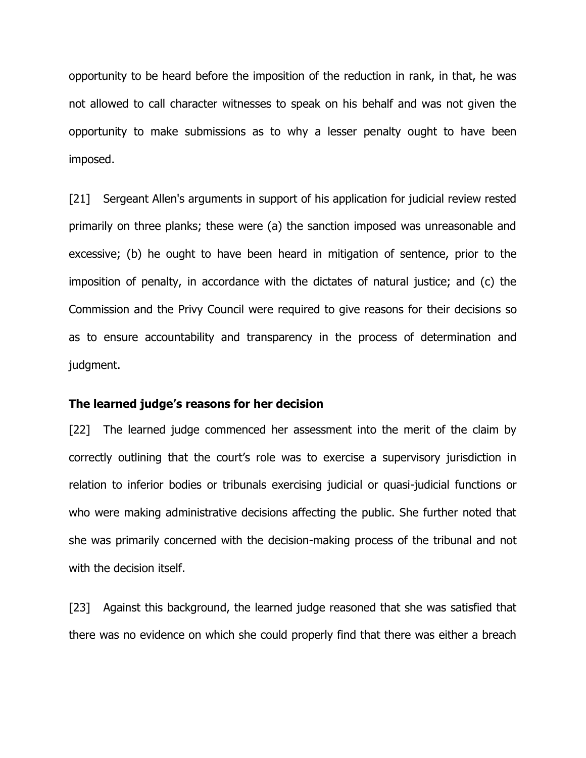opportunity to be heard before the imposition of the reduction in rank, in that, he was not allowed to call character witnesses to speak on his behalf and was not given the opportunity to make submissions as to why a lesser penalty ought to have been imposed.

[21] Sergeant Allen's arguments in support of his application for judicial review rested primarily on three planks; these were (a) the sanction imposed was unreasonable and excessive; (b) he ought to have been heard in mitigation of sentence, prior to the imposition of penalty, in accordance with the dictates of natural justice; and (c) the Commission and the Privy Council were required to give reasons for their decisions so as to ensure accountability and transparency in the process of determination and judgment.

**The learned judge's reasons for her decision**

[22] The learned judge commenced her assessment into the merit of the claim by correctly outlining that the court's role was to exercise a supervisory jurisdiction in relation to inferior bodies or tribunals exercising judicial or quasi-judicial functions or who were making administrative decisions affecting the public. She further noted that she was primarily concerned with the decision-making process of the tribunal and not with the decision itself.

[23] Against this background, the learned judge reasoned that she was satisfied that there was no evidence on which she could properly find that there was either a breach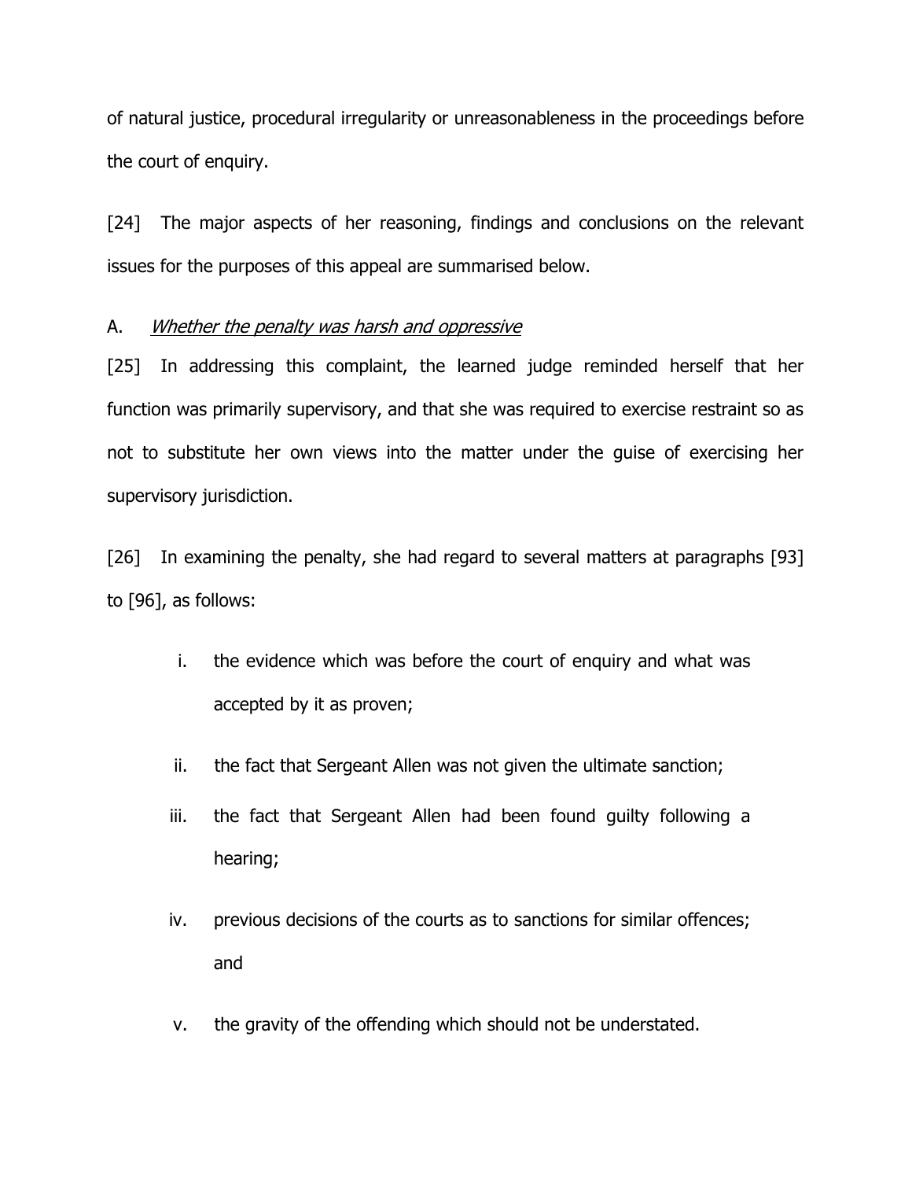of natural justice, procedural irregularity or unreasonableness in the proceedings before the court of enquiry.

[24] The major aspects of her reasoning, findings and conclusions on the relevant issues for the purposes of this appeal are summarised below.

A. *Whether the penalty was harsh and oppressive*

[25] In addressing this complaint, the learned judge reminded herself that her function was primarily supervisory, and that she was required to exercise restraint so as not to substitute her own views into the matter under the guise of exercising her supervisory jurisdiction.

[26] In examining the penalty, she had regard to several matters at paragraphs [93] to [96], as follows:

i. the evidence which was before the court of enquiry and what was accepted by it as proven;

ii. the fact that Sergeant Allen was not given the ultimate sanction;

iii. the fact that Sergeant Allen had been found guilty following a hearing;

iv. previous decisions of the courts as to sanctions for similar offences; and

v. the gravity of the offending which should not be understated.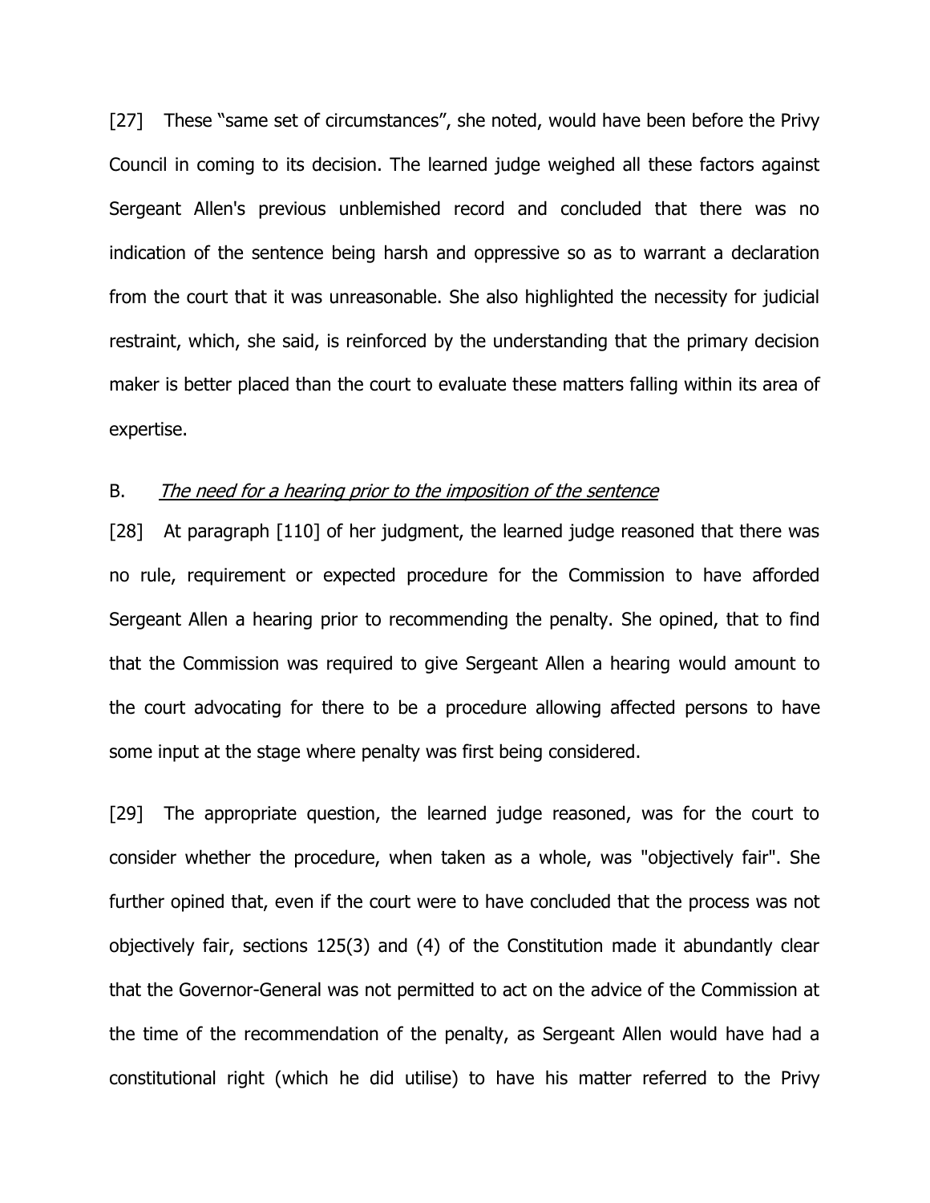[27] These "same set of circumstances", she noted, would have been before the Privy Council in coming to its decision. The learned judge weighed all these factors against Sergeant Allen's previous unblemished record and concluded that there was no indication of the sentence being harsh and oppressive so as to warrant a declaration from the court that it was unreasonable. She also highlighted the necessity for judicial restraint, which, she said, is reinforced by the understanding that the primary decision maker is better placed than the court to evaluate these matters falling within its area of expertise.

B. *__The need for a hearing prior to the imposition of the sentence__*

[28] At paragraph [110] of her judgment, the learned judge reasoned that there was no rule, requirement or expected procedure for the Commission to have afforded Sergeant Allen a hearing prior to recommending the penalty. She opined, that to find that the Commission was required to give Sergeant Allen a hearing would amount to the court advocating for there to be a procedure allowing affected persons to have some input at the stage where penalty was first being considered.

[29] The appropriate question, the learned judge reasoned, was for the court to consider whether the procedure, when taken as a whole, was "objectively fair". She further opined that, even if the court were to have concluded that the process was not objectively fair, sections 125(3) and (4) of the Constitution made it abundantly clear that the Governor-General was not permitted to act on the advice of the Commission at the time of the recommendation of the penalty, as Sergeant Allen would have had a constitutional right (which he did utilise) to have his matter referred to the Privy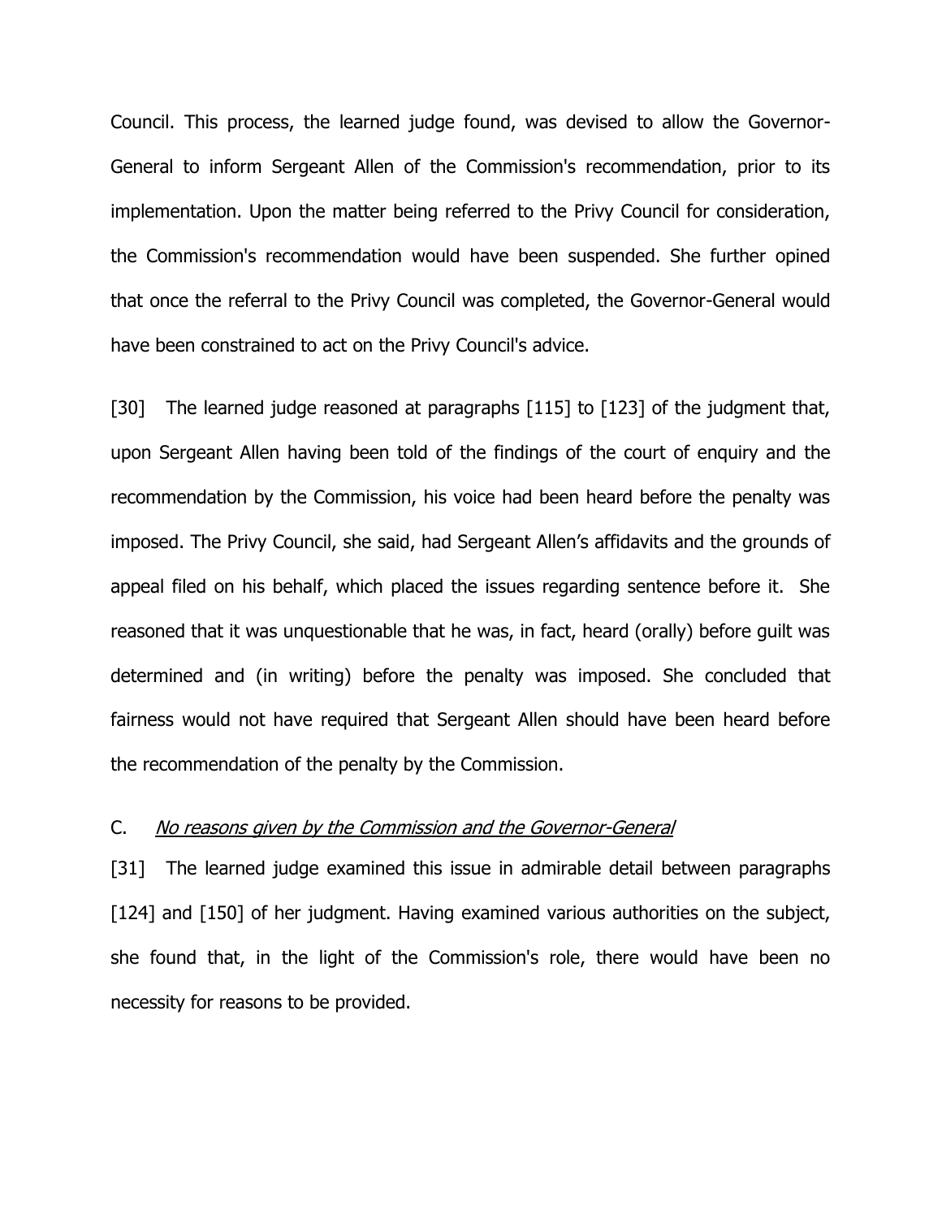Council. This process, the learned judge found, was devised to allow the Governor-General to inform Sergeant Allen of the Commission's recommendation, prior to its implementation. Upon the matter being referred to the Privy Council for consideration, the Commission's recommendation would have been suspended. She further opined that once the referral to the Privy Council was completed, the Governor-General would have been constrained to act on the Privy Council's advice.

[30] The learned judge reasoned at paragraphs [115] to [123] of the judgment that, upon Sergeant Allen having been told of the findings of the court of enquiry and the recommendation by the Commission, his voice had been heard before the penalty was imposed. The Privy Council, she said, had Sergeant Allen's affidavits and the grounds of appeal filed on his behalf, which placed the issues regarding sentence before it. She reasoned that it was unquestionable that he was, in fact, heard (orally) before guilt was determined and (in writing) before the penalty was imposed. She concluded that fairness would not have required that Sergeant Allen should have been heard before the recommendation of the penalty by the Commission.

C. *No reasons given by the Commission and the Governor-General*

[31] The learned judge examined this issue in admirable detail between paragraphs [124] and [150] of her judgment. Having examined various authorities on the subject, she found that, in the light of the Commission's role, there would have been no necessity for reasons to be provided.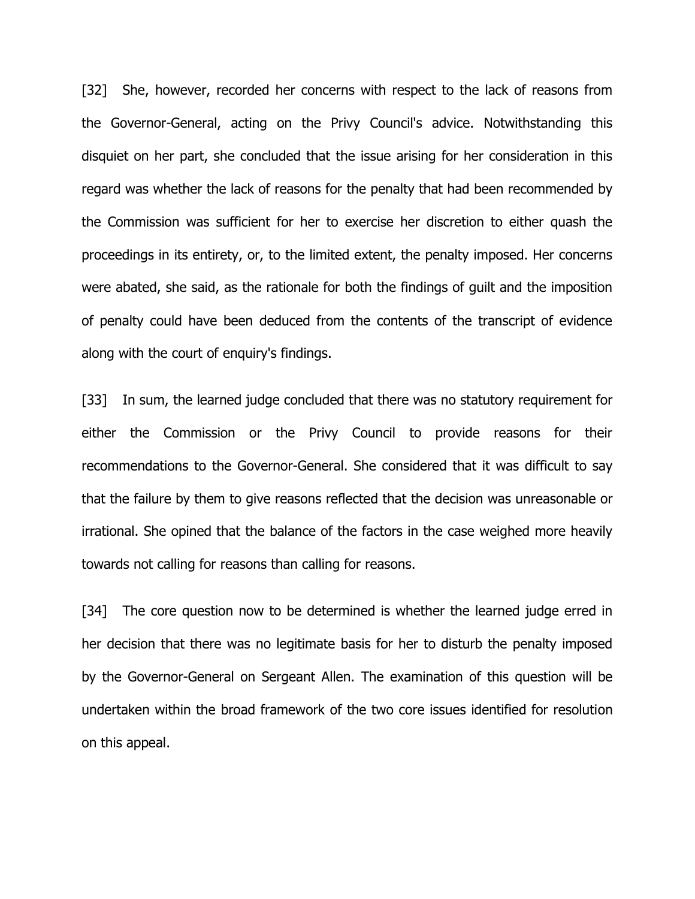[32] She, however, recorded her concerns with respect to the lack of reasons from the Governor-General, acting on the Privy Council's advice. Notwithstanding this disquiet on her part, she concluded that the issue arising for her consideration in this regard was whether the lack of reasons for the penalty that had been recommended by the Commission was sufficient for her to exercise her discretion to either quash the proceedings in its entirety, or, to the limited extent, the penalty imposed. Her concerns were abated, she said, as the rationale for both the findings of guilt and the imposition of penalty could have been deduced from the contents of the transcript of evidence along with the court of enquiry's findings.

[33] In sum, the learned judge concluded that there was no statutory requirement for either the Commission or the Privy Council to provide reasons for their recommendations to the Governor-General. She considered that it was difficult to say that the failure by them to give reasons reflected that the decision was unreasonable or irrational. She opined that the balance of the factors in the case weighed more heavily towards not calling for reasons than calling for reasons.

[34] The core question now to be determined is whether the learned judge erred in her decision that there was no legitimate basis for her to disturb the penalty imposed by the Governor-General on Sergeant Allen. The examination of this question will be undertaken within the broad framework of the two core issues identified for resolution on this appeal.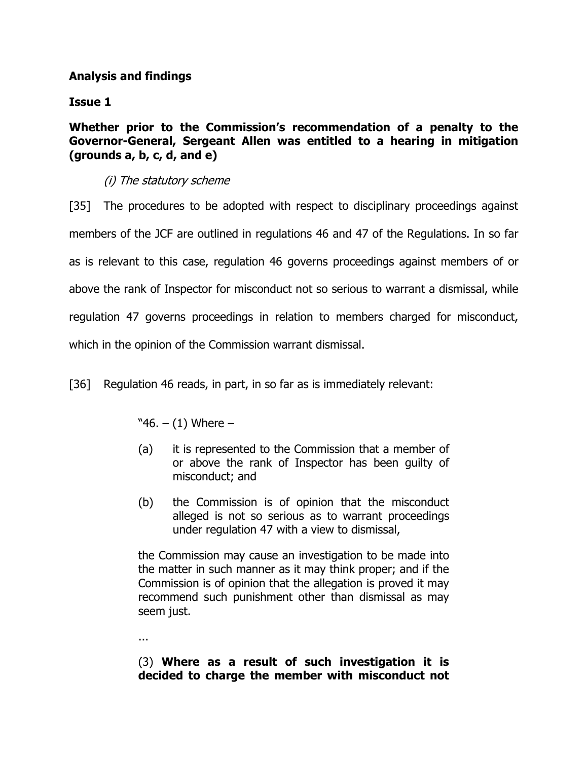**Analysis and findings**

**Issue 1**

**Whether prior to the Commission's recommendation of a penalty to the Governor-General, Sergeant Allen was entitled to a hearing in mitigation (grounds a, b, c, d, and e)**

*(i) The statutory scheme*

[35] The procedures to be adopted with respect to disciplinary proceedings against members of the JCF are outlined in regulations 46 and 47 of the Regulations. In so far as is relevant to this case, regulation 46 governs proceedings against members of or above the rank of Inspector for misconduct not so serious to warrant a dismissal, while regulation 47 governs proceedings in relation to members charged for misconduct, which in the opinion of the Commission warrant dismissal.

[36] Regulation 46 reads, in part, in so far as is immediately relevant:

> "46. – (1) Where –
>
> (a) it is represented to the Commission that a member of or above the rank of Inspector has been guilty of misconduct; and
>
> (b) the Commission is of opinion that the misconduct alleged is not so serious as to warrant proceedings under regulation 47 with a view to dismissal,
>
> the Commission may cause an investigation to be made into the matter in such manner as it may think proper; and if the Commission is of opinion that the allegation is proved it may recommend such punishment other than dismissal as may seem just.
>
> ...
>
> (3) **Where as a result of such investigation it is decided to charge the member with misconduct not**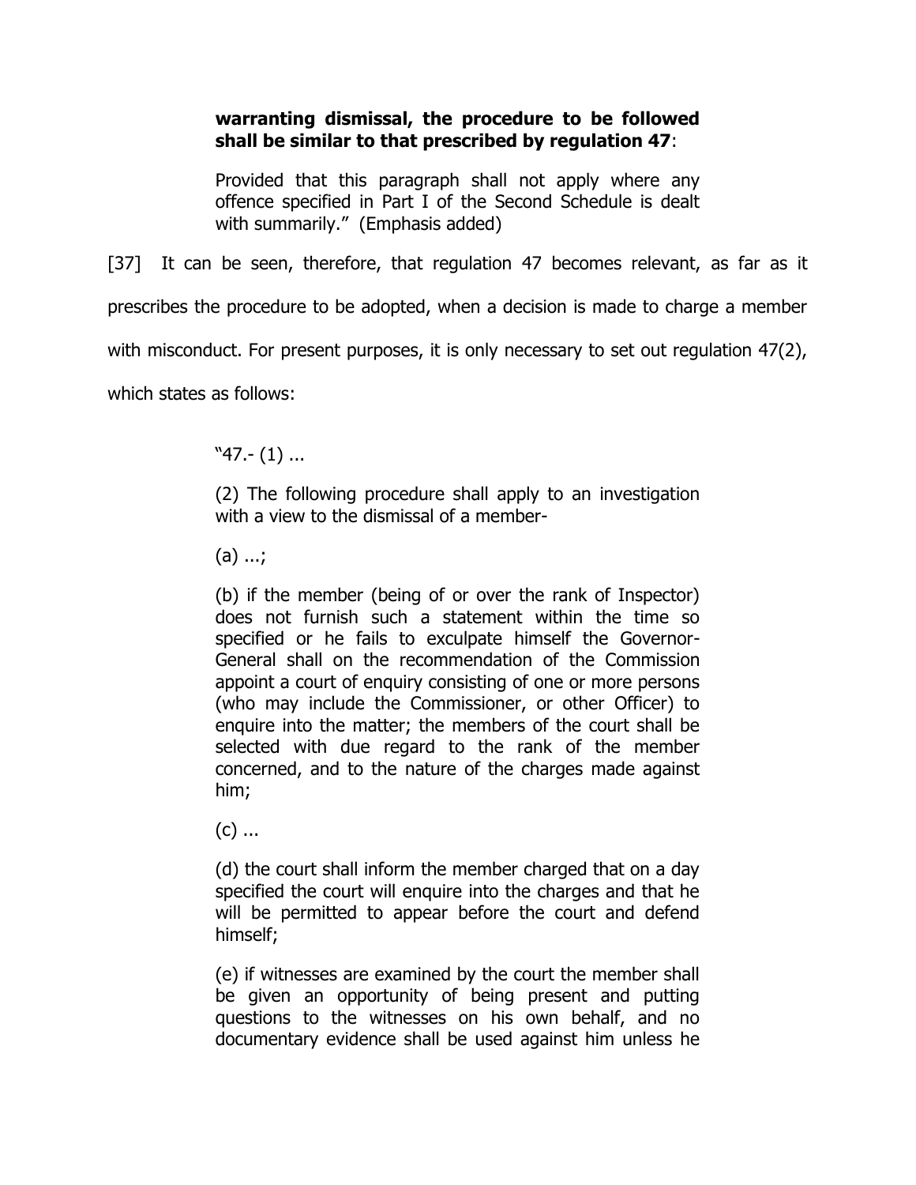> **warranting dismissal, the procedure to be followed shall be similar to that prescribed by regulation 47**:
>
> Provided that this paragraph shall not apply where any offence specified in Part I of the Second Schedule is dealt with summarily." (Emphasis added)

[37] It can be seen, therefore, that regulation 47 becomes relevant, as far as it prescribes the procedure to be adopted, when a decision is made to charge a member with misconduct. For present purposes, it is only necessary to set out regulation 47(2), which states as follows:

> "47.- (1) ...
>
> (2) The following procedure shall apply to an investigation with a view to the dismissal of a member-
>
> (a) ...;
>
> (b) if the member (being of or over the rank of Inspector) does not furnish such a statement within the time so specified or he fails to exculpate himself the Governor-General shall on the recommendation of the Commission appoint a court of enquiry consisting of one or more persons (who may include the Commissioner, or other Officer) to enquire into the matter; the members of the court shall be selected with due regard to the rank of the member concerned, and to the nature of the charges made against him;
>
> (c) ...
>
> (d) the court shall inform the member charged that on a day specified the court will enquire into the charges and that he will be permitted to appear before the court and defend himself;
>
> (e) if witnesses are examined by the court the member shall be given an opportunity of being present and putting questions to the witnesses on his own behalf, and no documentary evidence shall be used against him unless he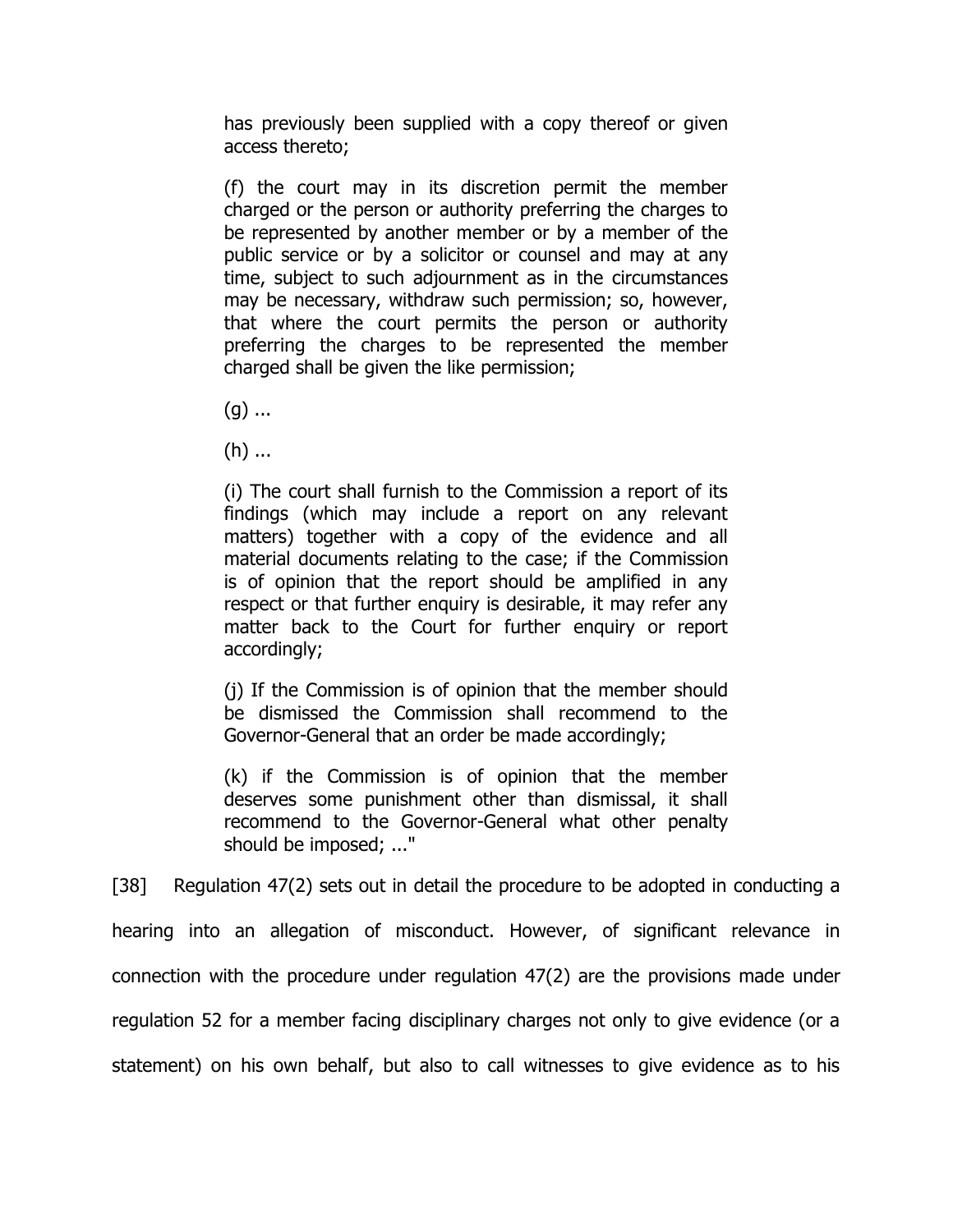> has previously been supplied with a copy thereof or given access thereto;
>
> (f) the court may in its discretion permit the member charged or the person or authority preferring the charges to be represented by another member or by a member of the public service or by a solicitor or counsel and may at any time, subject to such adjournment as in the circumstances may be necessary, withdraw such permission; so, however, that where the court permits the person or authority preferring the charges to be represented the member charged shall be given the like permission;
>
> (g) ...
>
> (h) ...
>
> (i) The court shall furnish to the Commission a report of its findings (which may include a report on any relevant matters) together with a copy of the evidence and all material documents relating to the case; if the Commission is of opinion that the report should be amplified in any respect or that further enquiry is desirable, it may refer any matter back to the Court for further enquiry or report accordingly;
>
> (j) If the Commission is of opinion that the member should be dismissed the Commission shall recommend to the Governor-General that an order be made accordingly;
>
> (k) if the Commission is of opinion that the member deserves some punishment other than dismissal, it shall recommend to the Governor-General what other penalty should be imposed; ..."

[38] Regulation 47(2) sets out in detail the procedure to be adopted in conducting a hearing into an allegation of misconduct. However, of significant relevance in connection with the procedure under regulation 47(2) are the provisions made under regulation 52 for a member facing disciplinary charges not only to give evidence (or a statement) on his own behalf, but also to call witnesses to give evidence as to his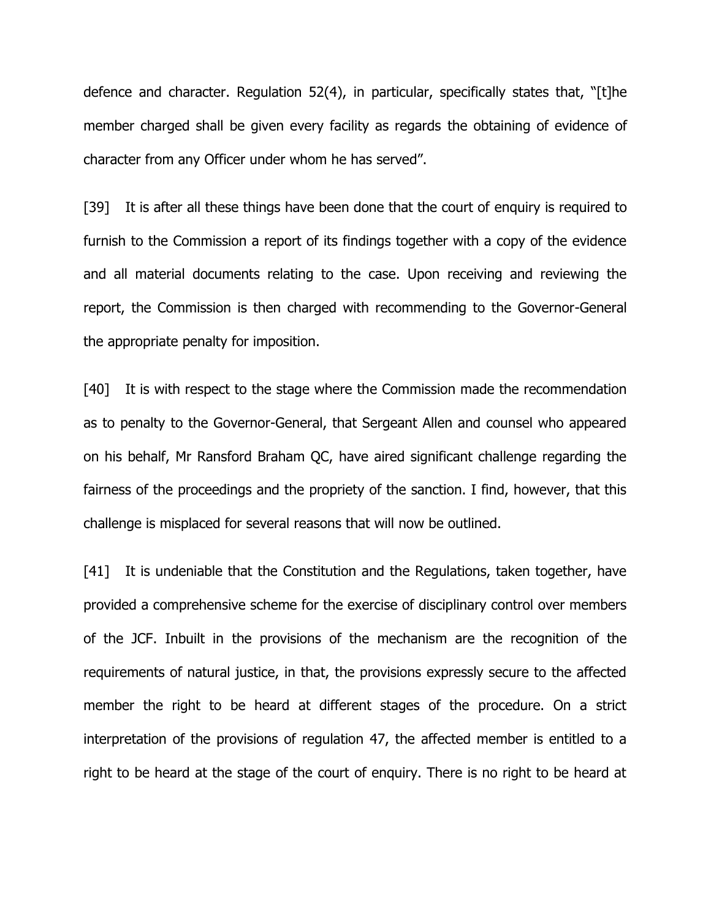defence and character. Regulation 52(4), in particular, specifically states that, "[t]he member charged shall be given every facility as regards the obtaining of evidence of character from any Officer under whom he has served".

[39] It is after all these things have been done that the court of enquiry is required to furnish to the Commission a report of its findings together with a copy of the evidence and all material documents relating to the case. Upon receiving and reviewing the report, the Commission is then charged with recommending to the Governor-General the appropriate penalty for imposition.

[40] It is with respect to the stage where the Commission made the recommendation as to penalty to the Governor-General, that Sergeant Allen and counsel who appeared on his behalf, Mr Ransford Braham QC, have aired significant challenge regarding the fairness of the proceedings and the propriety of the sanction. I find, however, that this challenge is misplaced for several reasons that will now be outlined.

[41] It is undeniable that the Constitution and the Regulations, taken together, have provided a comprehensive scheme for the exercise of disciplinary control over members of the JCF. Inbuilt in the provisions of the mechanism are the recognition of the requirements of natural justice, in that, the provisions expressly secure to the affected member the right to be heard at different stages of the procedure. On a strict interpretation of the provisions of regulation 47, the affected member is entitled to a right to be heard at the stage of the court of enquiry. There is no right to be heard at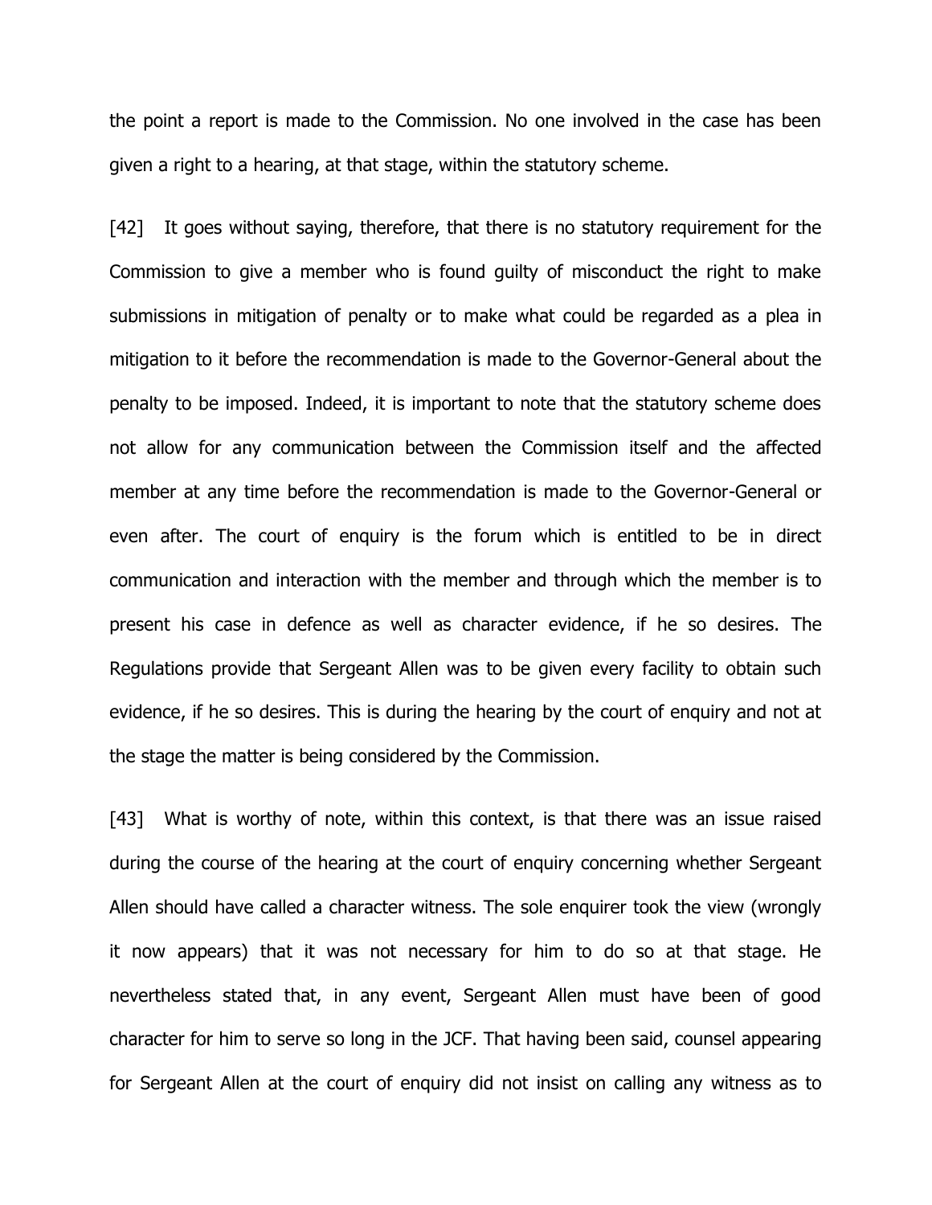the point a report is made to the Commission. No one involved in the case has been given a right to a hearing, at that stage, within the statutory scheme.

[42] It goes without saying, therefore, that there is no statutory requirement for the Commission to give a member who is found guilty of misconduct the right to make submissions in mitigation of penalty or to make what could be regarded as a plea in mitigation to it before the recommendation is made to the Governor-General about the penalty to be imposed. Indeed, it is important to note that the statutory scheme does not allow for any communication between the Commission itself and the affected member at any time before the recommendation is made to the Governor-General or even after. The court of enquiry is the forum which is entitled to be in direct communication and interaction with the member and through which the member is to present his case in defence as well as character evidence, if he so desires. The Regulations provide that Sergeant Allen was to be given every facility to obtain such evidence, if he so desires. This is during the hearing by the court of enquiry and not at the stage the matter is being considered by the Commission.

[43] What is worthy of note, within this context, is that there was an issue raised during the course of the hearing at the court of enquiry concerning whether Sergeant Allen should have called a character witness. The sole enquirer took the view (wrongly it now appears) that it was not necessary for him to do so at that stage. He nevertheless stated that, in any event, Sergeant Allen must have been of good character for him to serve so long in the JCF. That having been said, counsel appearing for Sergeant Allen at the court of enquiry did not insist on calling any witness as to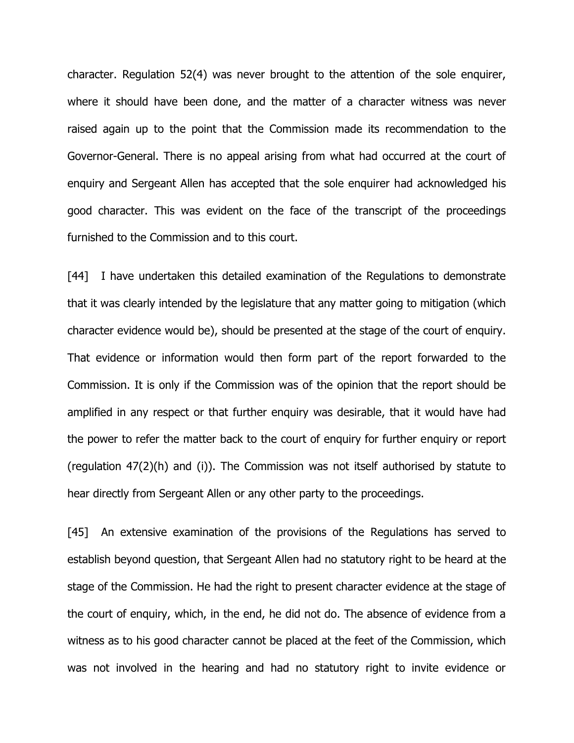character. Regulation 52(4) was never brought to the attention of the sole enquirer, where it should have been done, and the matter of a character witness was never raised again up to the point that the Commission made its recommendation to the Governor-General. There is no appeal arising from what had occurred at the court of enquiry and Sergeant Allen has accepted that the sole enquirer had acknowledged his good character. This was evident on the face of the transcript of the proceedings furnished to the Commission and to this court.

[44] I have undertaken this detailed examination of the Regulations to demonstrate that it was clearly intended by the legislature that any matter going to mitigation (which character evidence would be), should be presented at the stage of the court of enquiry. That evidence or information would then form part of the report forwarded to the Commission. It is only if the Commission was of the opinion that the report should be amplified in any respect or that further enquiry was desirable, that it would have had the power to refer the matter back to the court of enquiry for further enquiry or report (regulation 47(2)(h) and (i)). The Commission was not itself authorised by statute to hear directly from Sergeant Allen or any other party to the proceedings.

[45] An extensive examination of the provisions of the Regulations has served to establish beyond question, that Sergeant Allen had no statutory right to be heard at the stage of the Commission. He had the right to present character evidence at the stage of the court of enquiry, which, in the end, he did not do. The absence of evidence from a witness as to his good character cannot be placed at the feet of the Commission, which was not involved in the hearing and had no statutory right to invite evidence or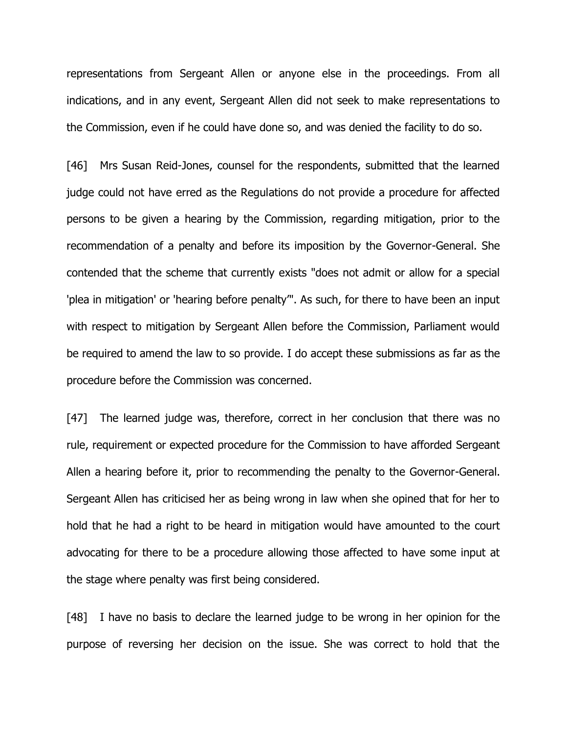representations from Sergeant Allen or anyone else in the proceedings. From all indications, and in any event, Sergeant Allen did not seek to make representations to the Commission, even if he could have done so, and was denied the facility to do so.

[46] Mrs Susan Reid-Jones, counsel for the respondents, submitted that the learned judge could not have erred as the Regulations do not provide a procedure for affected persons to be given a hearing by the Commission, regarding mitigation, prior to the recommendation of a penalty and before its imposition by the Governor-General. She contended that the scheme that currently exists "does not admit or allow for a special 'plea in mitigation' or 'hearing before penalty'". As such, for there to have been an input with respect to mitigation by Sergeant Allen before the Commission, Parliament would be required to amend the law to so provide. I do accept these submissions as far as the procedure before the Commission was concerned.

[47] The learned judge was, therefore, correct in her conclusion that there was no rule, requirement or expected procedure for the Commission to have afforded Sergeant Allen a hearing before it, prior to recommending the penalty to the Governor-General. Sergeant Allen has criticised her as being wrong in law when she opined that for her to hold that he had a right to be heard in mitigation would have amounted to the court advocating for there to be a procedure allowing those affected to have some input at the stage where penalty was first being considered.

[48] I have no basis to declare the learned judge to be wrong in her opinion for the purpose of reversing her decision on the issue. She was correct to hold that the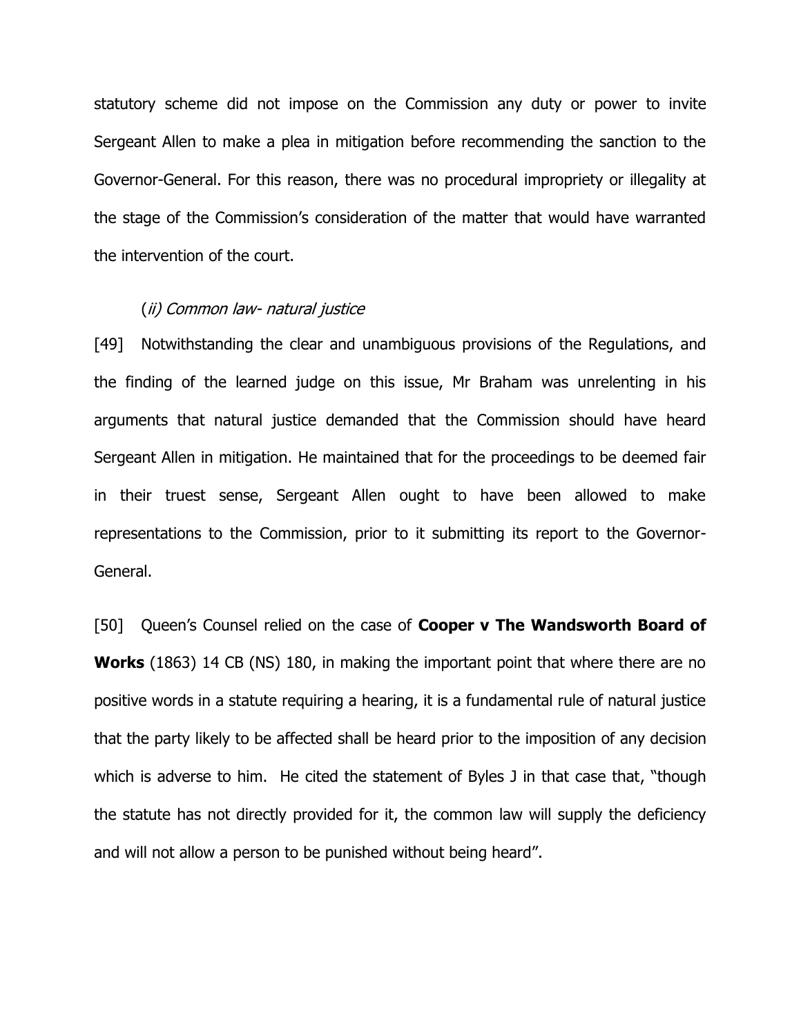statutory scheme did not impose on the Commission any duty or power to invite Sergeant Allen to make a plea in mitigation before recommending the sanction to the Governor-General. For this reason, there was no procedural impropriety or illegality at the stage of the Commission's consideration of the matter that would have warranted the intervention of the court.

### (*ii) Common law- natural justice*

[49] Notwithstanding the clear and unambiguous provisions of the Regulations, and the finding of the learned judge on this issue, Mr Braham was unrelenting in his arguments that natural justice demanded that the Commission should have heard Sergeant Allen in mitigation. He maintained that for the proceedings to be deemed fair in their truest sense, Sergeant Allen ought to have been allowed to make representations to the Commission, prior to it submitting its report to the Governor-General.

[50] Queen's Counsel relied on the case of **Cooper v The Wandsworth Board of Works** (1863) 14 CB (NS) 180, in making the important point that where there are no positive words in a statute requiring a hearing, it is a fundamental rule of natural justice that the party likely to be affected shall be heard prior to the imposition of any decision which is adverse to him. He cited the statement of Byles J in that case that, "though the statute has not directly provided for it, the common law will supply the deficiency and will not allow a person to be punished without being heard".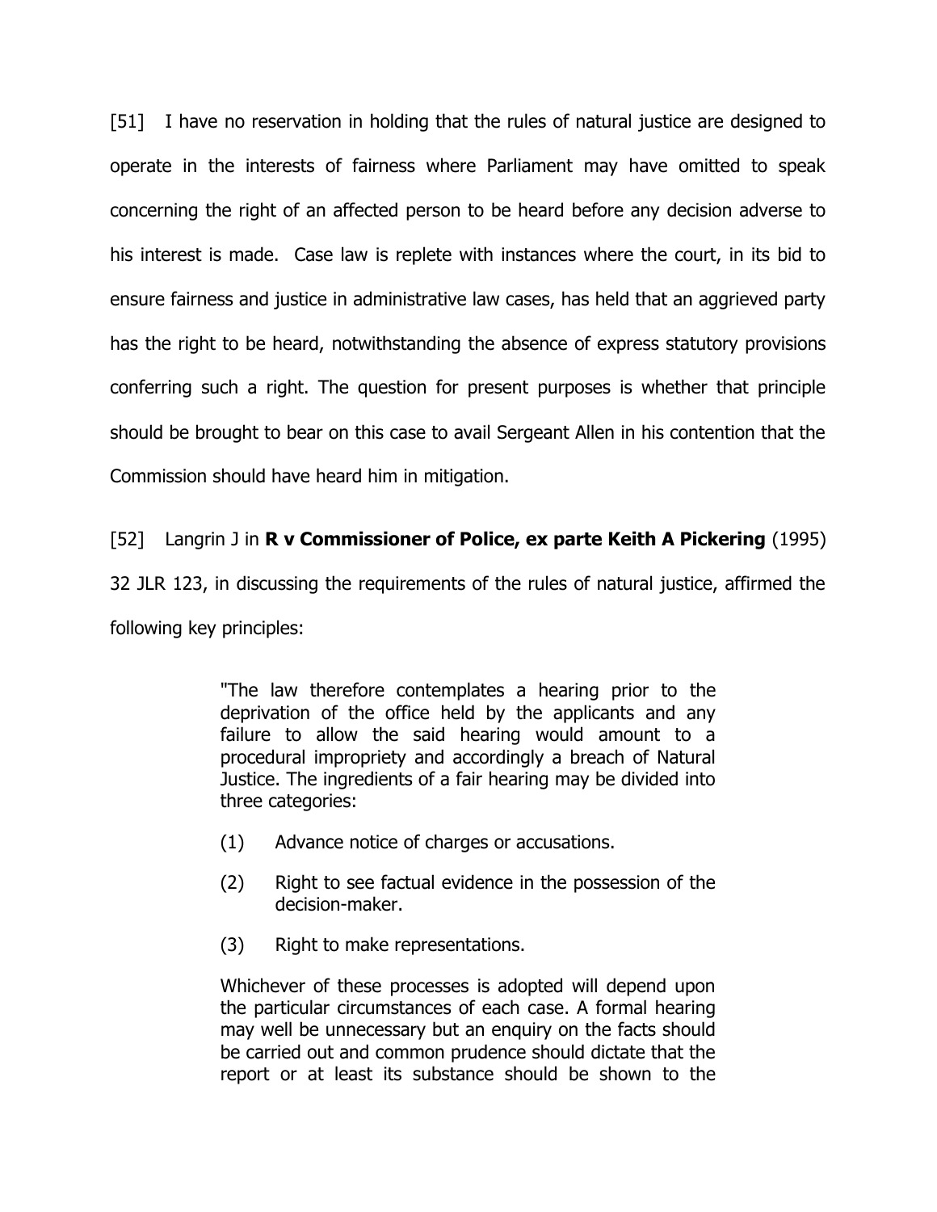[51] I have no reservation in holding that the rules of natural justice are designed to operate in the interests of fairness where Parliament may have omitted to speak concerning the right of an affected person to be heard before any decision adverse to his interest is made. Case law is replete with instances where the court, in its bid to ensure fairness and justice in administrative law cases, has held that an aggrieved party has the right to be heard, notwithstanding the absence of express statutory provisions conferring such a right. The question for present purposes is whether that principle should be brought to bear on this case to avail Sergeant Allen in his contention that the Commission should have heard him in mitigation.

[52] Langrin J in **R v Commissioner of Police, ex parte Keith A Pickering** (1995) 32 JLR 123, in discussing the requirements of the rules of natural justice, affirmed the following key principles:

> "The law therefore contemplates a hearing prior to the deprivation of the office held by the applicants and any failure to allow the said hearing would amount to a procedural impropriety and accordingly a breach of Natural Justice. The ingredients of a fair hearing may be divided into three categories:
>
> (1) Advance notice of charges or accusations.
>
> (2) Right to see factual evidence in the possession of the decision-maker.
>
> (3) Right to make representations.
>
> Whichever of these processes is adopted will depend upon the particular circumstances of each case. A formal hearing may well be unnecessary but an enquiry on the facts should be carried out and common prudence should dictate that the report or at least its substance should be shown to the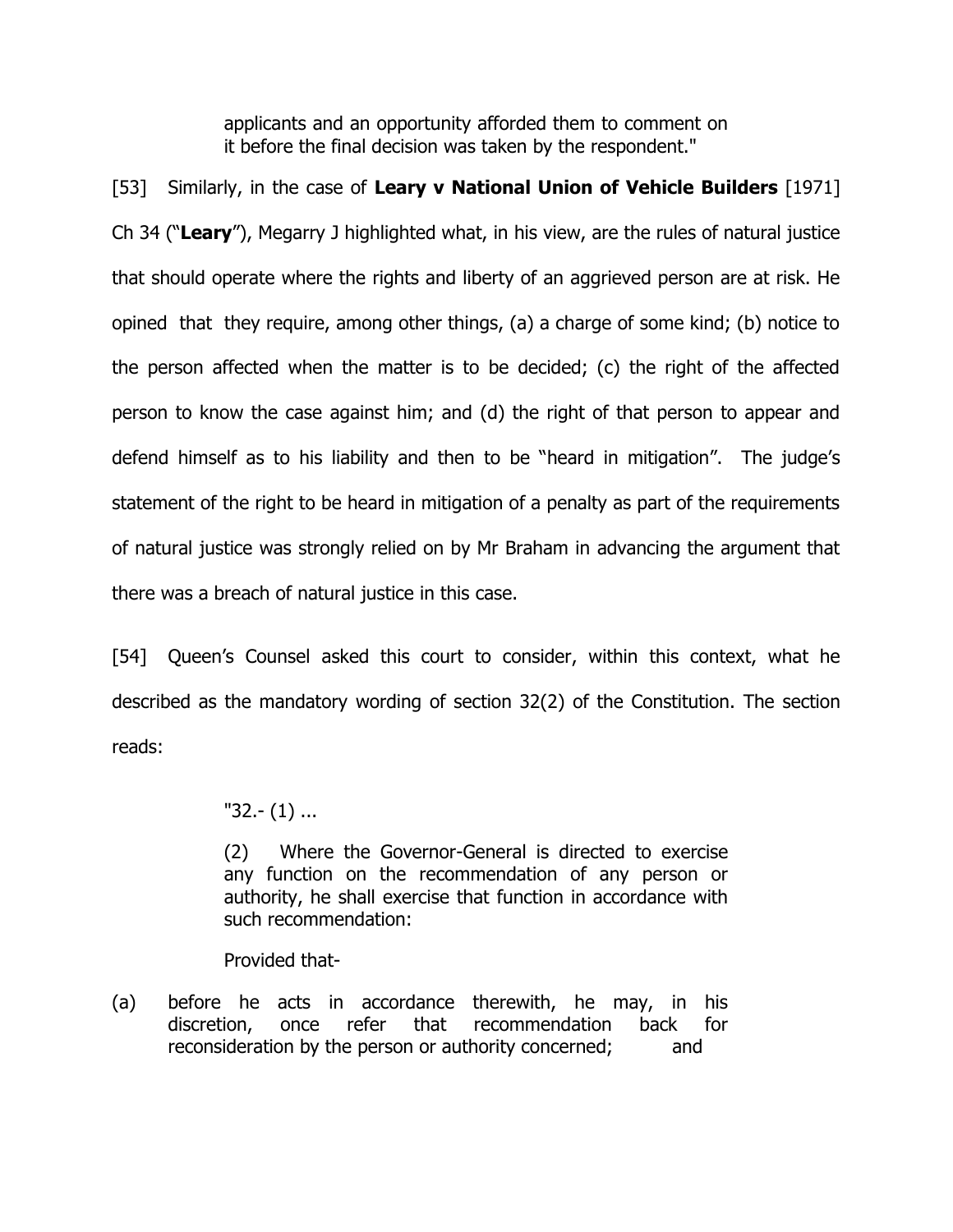> applicants and an opportunity afforded them to comment on it before the final decision was taken by the respondent."

[53] Similarly, in the case of **Leary v National Union of Vehicle Builders** [1971] Ch 34 ("**Leary**"), Megarry J highlighted what, in his view, are the rules of natural justice that should operate where the rights and liberty of an aggrieved person are at risk. He opined that they require, among other things, (a) a charge of some kind; (b) notice to the person affected when the matter is to be decided; (c) the right of the affected person to know the case against him; and (d) the right of that person to appear and defend himself as to his liability and then to be "heard in mitigation". The judge's statement of the right to be heard in mitigation of a penalty as part of the requirements of natural justice was strongly relied on by Mr Braham in advancing the argument that there was a breach of natural justice in this case.

[54] Queen's Counsel asked this court to consider, within this context, what he described as the mandatory wording of section 32(2) of the Constitution. The section reads:

> "32.- (1) ...
>
> (2) Where the Governor-General is directed to exercise any function on the recommendation of any person or authority, he shall exercise that function in accordance with such recommendation:
>
> Provided that-
>
> (a) before he acts in accordance therewith, he may, in his discretion, once refer that recommendation back for reconsideration by the person or authority concerned; and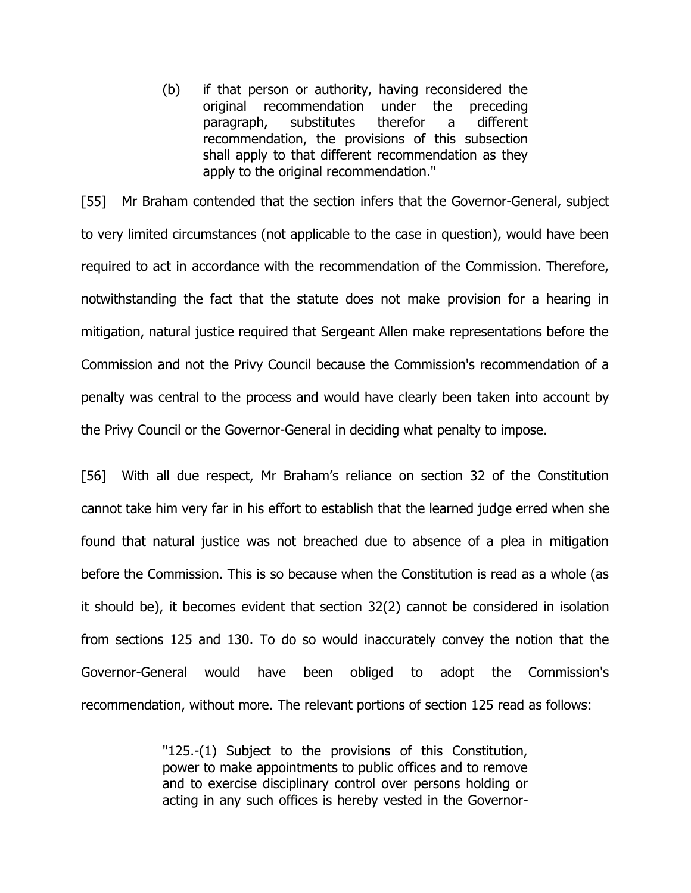> (b) if that person or authority, having reconsidered the original recommendation under the preceding paragraph, substitutes therefor a different recommendation, the provisions of this subsection shall apply to that different recommendation as they apply to the original recommendation."

[55] Mr Braham contended that the section infers that the Governor-General, subject to very limited circumstances (not applicable to the case in question), would have been required to act in accordance with the recommendation of the Commission. Therefore, notwithstanding the fact that the statute does not make provision for a hearing in mitigation, natural justice required that Sergeant Allen make representations before the Commission and not the Privy Council because the Commission's recommendation of a penalty was central to the process and would have clearly been taken into account by the Privy Council or the Governor-General in deciding what penalty to impose.

[56] With all due respect, Mr Braham's reliance on section 32 of the Constitution cannot take him very far in his effort to establish that the learned judge erred when she found that natural justice was not breached due to absence of a plea in mitigation before the Commission. This is so because when the Constitution is read as a whole (as it should be), it becomes evident that section 32(2) cannot be considered in isolation from sections 125 and 130. To do so would inaccurately convey the notion that the Governor-General would have been obliged to adopt the Commission's recommendation, without more. The relevant portions of section 125 read as follows:

> "125.-(1) Subject to the provisions of this Constitution, power to make appointments to public offices and to remove and to exercise disciplinary control over persons holding or acting in any such offices is hereby vested in the Governor-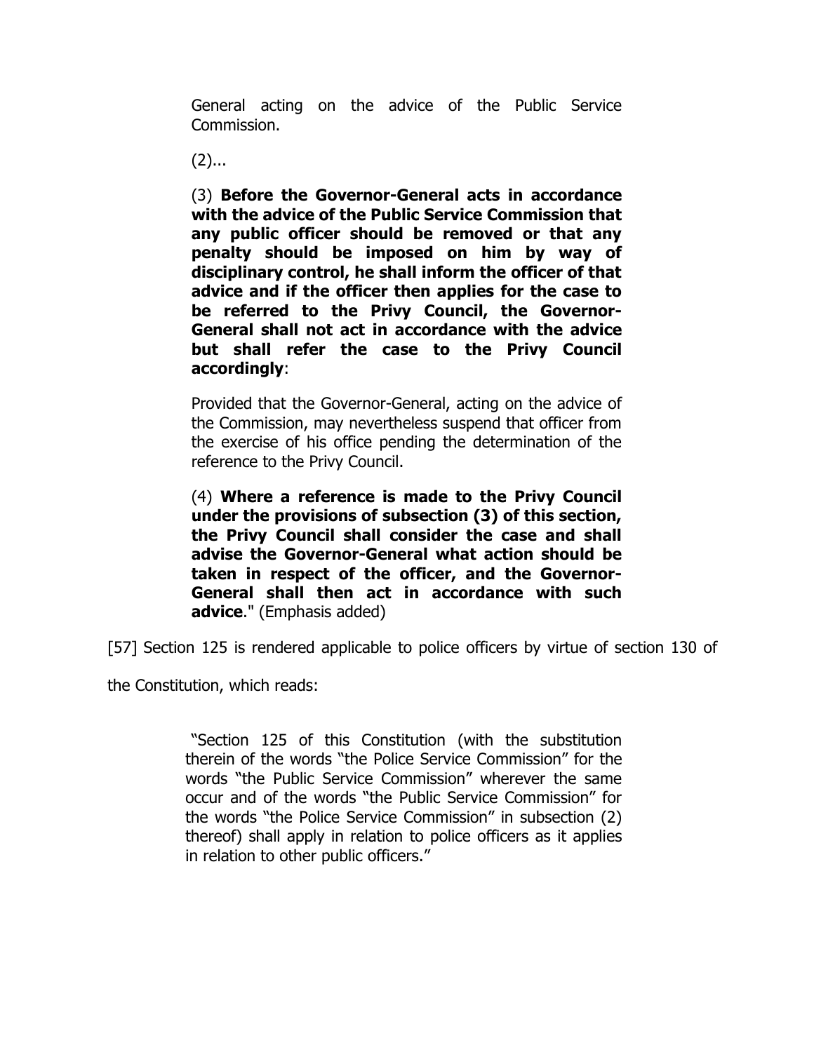General acting on the advice of the Public Service Commission.

(2)...

(3) **Before the Governor-General acts in accordance with the advice of the Public Service Commission that any public officer should be removed or that any penalty should be imposed on him by way of disciplinary control, he shall inform the officer of that advice and if the officer then applies for the case to be referred to the Privy Council, the Governor-General shall not act in accordance with the advice but shall refer the case to the Privy Council accordingly**:

Provided that the Governor-General, acting on the advice of the Commission, may nevertheless suspend that officer from the exercise of his office pending the determination of the reference to the Privy Council.

(4) **Where a reference is made to the Privy Council under the provisions of subsection (3) of this section, the Privy Council shall consider the case and shall advise the Governor-General what action should be taken in respect of the officer, and the Governor-General shall then act in accordance with such advice**." (Emphasis added)

[57] Section 125 is rendered applicable to police officers by virtue of section 130 of the Constitution, which reads:

"Section 125 of this Constitution (with the substitution therein of the words "the Police Service Commission" for the words "the Public Service Commission" wherever the same occur and of the words "the Public Service Commission" for the words "the Police Service Commission" in subsection (2) thereof) shall apply in relation to police officers as it applies in relation to other public officers."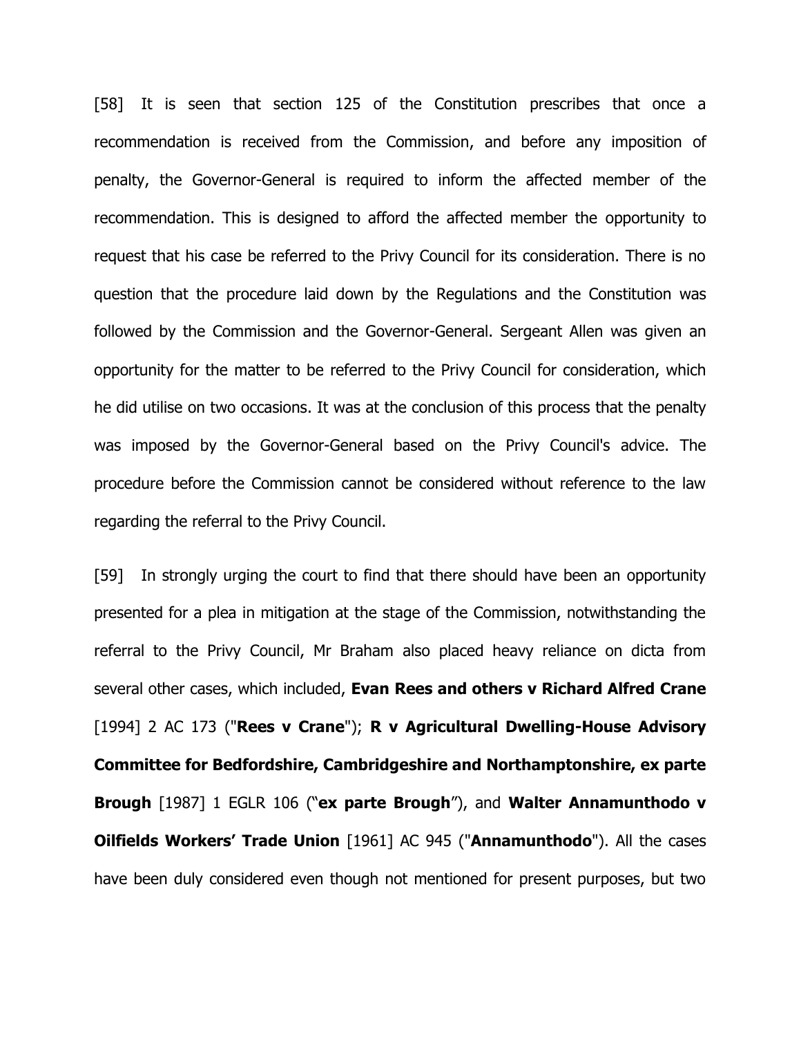[58] It is seen that section 125 of the Constitution prescribes that once a recommendation is received from the Commission, and before any imposition of penalty, the Governor-General is required to inform the affected member of the recommendation. This is designed to afford the affected member the opportunity to request that his case be referred to the Privy Council for its consideration. There is no question that the procedure laid down by the Regulations and the Constitution was followed by the Commission and the Governor-General. Sergeant Allen was given an opportunity for the matter to be referred to the Privy Council for consideration, which he did utilise on two occasions. It was at the conclusion of this process that the penalty was imposed by the Governor-General based on the Privy Council's advice. The procedure before the Commission cannot be considered without reference to the law regarding the referral to the Privy Council.

[59] In strongly urging the court to find that there should have been an opportunity presented for a plea in mitigation at the stage of the Commission, notwithstanding the referral to the Privy Council, Mr Braham also placed heavy reliance on dicta from several other cases, which included, **Evan Rees and others v Richard Alfred Crane** [1994] 2 AC 173 ("**Rees v Crane**"); **R v Agricultural Dwelling-House Advisory Committee for Bedfordshire, Cambridgeshire and Northamptonshire, ex parte Brough** [1987] 1 EGLR 106 ("**ex parte Brough**"), and **Walter Annamunthodo v Oilfields Workers' Trade Union** [1961] AC 945 ("**Annamunthodo**"). All the cases have been duly considered even though not mentioned for present purposes, but two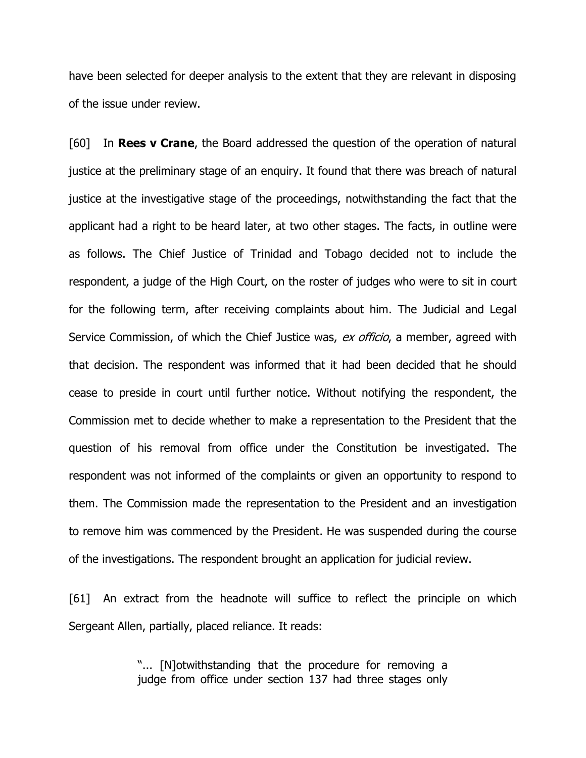have been selected for deeper analysis to the extent that they are relevant in disposing of the issue under review.

[60] In **Rees v Crane**, the Board addressed the question of the operation of natural justice at the preliminary stage of an enquiry. It found that there was breach of natural justice at the investigative stage of the proceedings, notwithstanding the fact that the applicant had a right to be heard later, at two other stages. The facts, in outline were as follows. The Chief Justice of Trinidad and Tobago decided not to include the respondent, a judge of the High Court, on the roster of judges who were to sit in court for the following term, after receiving complaints about him. The Judicial and Legal Service Commission, of which the Chief Justice was, *ex officio*, a member, agreed with that decision. The respondent was informed that it had been decided that he should cease to preside in court until further notice. Without notifying the respondent, the Commission met to decide whether to make a representation to the President that the question of his removal from office under the Constitution be investigated. The respondent was not informed of the complaints or given an opportunity to respond to them. The Commission made the representation to the President and an investigation to remove him was commenced by the President. He was suspended during the course of the investigations. The respondent brought an application for judicial review.

[61] An extract from the headnote will suffice to reflect the principle on which Sergeant Allen, partially, placed reliance. It reads:

> "... [N]otwithstanding that the procedure for removing a judge from office under section 137 had three stages only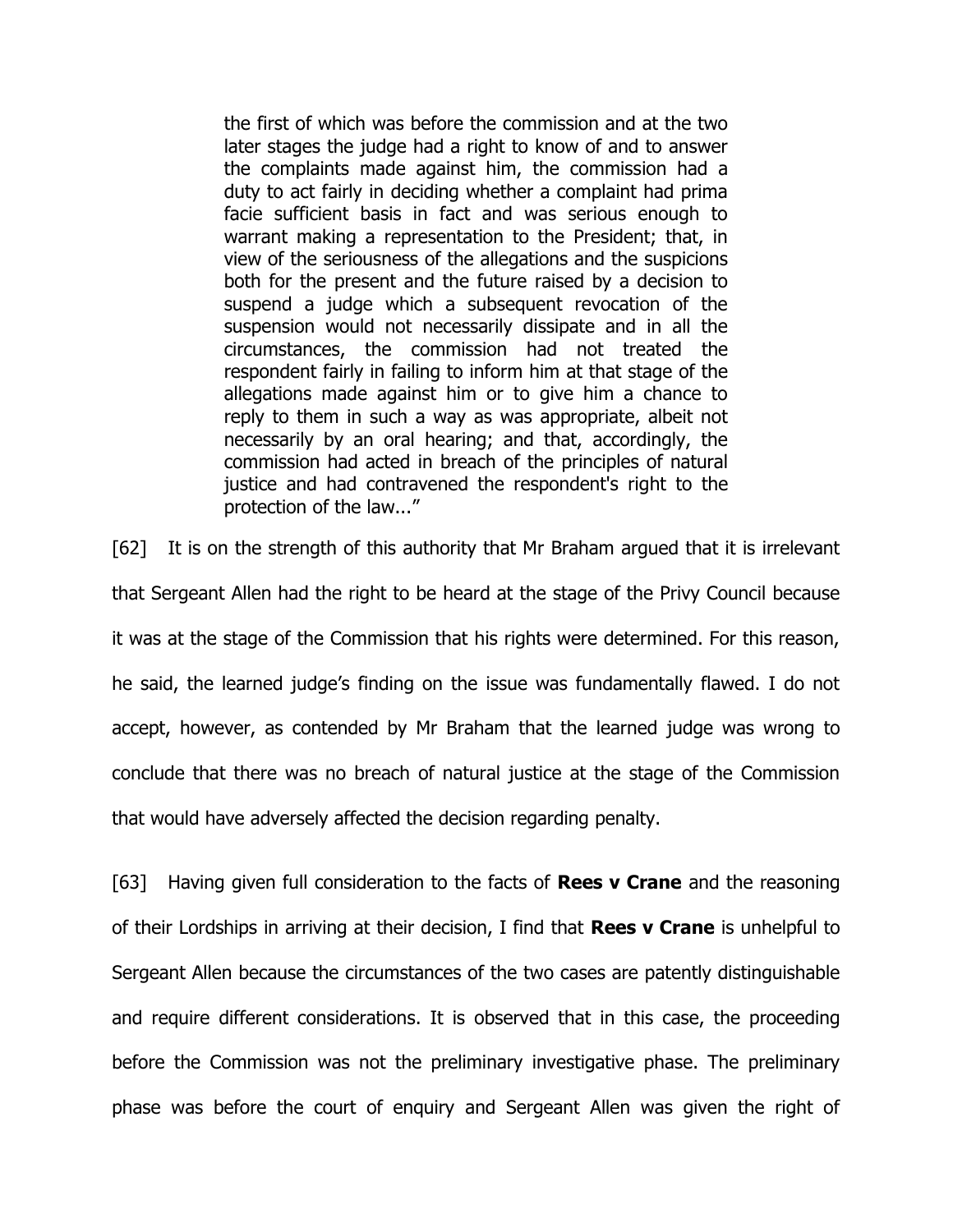> the first of which was before the commission and at the two later stages the judge had a right to know of and to answer the complaints made against him, the commission had a duty to act fairly in deciding whether a complaint had prima facie sufficient basis in fact and was serious enough to warrant making a representation to the President; that, in view of the seriousness of the allegations and the suspicions both for the present and the future raised by a decision to suspend a judge which a subsequent revocation of the suspension would not necessarily dissipate and in all the circumstances, the commission had not treated the respondent fairly in failing to inform him at that stage of the allegations made against him or to give him a chance to reply to them in such a way as was appropriate, albeit not necessarily by an oral hearing; and that, accordingly, the commission had acted in breach of the principles of natural justice and had contravened the respondent's right to the protection of the law..."

[62] It is on the strength of this authority that Mr Braham argued that it is irrelevant that Sergeant Allen had the right to be heard at the stage of the Privy Council because it was at the stage of the Commission that his rights were determined. For this reason, he said, the learned judge's finding on the issue was fundamentally flawed. I do not accept, however, as contended by Mr Braham that the learned judge was wrong to conclude that there was no breach of natural justice at the stage of the Commission that would have adversely affected the decision regarding penalty.

[63] Having given full consideration to the facts of **Rees v Crane** and the reasoning of their Lordships in arriving at their decision, I find that **Rees v Crane** is unhelpful to Sergeant Allen because the circumstances of the two cases are patently distinguishable and require different considerations. It is observed that in this case, the proceeding before the Commission was not the preliminary investigative phase. The preliminary phase was before the court of enquiry and Sergeant Allen was given the right of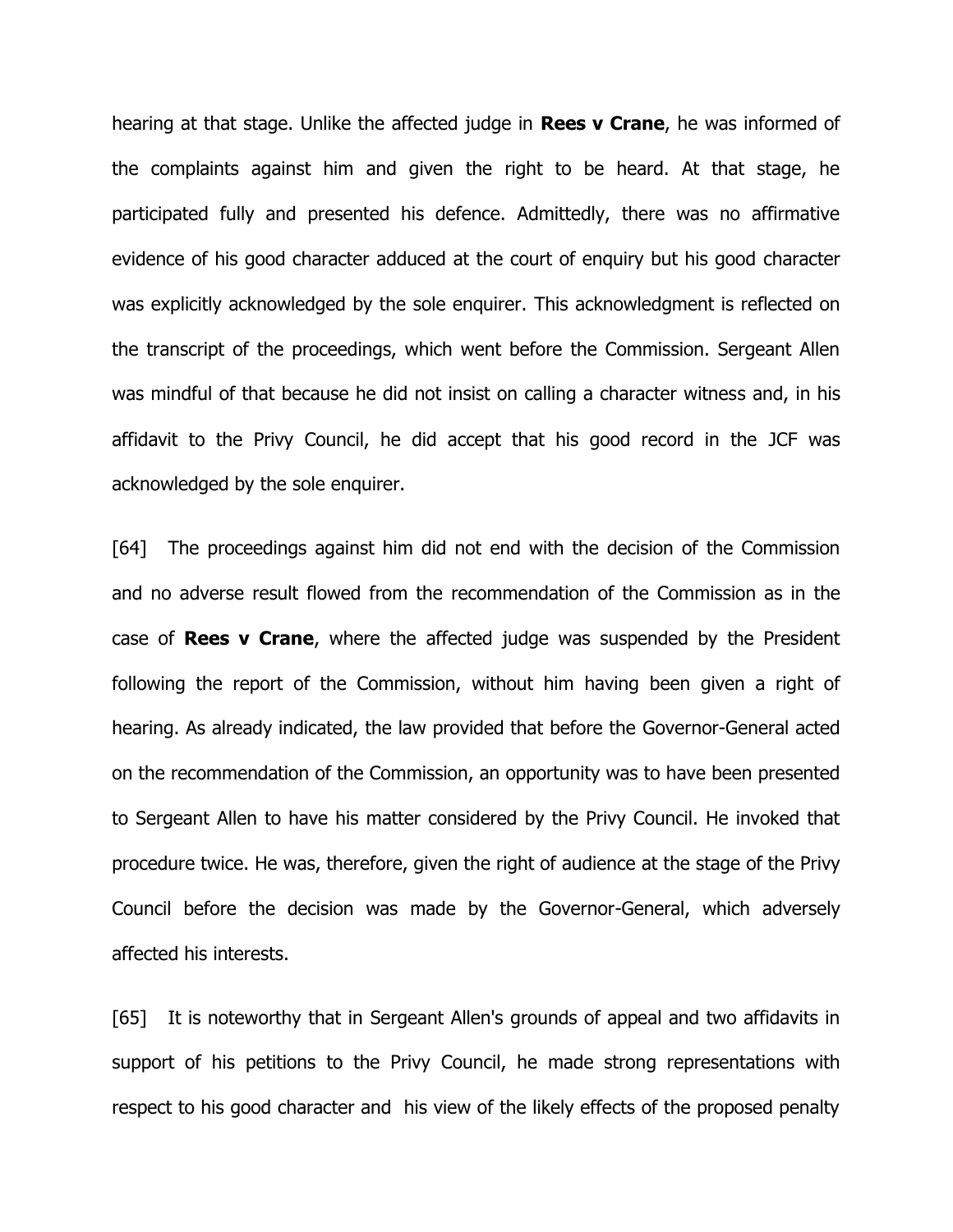hearing at that stage. Unlike the affected judge in **Rees v Crane**, he was informed of the complaints against him and given the right to be heard. At that stage, he participated fully and presented his defence. Admittedly, there was no affirmative evidence of his good character adduced at the court of enquiry but his good character was explicitly acknowledged by the sole enquirer. This acknowledgment is reflected on the transcript of the proceedings, which went before the Commission. Sergeant Allen was mindful of that because he did not insist on calling a character witness and, in his affidavit to the Privy Council, he did accept that his good record in the JCF was acknowledged by the sole enquirer.

[64] The proceedings against him did not end with the decision of the Commission and no adverse result flowed from the recommendation of the Commission as in the case of **Rees v Crane**, where the affected judge was suspended by the President following the report of the Commission, without him having been given a right of hearing. As already indicated, the law provided that before the Governor-General acted on the recommendation of the Commission, an opportunity was to have been presented to Sergeant Allen to have his matter considered by the Privy Council. He invoked that procedure twice. He was, therefore, given the right of audience at the stage of the Privy Council before the decision was made by the Governor-General, which adversely affected his interests.

[65] It is noteworthy that in Sergeant Allen's grounds of appeal and two affidavits in support of his petitions to the Privy Council, he made strong representations with respect to his good character and his view of the likely effects of the proposed penalty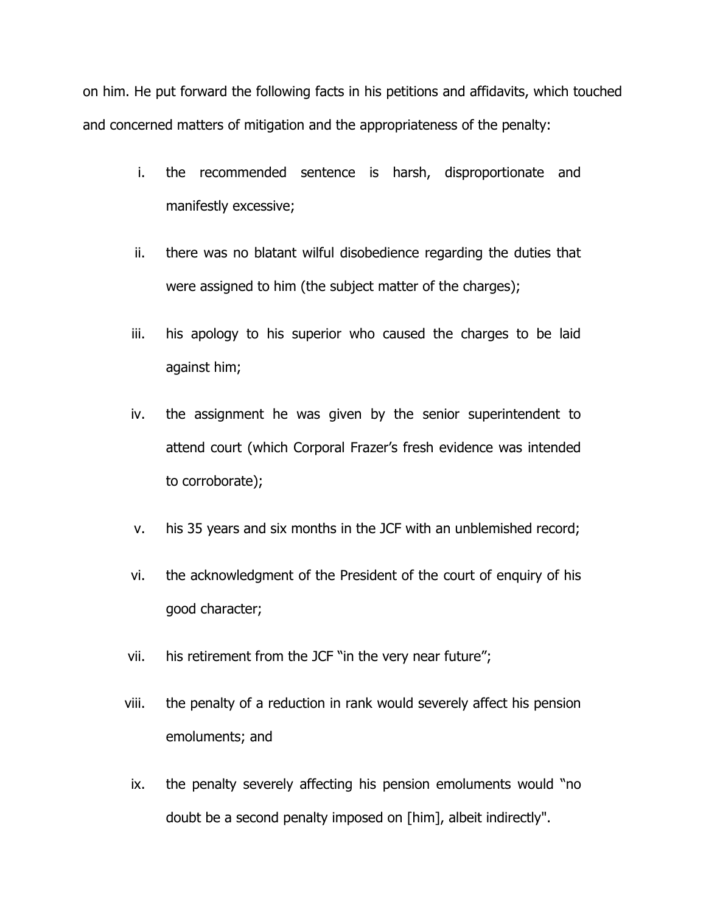on him. He put forward the following facts in his petitions and affidavits, which touched and concerned matters of mitigation and the appropriateness of the penalty:

i. the recommended sentence is harsh, disproportionate and manifestly excessive;

ii. there was no blatant wilful disobedience regarding the duties that were assigned to him (the subject matter of the charges);

iii. his apology to his superior who caused the charges to be laid against him;

iv. the assignment he was given by the senior superintendent to attend court (which Corporal Frazer's fresh evidence was intended to corroborate);

v. his 35 years and six months in the JCF with an unblemished record;

vi. the acknowledgment of the President of the court of enquiry of his good character;

vii. his retirement from the JCF "in the very near future";

viii. the penalty of a reduction in rank would severely affect his pension emoluments; and

ix. the penalty severely affecting his pension emoluments would "no doubt be a second penalty imposed on [him], albeit indirectly".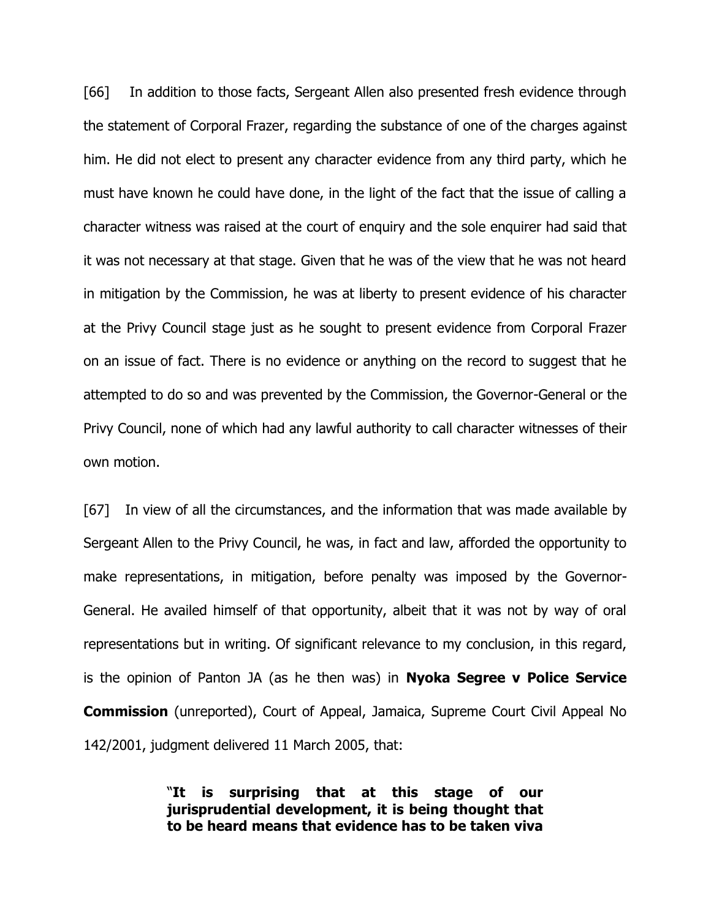[66] In addition to those facts, Sergeant Allen also presented fresh evidence through the statement of Corporal Frazer, regarding the substance of one of the charges against him. He did not elect to present any character evidence from any third party, which he must have known he could have done, in the light of the fact that the issue of calling a character witness was raised at the court of enquiry and the sole enquirer had said that it was not necessary at that stage. Given that he was of the view that he was not heard in mitigation by the Commission, he was at liberty to present evidence of his character at the Privy Council stage just as he sought to present evidence from Corporal Frazer on an issue of fact. There is no evidence or anything on the record to suggest that he attempted to do so and was prevented by the Commission, the Governor-General or the Privy Council, none of which had any lawful authority to call character witnesses of their own motion.

[67] In view of all the circumstances, and the information that was made available by Sergeant Allen to the Privy Council, he was, in fact and law, afforded the opportunity to make representations, in mitigation, before penalty was imposed by the Governor-General. He availed himself of that opportunity, albeit that it was not by way of oral representations but in writing. Of significant relevance to my conclusion, in this regard, is the opinion of Panton JA (as he then was) in **Nyoka Segree v Police Service Commission** (unreported), Court of Appeal, Jamaica, Supreme Court Civil Appeal No 142/2001, judgment delivered 11 March 2005, that:

> **"It is surprising that at this stage of our jurisprudential development, it is being thought that to be heard means that evidence has to be taken viva**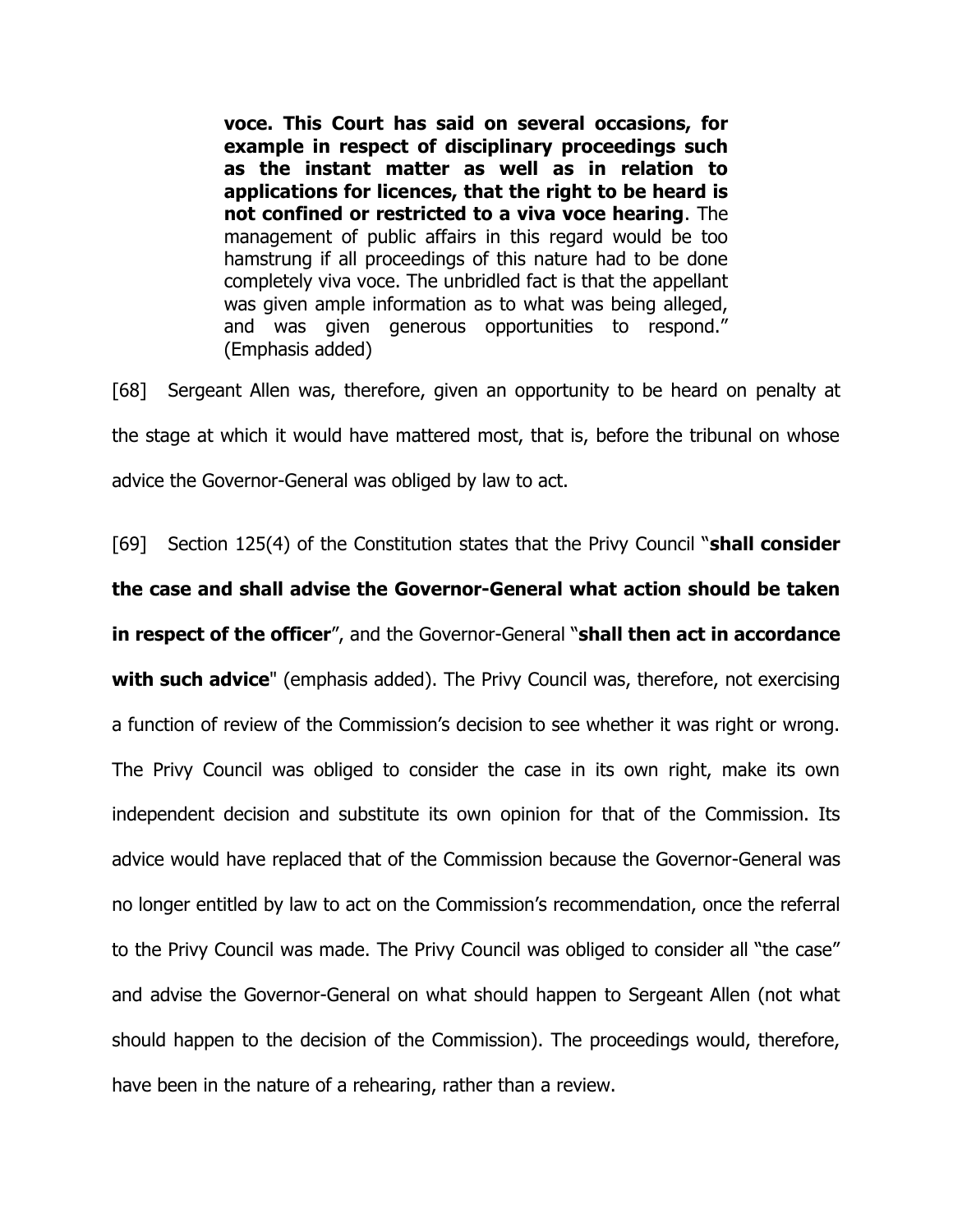> **voce. This Court has said on several occasions, for example in respect of disciplinary proceedings such as the instant matter as well as in relation to applications for licences, that the right to be heard is not confined or restricted to a viva voce hearing**. The management of public affairs in this regard would be too hamstrung if all proceedings of this nature had to be done completely viva voce. The unbridled fact is that the appellant was given ample information as to what was being alleged, and was given generous opportunities to respond." (Emphasis added)

[68] Sergeant Allen was, therefore, given an opportunity to be heard on penalty at the stage at which it would have mattered most, that is, before the tribunal on whose advice the Governor-General was obliged by law to act.

[69] Section 125(4) of the Constitution states that the Privy Council "**shall consider the case and shall advise the Governor-General what action should be taken in respect of the officer**", and the Governor-General "**shall then act in accordance with such advice**" (emphasis added). The Privy Council was, therefore, not exercising a function of review of the Commission's decision to see whether it was right or wrong. The Privy Council was obliged to consider the case in its own right, make its own independent decision and substitute its own opinion for that of the Commission. Its advice would have replaced that of the Commission because the Governor-General was no longer entitled by law to act on the Commission's recommendation, once the referral to the Privy Council was made. The Privy Council was obliged to consider all "the case" and advise the Governor-General on what should happen to Sergeant Allen (not what should happen to the decision of the Commission). The proceedings would, therefore, have been in the nature of a rehearing, rather than a review.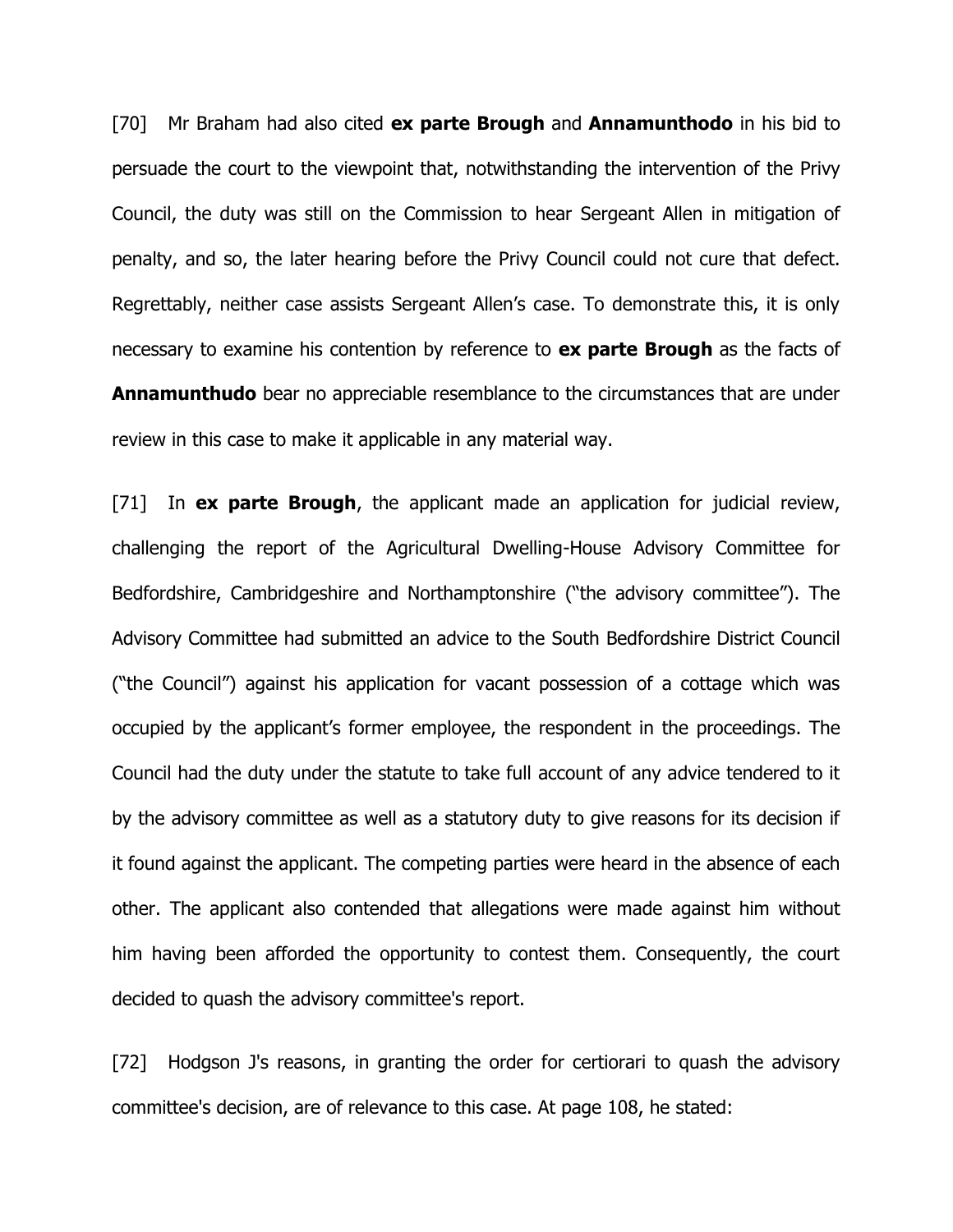[70] Mr Braham had also cited **ex parte Brough** and **Annamunthodo** in his bid to persuade the court to the viewpoint that, notwithstanding the intervention of the Privy Council, the duty was still on the Commission to hear Sergeant Allen in mitigation of penalty, and so, the later hearing before the Privy Council could not cure that defect. Regrettably, neither case assists Sergeant Allen's case. To demonstrate this, it is only necessary to examine his contention by reference to **ex parte Brough** as the facts of **Annamunthudo** bear no appreciable resemblance to the circumstances that are under review in this case to make it applicable in any material way.

[71] In **ex parte Brough**, the applicant made an application for judicial review, challenging the report of the Agricultural Dwelling-House Advisory Committee for Bedfordshire, Cambridgeshire and Northamptonshire ("the advisory committee"). The Advisory Committee had submitted an advice to the South Bedfordshire District Council ("the Council") against his application for vacant possession of a cottage which was occupied by the applicant's former employee, the respondent in the proceedings. The Council had the duty under the statute to take full account of any advice tendered to it by the advisory committee as well as a statutory duty to give reasons for its decision if it found against the applicant. The competing parties were heard in the absence of each other. The applicant also contended that allegations were made against him without him having been afforded the opportunity to contest them. Consequently, the court decided to quash the advisory committee's report.

[72] Hodgson J's reasons, in granting the order for certiorari to quash the advisory committee's decision, are of relevance to this case. At page 108, he stated: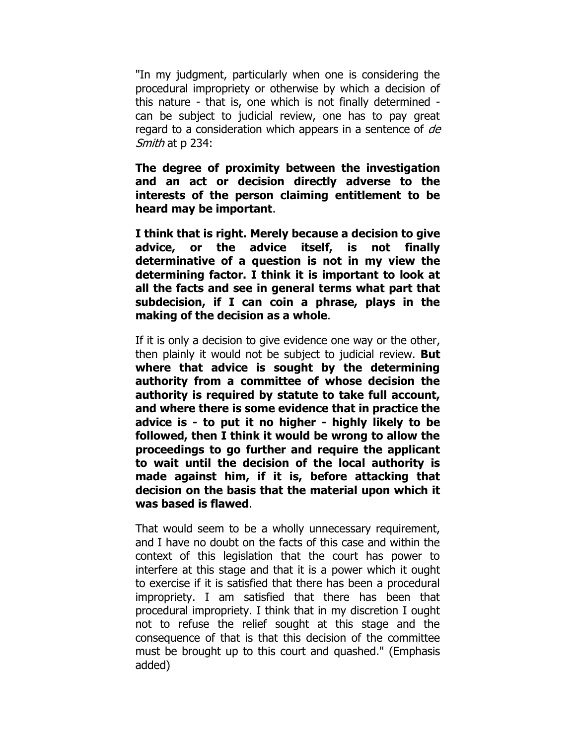"In my judgment, particularly when one is considering the procedural impropriety or otherwise by which a decision of this nature - that is, one which is not finally determined - can be subject to judicial review, one has to pay great regard to a consideration which appears in a sentence of *de Smith* at p 234:

**The degree of proximity between the investigation and an act or decision directly adverse to the interests of the person claiming entitlement to be heard may be important**.

**I think that is right. Merely because a decision to give advice, or the advice itself, is not finally determinative of a question is not in my view the determining factor. I think it is important to look at all the facts and see in general terms what part that subdecision, if I can coin a phrase, plays in the making of the decision as a whole**.

If it is only a decision to give evidence one way or the other, then plainly it would not be subject to judicial review. **But where that advice is sought by the determining authority from a committee of whose decision the authority is required by statute to take full account, and where there is some evidence that in practice the advice is - to put it no higher - highly likely to be followed, then I think it would be wrong to allow the proceedings to go further and require the applicant to wait until the decision of the local authority is made against him, if it is, before attacking that decision on the basis that the material upon which it was based is flawed**.

That would seem to be a wholly unnecessary requirement, and I have no doubt on the facts of this case and within the context of this legislation that the court has power to interfere at this stage and that it is a power which it ought to exercise if it is satisfied that there has been a procedural impropriety. I am satisfied that there has been that procedural impropriety. I think that in my discretion I ought not to refuse the relief sought at this stage and the consequence of that is that this decision of the committee must be brought up to this court and quashed." (Emphasis added)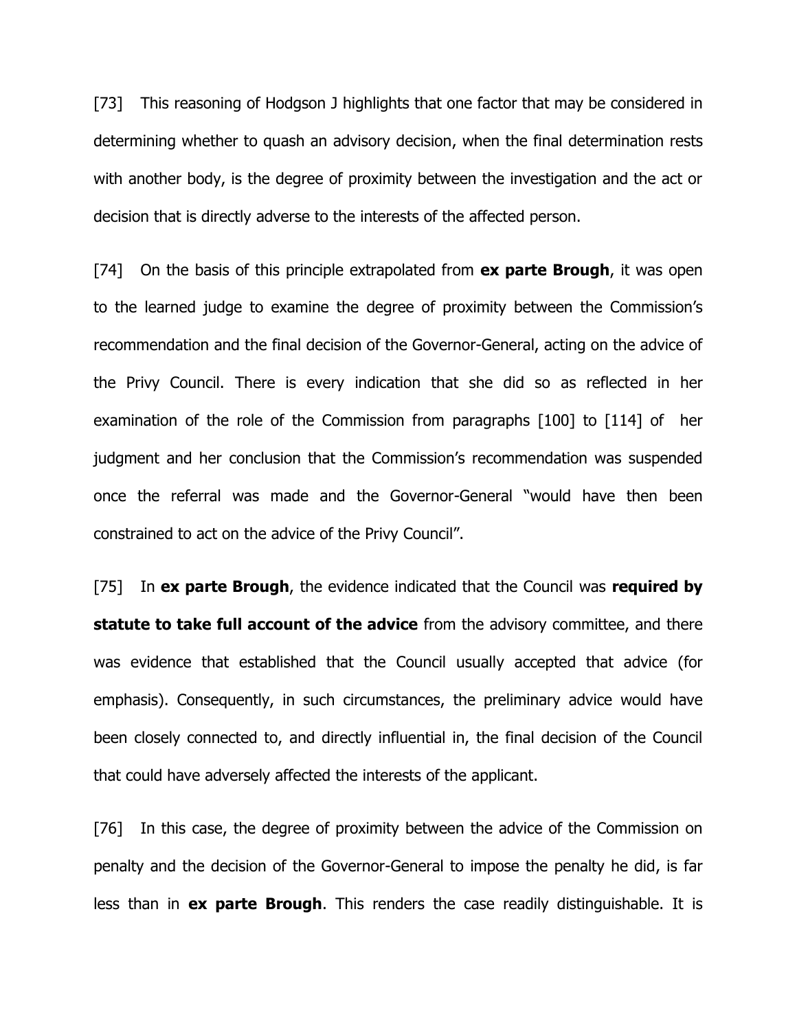[73] This reasoning of Hodgson J highlights that one factor that may be considered in determining whether to quash an advisory decision, when the final determination rests with another body, is the degree of proximity between the investigation and the act or decision that is directly adverse to the interests of the affected person.

[74] On the basis of this principle extrapolated from **ex parte Brough**, it was open to the learned judge to examine the degree of proximity between the Commission's recommendation and the final decision of the Governor-General, acting on the advice of the Privy Council. There is every indication that she did so as reflected in her examination of the role of the Commission from paragraphs [100] to [114] of her judgment and her conclusion that the Commission's recommendation was suspended once the referral was made and the Governor-General "would have then been constrained to act on the advice of the Privy Council".

[75] In **ex parte Brough**, the evidence indicated that the Council was **required by statute to take full account of the advice** from the advisory committee, and there was evidence that established that the Council usually accepted that advice (for emphasis). Consequently, in such circumstances, the preliminary advice would have been closely connected to, and directly influential in, the final decision of the Council that could have adversely affected the interests of the applicant.

[76] In this case, the degree of proximity between the advice of the Commission on penalty and the decision of the Governor-General to impose the penalty he did, is far less than in **ex parte Brough**. This renders the case readily distinguishable. It is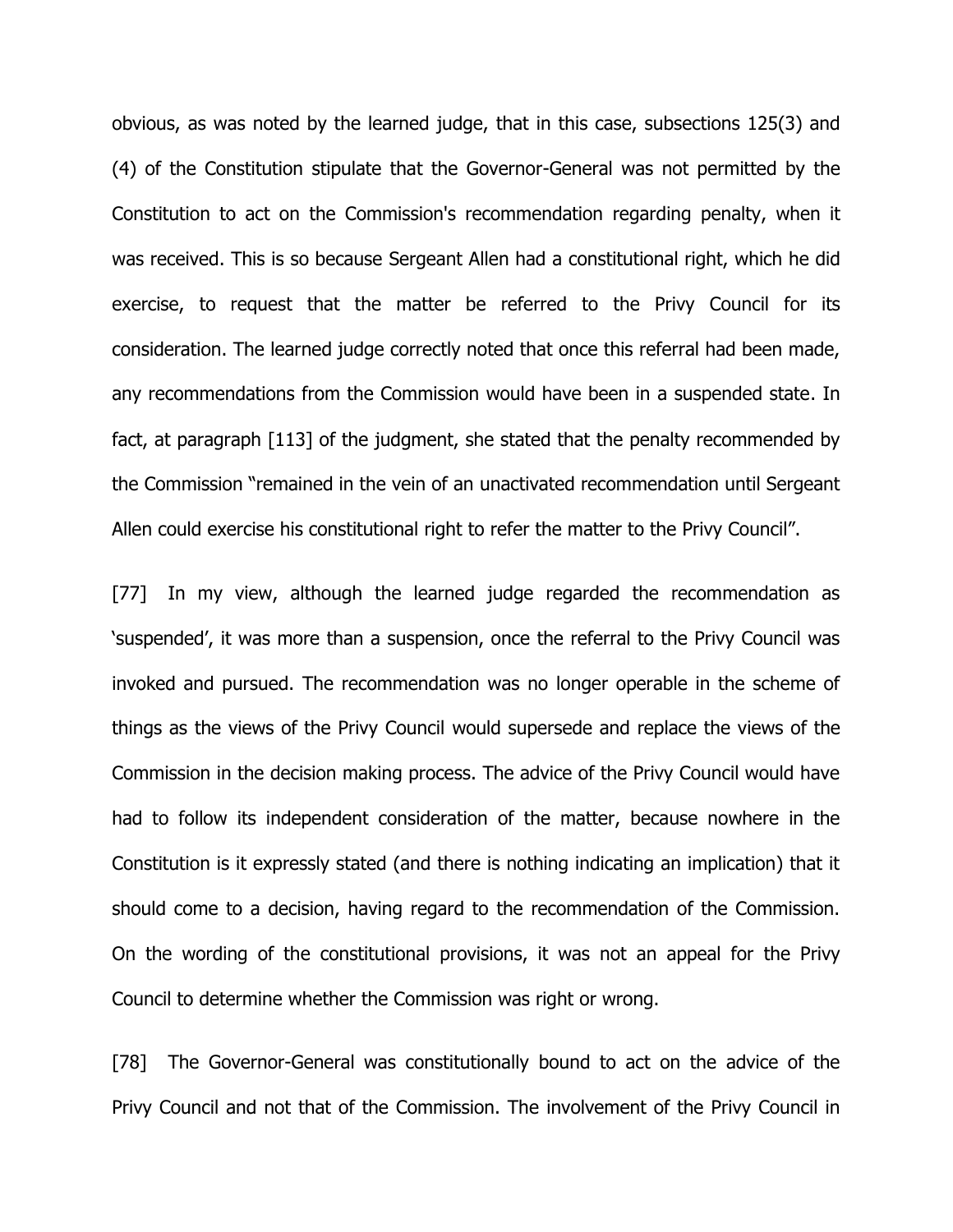obvious, as was noted by the learned judge, that in this case, subsections 125(3) and (4) of the Constitution stipulate that the Governor-General was not permitted by the Constitution to act on the Commission's recommendation regarding penalty, when it was received. This is so because Sergeant Allen had a constitutional right, which he did exercise, to request that the matter be referred to the Privy Council for its consideration. The learned judge correctly noted that once this referral had been made, any recommendations from the Commission would have been in a suspended state. In fact, at paragraph [113] of the judgment, she stated that the penalty recommended by the Commission "remained in the vein of an unactivated recommendation until Sergeant Allen could exercise his constitutional right to refer the matter to the Privy Council".

[77] In my view, although the learned judge regarded the recommendation as 'suspended', it was more than a suspension, once the referral to the Privy Council was invoked and pursued. The recommendation was no longer operable in the scheme of things as the views of the Privy Council would supersede and replace the views of the Commission in the decision making process. The advice of the Privy Council would have had to follow its independent consideration of the matter, because nowhere in the Constitution is it expressly stated (and there is nothing indicating an implication) that it should come to a decision, having regard to the recommendation of the Commission. On the wording of the constitutional provisions, it was not an appeal for the Privy Council to determine whether the Commission was right or wrong.

[78] The Governor-General was constitutionally bound to act on the advice of the Privy Council and not that of the Commission. The involvement of the Privy Council in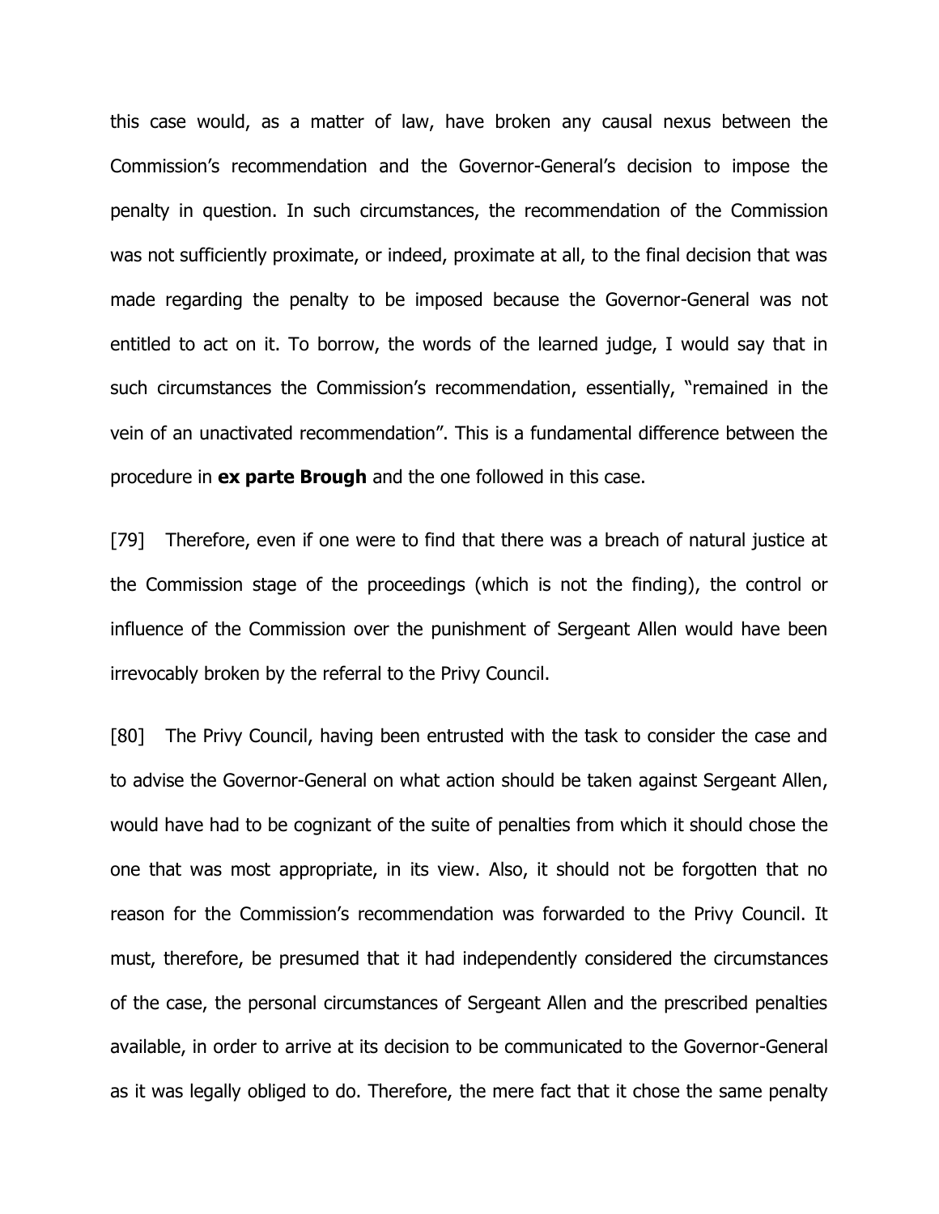this case would, as a matter of law, have broken any causal nexus between the Commission's recommendation and the Governor-General's decision to impose the penalty in question. In such circumstances, the recommendation of the Commission was not sufficiently proximate, or indeed, proximate at all, to the final decision that was made regarding the penalty to be imposed because the Governor-General was not entitled to act on it. To borrow, the words of the learned judge, I would say that in such circumstances the Commission's recommendation, essentially, "remained in the vein of an unactivated recommendation". This is a fundamental difference between the procedure in **ex parte Brough** and the one followed in this case.

[79] Therefore, even if one were to find that there was a breach of natural justice at the Commission stage of the proceedings (which is not the finding), the control or influence of the Commission over the punishment of Sergeant Allen would have been irrevocably broken by the referral to the Privy Council.

[80] The Privy Council, having been entrusted with the task to consider the case and to advise the Governor-General on what action should be taken against Sergeant Allen, would have had to be cognizant of the suite of penalties from which it should chose the one that was most appropriate, in its view. Also, it should not be forgotten that no reason for the Commission's recommendation was forwarded to the Privy Council. It must, therefore, be presumed that it had independently considered the circumstances of the case, the personal circumstances of Sergeant Allen and the prescribed penalties available, in order to arrive at its decision to be communicated to the Governor-General as it was legally obliged to do. Therefore, the mere fact that it chose the same penalty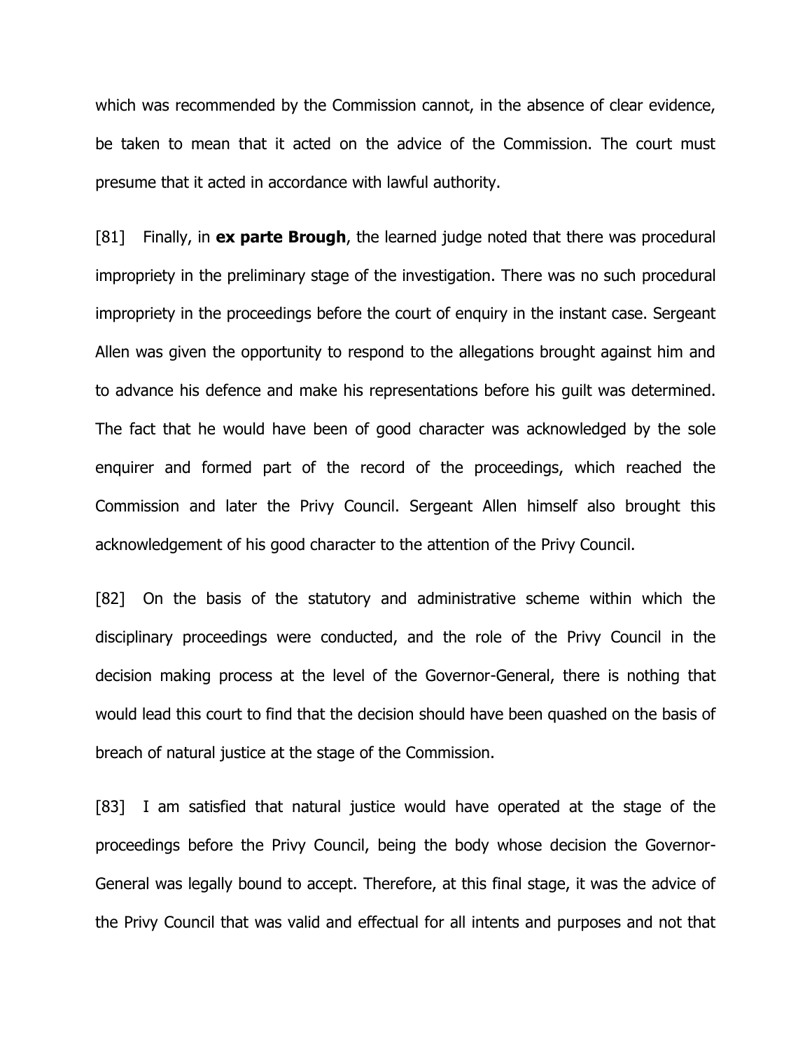which was recommended by the Commission cannot, in the absence of clear evidence, be taken to mean that it acted on the advice of the Commission. The court must presume that it acted in accordance with lawful authority.

[81] Finally, in **ex parte Brough**, the learned judge noted that there was procedural impropriety in the preliminary stage of the investigation. There was no such procedural impropriety in the proceedings before the court of enquiry in the instant case. Sergeant Allen was given the opportunity to respond to the allegations brought against him and to advance his defence and make his representations before his guilt was determined. The fact that he would have been of good character was acknowledged by the sole enquirer and formed part of the record of the proceedings, which reached the Commission and later the Privy Council. Sergeant Allen himself also brought this acknowledgement of his good character to the attention of the Privy Council.

[82] On the basis of the statutory and administrative scheme within which the disciplinary proceedings were conducted, and the role of the Privy Council in the decision making process at the level of the Governor-General, there is nothing that would lead this court to find that the decision should have been quashed on the basis of breach of natural justice at the stage of the Commission.

[83] I am satisfied that natural justice would have operated at the stage of the proceedings before the Privy Council, being the body whose decision the Governor-General was legally bound to accept. Therefore, at this final stage, it was the advice of the Privy Council that was valid and effectual for all intents and purposes and not that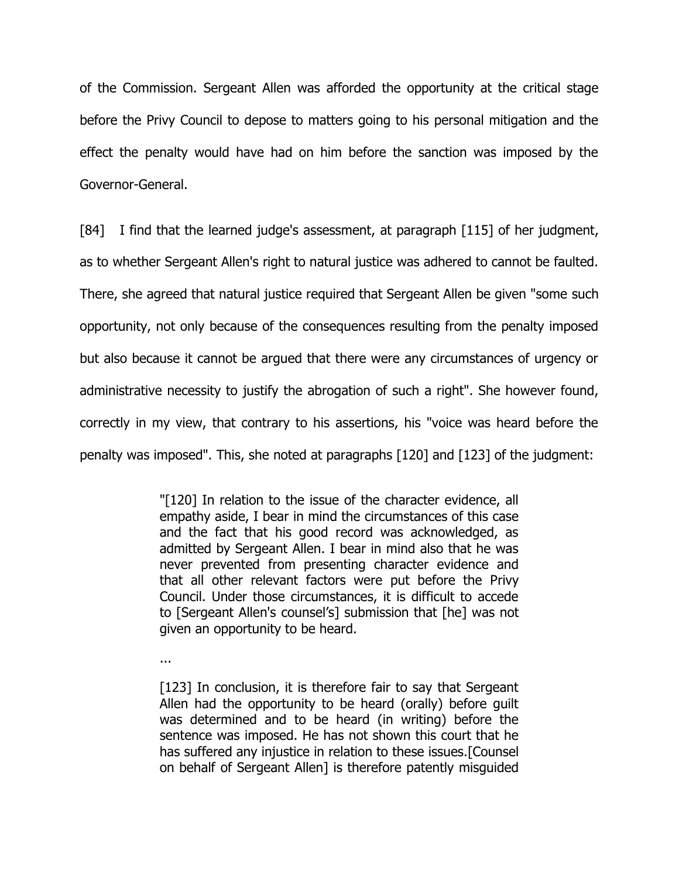of the Commission. Sergeant Allen was afforded the opportunity at the critical stage before the Privy Council to depose to matters going to his personal mitigation and the effect the penalty would have had on him before the sanction was imposed by the Governor-General.

[84] I find that the learned judge's assessment, at paragraph [115] of her judgment, as to whether Sergeant Allen's right to natural justice was adhered to cannot be faulted. There, she agreed that natural justice required that Sergeant Allen be given "some such opportunity, not only because of the consequences resulting from the penalty imposed but also because it cannot be argued that there were any circumstances of urgency or administrative necessity to justify the abrogation of such a right". She however found, correctly in my view, that contrary to his assertions, his "voice was heard before the penalty was imposed". This, she noted at paragraphs [120] and [123] of the judgment:

> "[120] In relation to the issue of the character evidence, all empathy aside, I bear in mind the circumstances of this case and the fact that his good record was acknowledged, as admitted by Sergeant Allen. I bear in mind also that he was never prevented from presenting character evidence and that all other relevant factors were put before the Privy Council. Under those circumstances, it is difficult to accede to [Sergeant Allen's counsel's] submission that [he] was not given an opportunity to be heard.
>
> ...
>
> [123] In conclusion, it is therefore fair to say that Sergeant Allen had the opportunity to be heard (orally) before guilt was determined and to be heard (in writing) before the sentence was imposed. He has not shown this court that he has suffered any injustice in relation to these issues.[Counsel on behalf of Sergeant Allen] is therefore patently misguided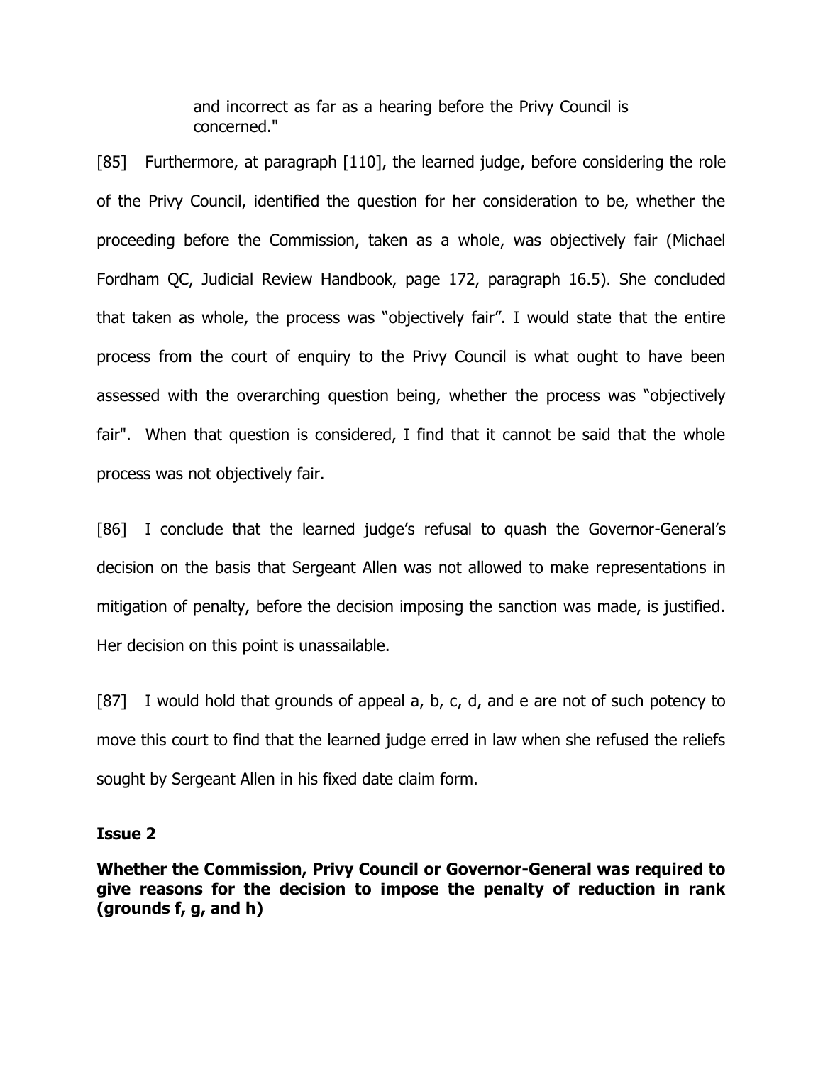> and incorrect as far as a hearing before the Privy Council is concerned."

[85] Furthermore, at paragraph [110], the learned judge, before considering the role of the Privy Council, identified the question for her consideration to be, whether the proceeding before the Commission, taken as a whole, was objectively fair (Michael Fordham QC, Judicial Review Handbook, page 172, paragraph 16.5). She concluded that taken as whole, the process was "objectively fair". I would state that the entire process from the court of enquiry to the Privy Council is what ought to have been assessed with the overarching question being, whether the process was "objectively fair". When that question is considered, I find that it cannot be said that the whole process was not objectively fair.

[86] I conclude that the learned judge's refusal to quash the Governor-General's decision on the basis that Sergeant Allen was not allowed to make representations in mitigation of penalty, before the decision imposing the sanction was made, is justified. Her decision on this point is unassailable.

[87] I would hold that grounds of appeal a, b, c, d, and e are not of such potency to move this court to find that the learned judge erred in law when she refused the reliefs sought by Sergeant Allen in his fixed date claim form.

**Issue 2**

**Whether the Commission, Privy Council or Governor-General was required to give reasons for the decision to impose the penalty of reduction in rank (grounds f, g, and h)**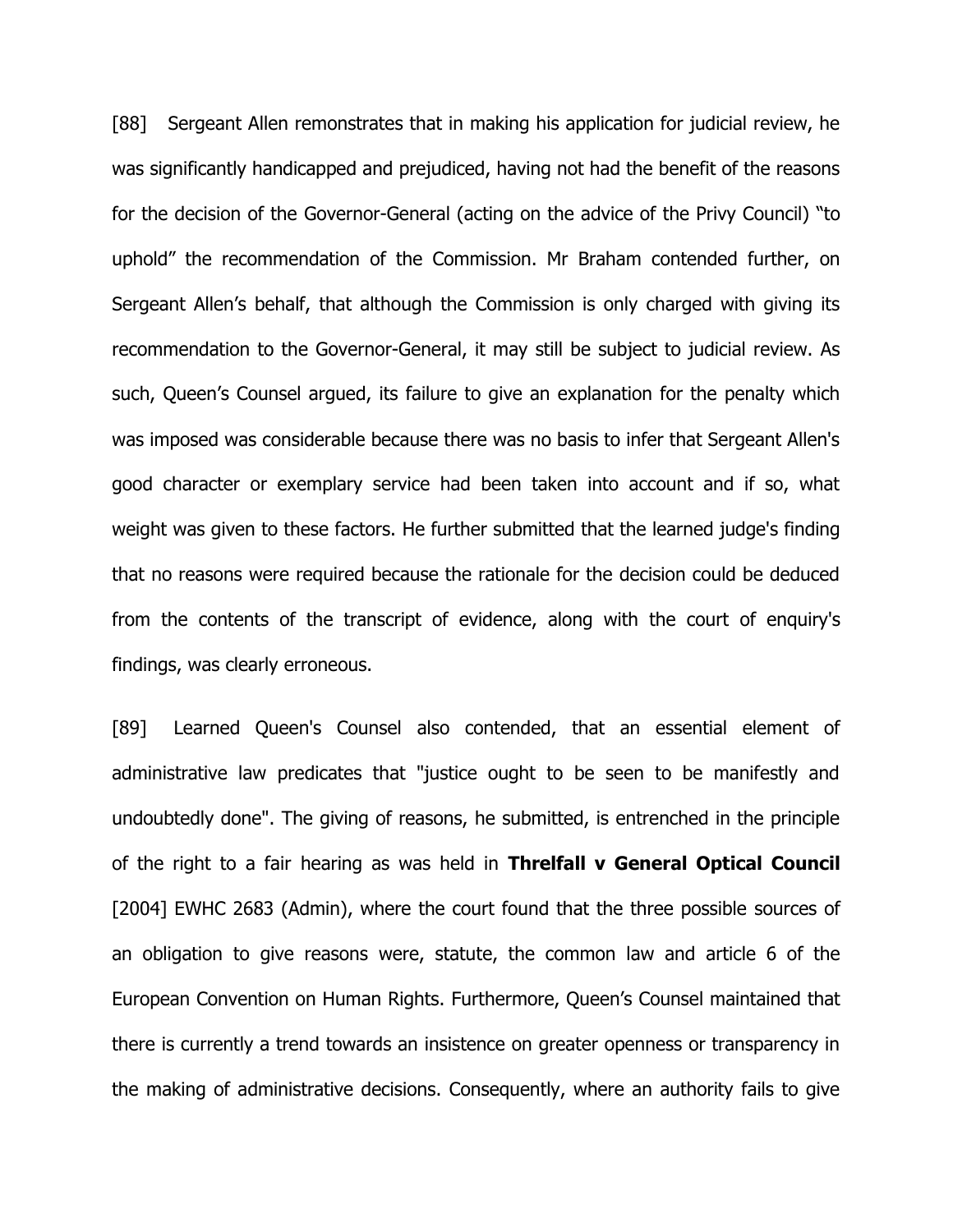[88] Sergeant Allen remonstrates that in making his application for judicial review, he was significantly handicapped and prejudiced, having not had the benefit of the reasons for the decision of the Governor-General (acting on the advice of the Privy Council) "to uphold" the recommendation of the Commission. Mr Braham contended further, on Sergeant Allen's behalf, that although the Commission is only charged with giving its recommendation to the Governor-General, it may still be subject to judicial review. As such, Queen's Counsel argued, its failure to give an explanation for the penalty which was imposed was considerable because there was no basis to infer that Sergeant Allen's good character or exemplary service had been taken into account and if so, what weight was given to these factors. He further submitted that the learned judge's finding that no reasons were required because the rationale for the decision could be deduced from the contents of the transcript of evidence, along with the court of enquiry's findings, was clearly erroneous.

[89] Learned Queen's Counsel also contended, that an essential element of administrative law predicates that "justice ought to be seen to be manifestly and undoubtedly done". The giving of reasons, he submitted, is entrenched in the principle of the right to a fair hearing as was held in **Threlfall v General Optical Council** [2004] EWHC 2683 (Admin), where the court found that the three possible sources of an obligation to give reasons were, statute, the common law and article 6 of the European Convention on Human Rights. Furthermore, Queen's Counsel maintained that there is currently a trend towards an insistence on greater openness or transparency in the making of administrative decisions. Consequently, where an authority fails to give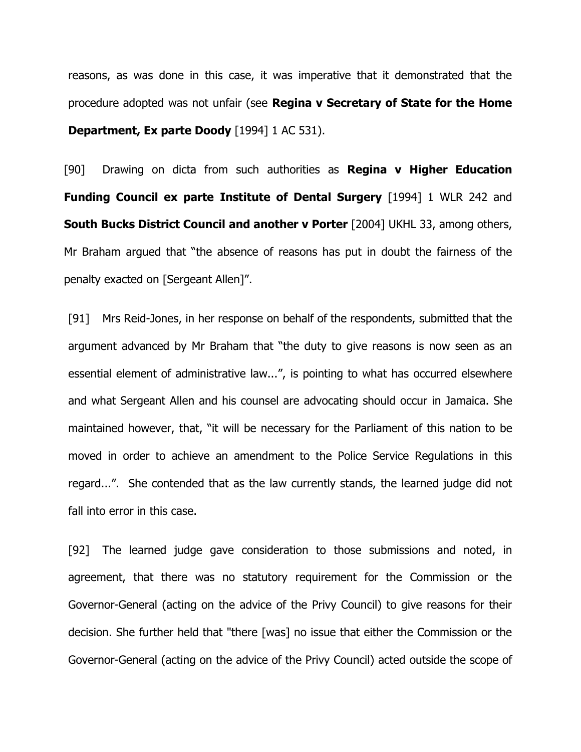reasons, as was done in this case, it was imperative that it demonstrated that the procedure adopted was not unfair (see **Regina v Secretary of State for the Home Department, Ex parte Doody** [1994] 1 AC 531).

[90] Drawing on dicta from such authorities as **Regina v Higher Education Funding Council ex parte Institute of Dental Surgery** [1994] 1 WLR 242 and **South Bucks District Council and another v Porter** [2004] UKHL 33, among others, Mr Braham argued that "the absence of reasons has put in doubt the fairness of the penalty exacted on [Sergeant Allen]".

[91] Mrs Reid-Jones, in her response on behalf of the respondents, submitted that the argument advanced by Mr Braham that "the duty to give reasons is now seen as an essential element of administrative law...", is pointing to what has occurred elsewhere and what Sergeant Allen and his counsel are advocating should occur in Jamaica. She maintained however, that, "it will be necessary for the Parliament of this nation to be moved in order to achieve an amendment to the Police Service Regulations in this regard...". She contended that as the law currently stands, the learned judge did not fall into error in this case.

[92] The learned judge gave consideration to those submissions and noted, in agreement, that there was no statutory requirement for the Commission or the Governor-General (acting on the advice of the Privy Council) to give reasons for their decision. She further held that "there [was] no issue that either the Commission or the Governor-General (acting on the advice of the Privy Council) acted outside the scope of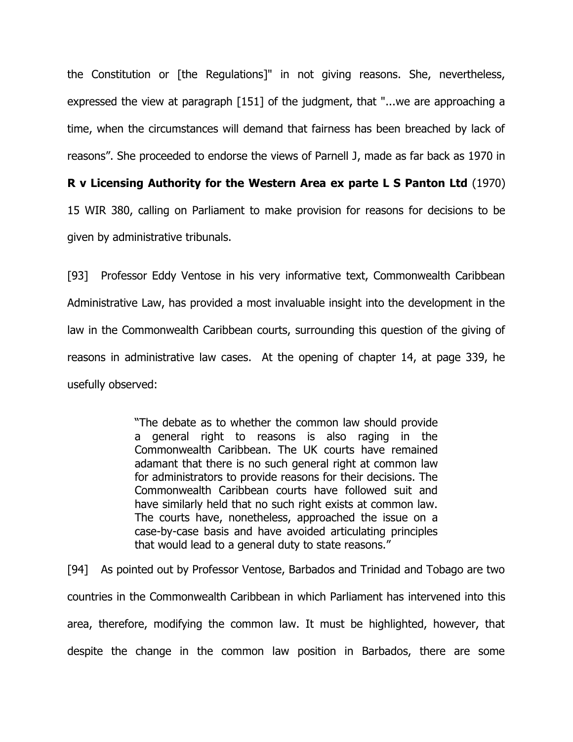the Constitution or [the Regulations]" in not giving reasons. She, nevertheless, expressed the view at paragraph [151] of the judgment, that "...we are approaching a time, when the circumstances will demand that fairness has been breached by lack of reasons". She proceeded to endorse the views of Parnell J, made as far back as 1970 in **R v Licensing Authority for the Western Area ex parte L S Panton Ltd** (1970) 15 WIR 380, calling on Parliament to make provision for reasons for decisions to be given by administrative tribunals.

[93] Professor Eddy Ventose in his very informative text, Commonwealth Caribbean Administrative Law, has provided a most invaluable insight into the development in the law in the Commonwealth Caribbean courts, surrounding this question of the giving of reasons in administrative law cases. At the opening of chapter 14, at page 339, he usefully observed:

> "The debate as to whether the common law should provide a general right to reasons is also raging in the Commonwealth Caribbean. The UK courts have remained adamant that there is no such general right at common law for administrators to provide reasons for their decisions. The Commonwealth Caribbean courts have followed suit and have similarly held that no such right exists at common law. The courts have, nonetheless, approached the issue on a case-by-case basis and have avoided articulating principles that would lead to a general duty to state reasons."

[94] As pointed out by Professor Ventose, Barbados and Trinidad and Tobago are two countries in the Commonwealth Caribbean in which Parliament has intervened into this area, therefore, modifying the common law. It must be highlighted, however, that despite the change in the common law position in Barbados, there are some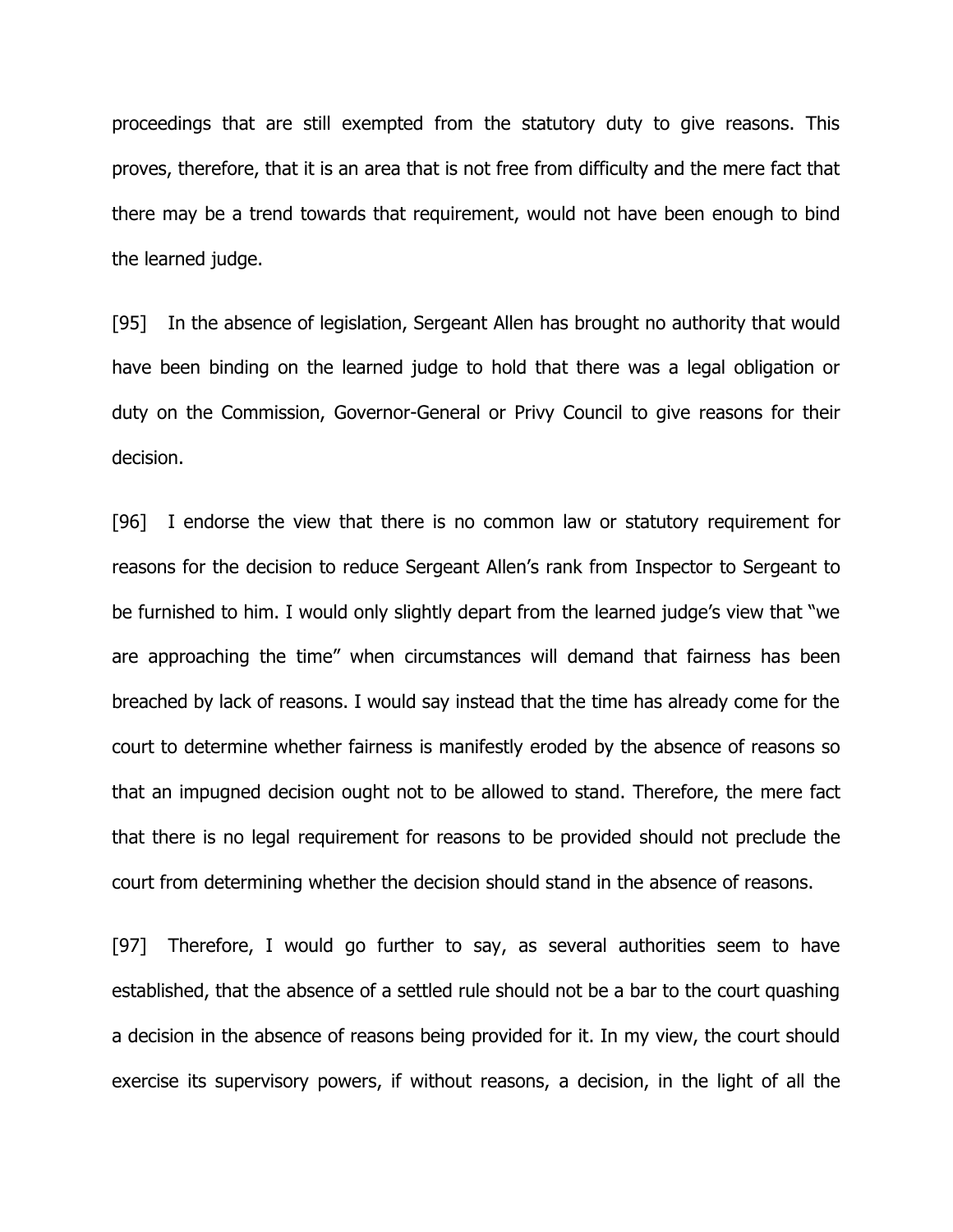proceedings that are still exempted from the statutory duty to give reasons. This proves, therefore, that it is an area that is not free from difficulty and the mere fact that there may be a trend towards that requirement, would not have been enough to bind the learned judge.

[95] In the absence of legislation, Sergeant Allen has brought no authority that would have been binding on the learned judge to hold that there was a legal obligation or duty on the Commission, Governor-General or Privy Council to give reasons for their decision.

[96] I endorse the view that there is no common law or statutory requirement for reasons for the decision to reduce Sergeant Allen's rank from Inspector to Sergeant to be furnished to him. I would only slightly depart from the learned judge's view that "we are approaching the time" when circumstances will demand that fairness has been breached by lack of reasons. I would say instead that the time has already come for the court to determine whether fairness is manifestly eroded by the absence of reasons so that an impugned decision ought not to be allowed to stand. Therefore, the mere fact that there is no legal requirement for reasons to be provided should not preclude the court from determining whether the decision should stand in the absence of reasons.

[97] Therefore, I would go further to say, as several authorities seem to have established, that the absence of a settled rule should not be a bar to the court quashing a decision in the absence of reasons being provided for it. In my view, the court should exercise its supervisory powers, if without reasons, a decision, in the light of all the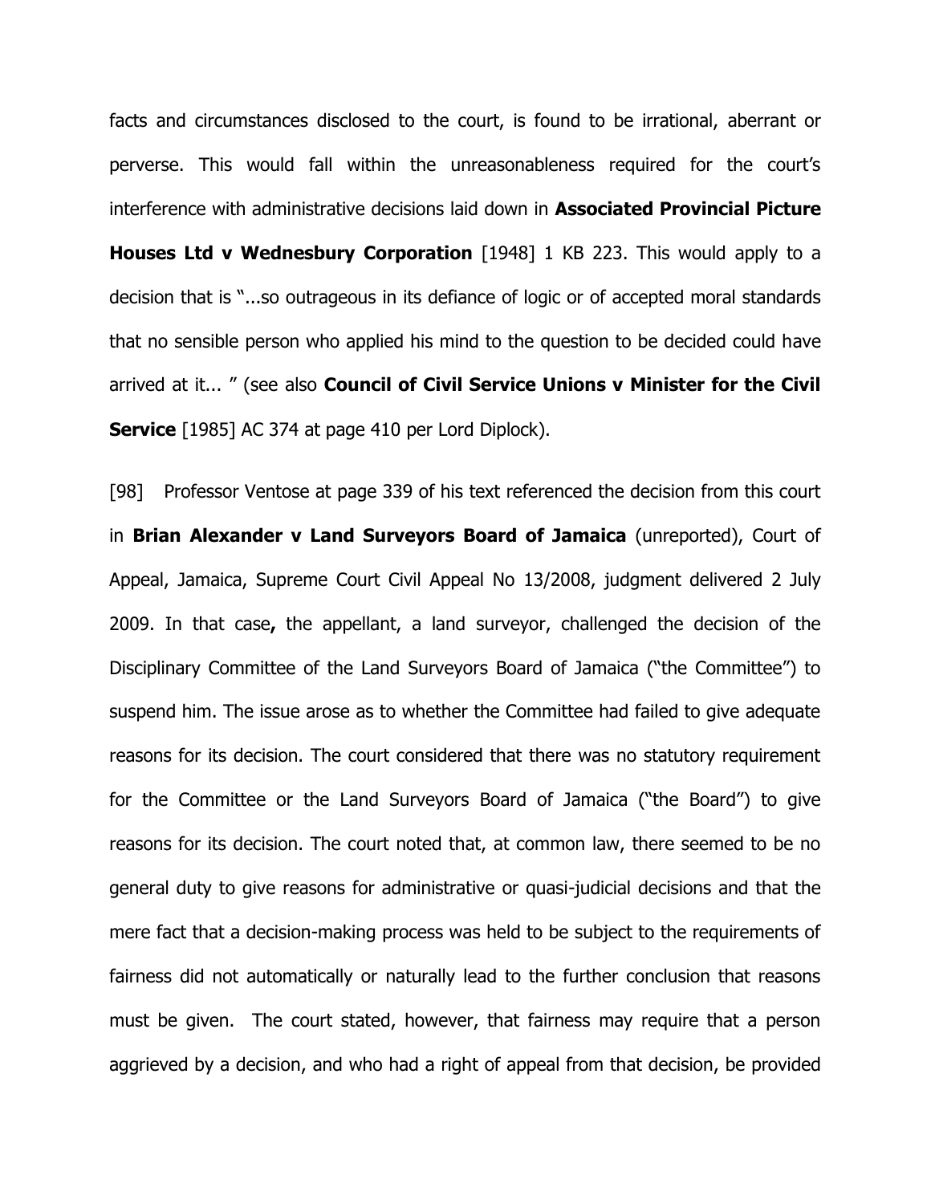facts and circumstances disclosed to the court, is found to be irrational, aberrant or perverse. This would fall within the unreasonableness required for the court's interference with administrative decisions laid down in **Associated Provincial Picture Houses Ltd v Wednesbury Corporation** [1948] 1 KB 223. This would apply to a decision that is "...so outrageous in its defiance of logic or of accepted moral standards that no sensible person who applied his mind to the question to be decided could have arrived at it... " (see also **Council of Civil Service Unions v Minister for the Civil Service** [1985] AC 374 at page 410 per Lord Diplock).

[98] Professor Ventose at page 339 of his text referenced the decision from this court in **Brian Alexander v Land Surveyors Board of Jamaica** (unreported), Court of Appeal, Jamaica, Supreme Court Civil Appeal No 13/2008, judgment delivered 2 July 2009. In that case**,** the appellant, a land surveyor, challenged the decision of the Disciplinary Committee of the Land Surveyors Board of Jamaica ("the Committee") to suspend him. The issue arose as to whether the Committee had failed to give adequate reasons for its decision. The court considered that there was no statutory requirement for the Committee or the Land Surveyors Board of Jamaica ("the Board") to give reasons for its decision. The court noted that, at common law, there seemed to be no general duty to give reasons for administrative or quasi-judicial decisions and that the mere fact that a decision-making process was held to be subject to the requirements of fairness did not automatically or naturally lead to the further conclusion that reasons must be given. The court stated, however, that fairness may require that a person aggrieved by a decision, and who had a right of appeal from that decision, be provided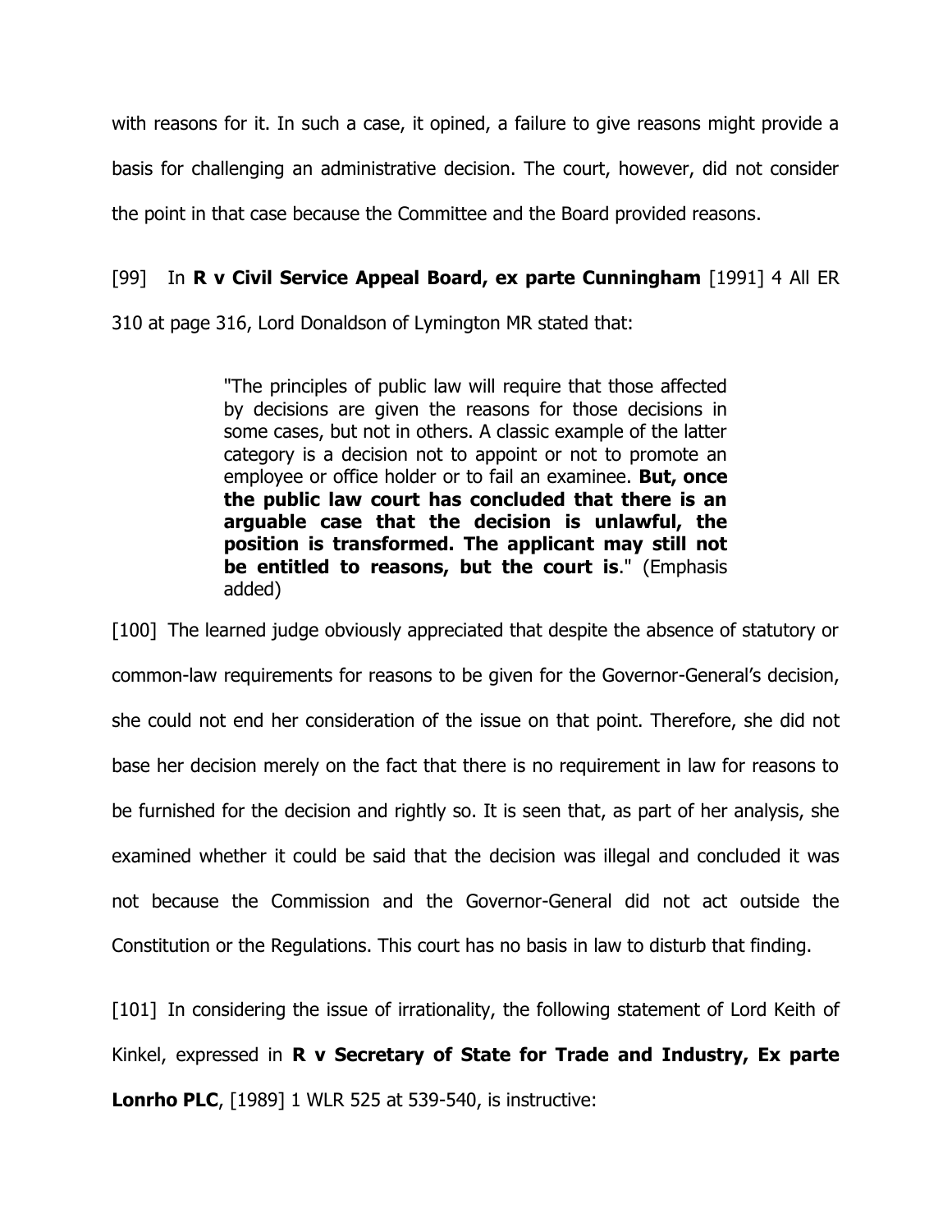with reasons for it. In such a case, it opined, a failure to give reasons might provide a basis for challenging an administrative decision. The court, however, did not consider the point in that case because the Committee and the Board provided reasons.

[99] In **R v Civil Service Appeal Board, ex parte Cunningham** [1991] 4 All ER 310 at page 316, Lord Donaldson of Lymington MR stated that:

> "The principles of public law will require that those affected by decisions are given the reasons for those decisions in some cases, but not in others. A classic example of the latter category is a decision not to appoint or not to promote an employee or office holder or to fail an examinee. **But, once the public law court has concluded that there is an arguable case that the decision is unlawful, the position is transformed. The applicant may still not be entitled to reasons, but the court is**." (Emphasis added)

[100] The learned judge obviously appreciated that despite the absence of statutory or common-law requirements for reasons to be given for the Governor-General's decision, she could not end her consideration of the issue on that point. Therefore, she did not base her decision merely on the fact that there is no requirement in law for reasons to be furnished for the decision and rightly so. It is seen that, as part of her analysis, she examined whether it could be said that the decision was illegal and concluded it was not because the Commission and the Governor-General did not act outside the Constitution or the Regulations. This court has no basis in law to disturb that finding.

[101] In considering the issue of irrationality, the following statement of Lord Keith of Kinkel, expressed in **R v Secretary of State for Trade and Industry, Ex parte Lonrho PLC**, [1989] 1 WLR 525 at 539-540, is instructive: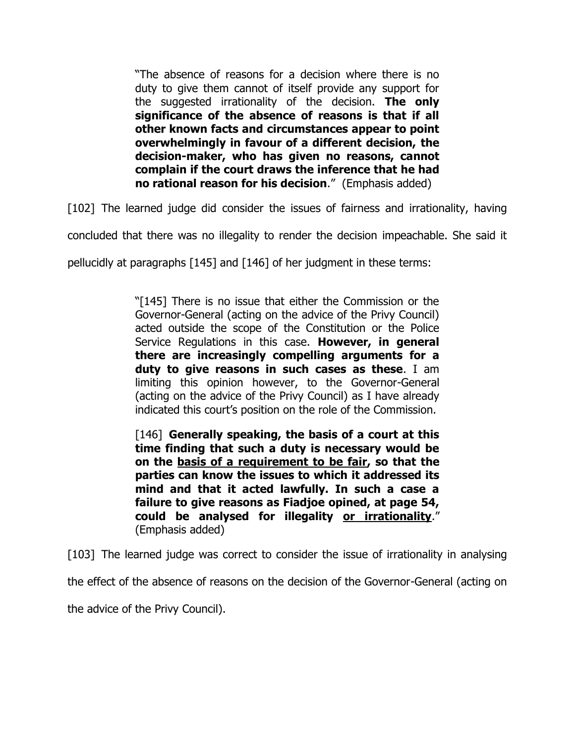> "The absence of reasons for a decision where there is no duty to give them cannot of itself provide any support for the suggested irrationality of the decision. **The only significance of the absence of reasons is that if all other known facts and circumstances appear to point overwhelmingly in favour of a different decision, the decision-maker, who has given no reasons, cannot complain if the court draws the inference that he had no rational reason for his decision**." (Emphasis added)

[102] The learned judge did consider the issues of fairness and irrationality, having concluded that there was no illegality to render the decision impeachable. She said it pellucidly at paragraphs [145] and [146] of her judgment in these terms:

> "[145] There is no issue that either the Commission or the Governor-General (acting on the advice of the Privy Council) acted outside the scope of the Constitution or the Police Service Regulations in this case. **However, in general there are increasingly compelling arguments for a duty to give reasons in such cases as these**. I am limiting this opinion however, to the Governor-General (acting on the advice of the Privy Council) as I have already indicated this court's position on the role of the Commission.
>
> [146] **Generally speaking, the basis of a court at this time finding that such a duty is necessary would be on the <u>basis of a requirement to be fair</u>, so that the parties can know the issues to which it addressed its mind and that it acted lawfully. In such a case a failure to give reasons as Fiadjoe opined, at page 54, could be analysed for illegality <u>or irrationality</u>**." (Emphasis added)

[103] The learned judge was correct to consider the issue of irrationality in analysing the effect of the absence of reasons on the decision of the Governor-General (acting on the advice of the Privy Council).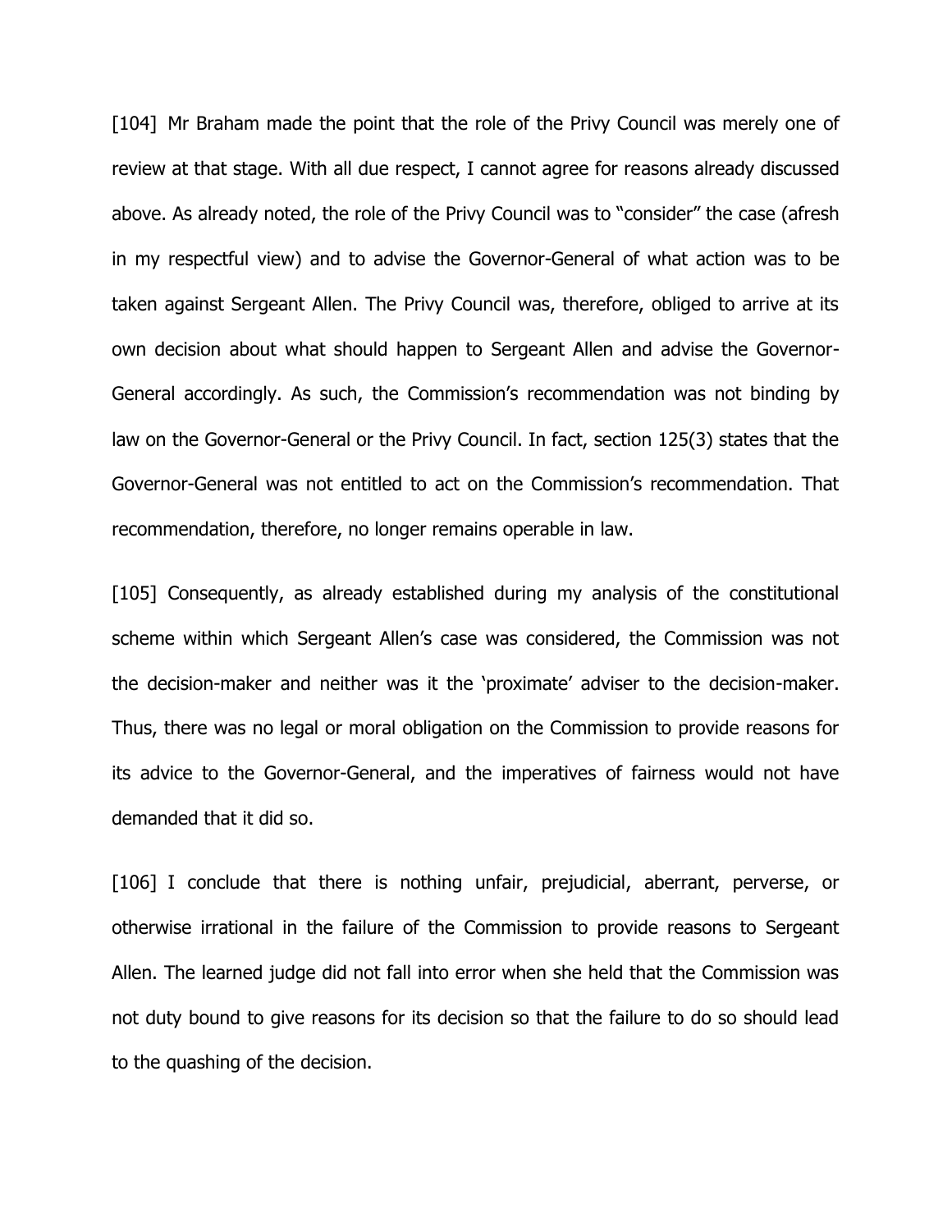[104] Mr Braham made the point that the role of the Privy Council was merely one of review at that stage. With all due respect, I cannot agree for reasons already discussed above. As already noted, the role of the Privy Council was to "consider" the case (afresh in my respectful view) and to advise the Governor-General of what action was to be taken against Sergeant Allen. The Privy Council was, therefore, obliged to arrive at its own decision about what should happen to Sergeant Allen and advise the Governor-General accordingly. As such, the Commission's recommendation was not binding by law on the Governor-General or the Privy Council. In fact, section 125(3) states that the Governor-General was not entitled to act on the Commission's recommendation. That recommendation, therefore, no longer remains operable in law.

[105] Consequently, as already established during my analysis of the constitutional scheme within which Sergeant Allen's case was considered, the Commission was not the decision-maker and neither was it the 'proximate' adviser to the decision-maker. Thus, there was no legal or moral obligation on the Commission to provide reasons for its advice to the Governor-General, and the imperatives of fairness would not have demanded that it did so.

[106] I conclude that there is nothing unfair, prejudicial, aberrant, perverse, or otherwise irrational in the failure of the Commission to provide reasons to Sergeant Allen. The learned judge did not fall into error when she held that the Commission was not duty bound to give reasons for its decision so that the failure to do so should lead to the quashing of the decision.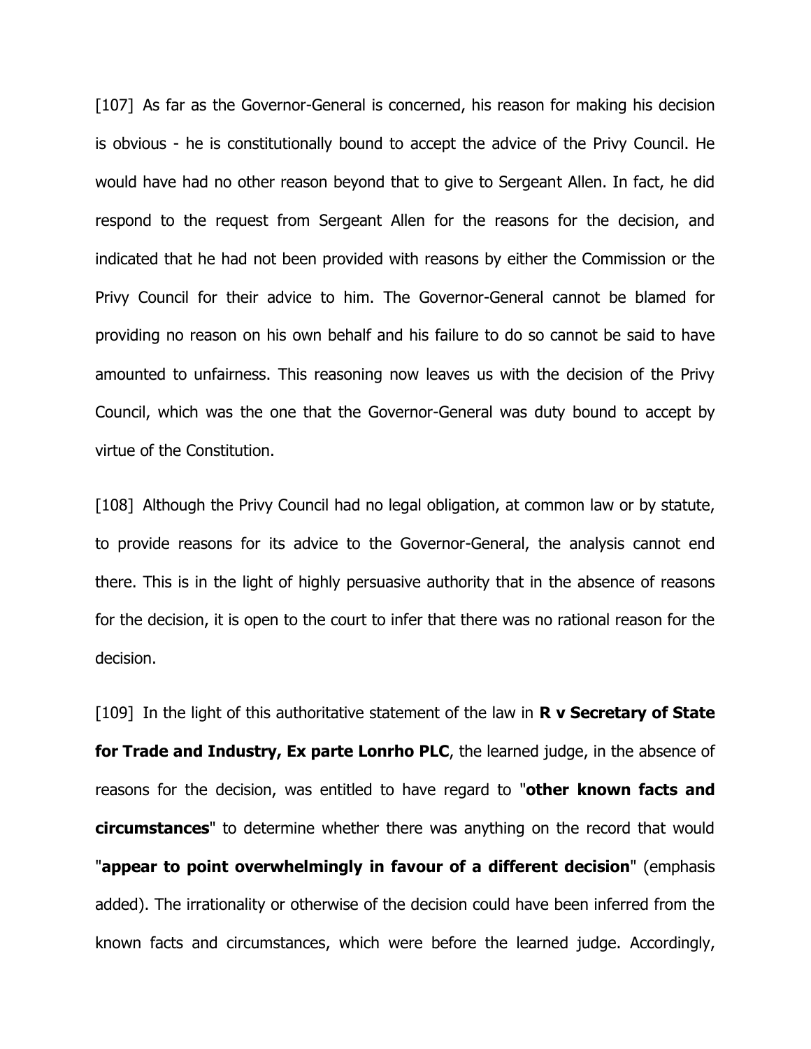[107] As far as the Governor-General is concerned, his reason for making his decision is obvious - he is constitutionally bound to accept the advice of the Privy Council. He would have had no other reason beyond that to give to Sergeant Allen. In fact, he did respond to the request from Sergeant Allen for the reasons for the decision, and indicated that he had not been provided with reasons by either the Commission or the Privy Council for their advice to him. The Governor-General cannot be blamed for providing no reason on his own behalf and his failure to do so cannot be said to have amounted to unfairness. This reasoning now leaves us with the decision of the Privy Council, which was the one that the Governor-General was duty bound to accept by virtue of the Constitution.

[108] Although the Privy Council had no legal obligation, at common law or by statute, to provide reasons for its advice to the Governor-General, the analysis cannot end there. This is in the light of highly persuasive authority that in the absence of reasons for the decision, it is open to the court to infer that there was no rational reason for the decision.

[109] In the light of this authoritative statement of the law in **R v Secretary of State for Trade and Industry, Ex parte Lonrho PLC**, the learned judge, in the absence of reasons for the decision, was entitled to have regard to "**other known facts and circumstances**" to determine whether there was anything on the record that would "**appear to point overwhelmingly in favour of a different decision**" (emphasis added). The irrationality or otherwise of the decision could have been inferred from the known facts and circumstances, which were before the learned judge. Accordingly,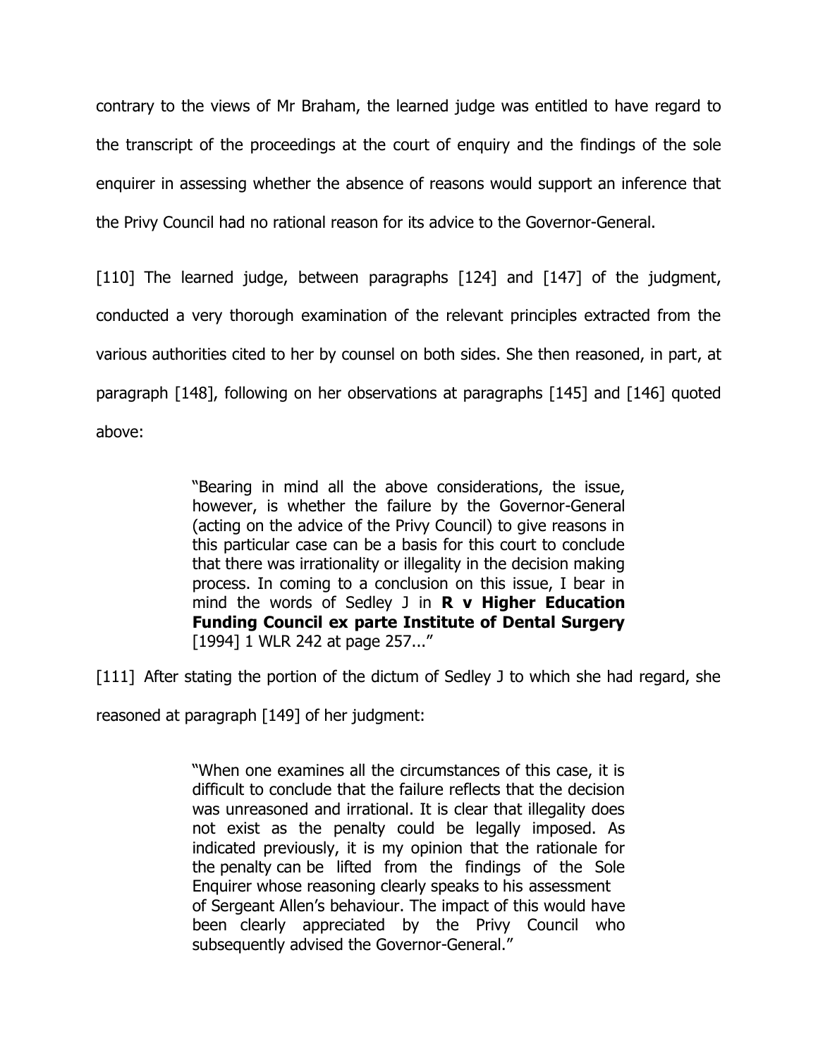contrary to the views of Mr Braham, the learned judge was entitled to have regard to the transcript of the proceedings at the court of enquiry and the findings of the sole enquirer in assessing whether the absence of reasons would support an inference that the Privy Council had no rational reason for its advice to the Governor-General.

[110] The learned judge, between paragraphs [124] and [147] of the judgment, conducted a very thorough examination of the relevant principles extracted from the various authorities cited to her by counsel on both sides. She then reasoned, in part, at paragraph [148], following on her observations at paragraphs [145] and [146] quoted above:

> "Bearing in mind all the above considerations, the issue, however, is whether the failure by the Governor-General (acting on the advice of the Privy Council) to give reasons in this particular case can be a basis for this court to conclude that there was irrationality or illegality in the decision making process. In coming to a conclusion on this issue, I bear in mind the words of Sedley J in **R v Higher Education Funding Council ex parte Institute of Dental Surgery** [1994] 1 WLR 242 at page 257..."

[111] After stating the portion of the dictum of Sedley J to which she had regard, she reasoned at paragraph [149] of her judgment:

> "When one examines all the circumstances of this case, it is difficult to conclude that the failure reflects that the decision was unreasoned and irrational. It is clear that illegality does not exist as the penalty could be legally imposed. As indicated previously, it is my opinion that the rationale for the penalty can be lifted from the findings of the Sole Enquirer whose reasoning clearly speaks to his assessment of Sergeant Allen's behaviour. The impact of this would have been clearly appreciated by the Privy Council who subsequently advised the Governor-General."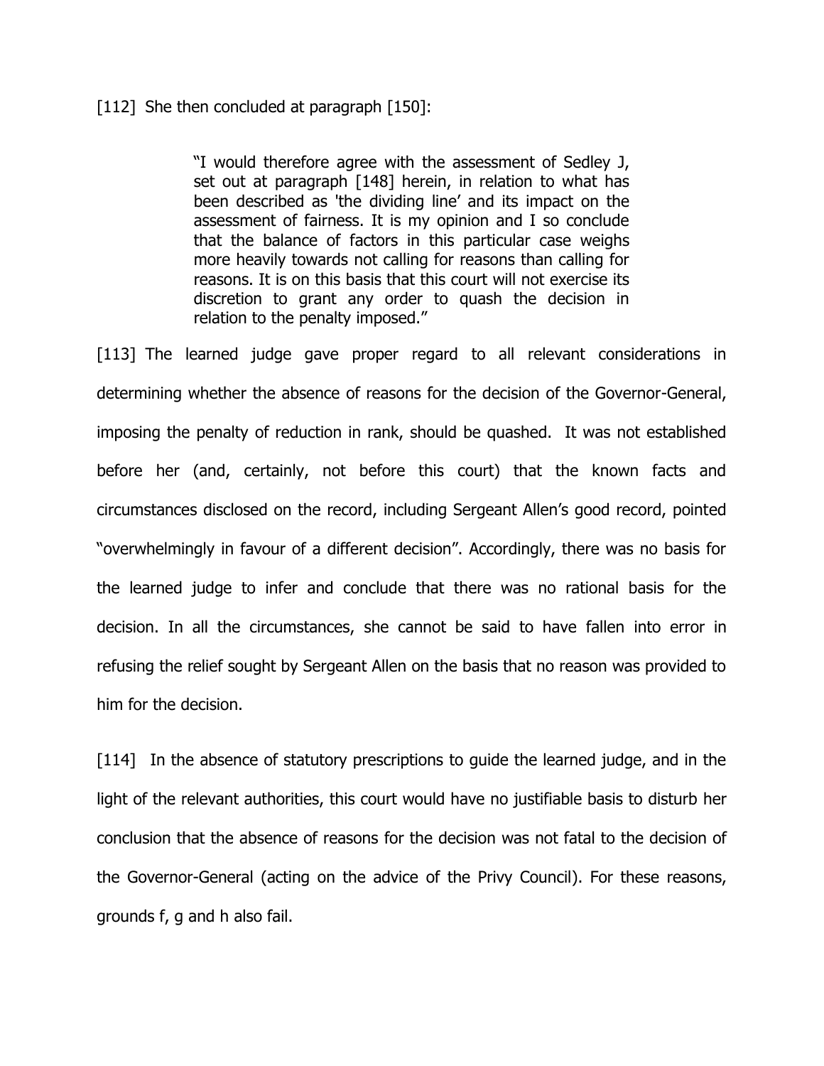[112] She then concluded at paragraph [150]:

> "I would therefore agree with the assessment of Sedley J, set out at paragraph [148] herein, in relation to what has been described as 'the dividing line' and its impact on the assessment of fairness. It is my opinion and I so conclude that the balance of factors in this particular case weighs more heavily towards not calling for reasons than calling for reasons. It is on this basis that this court will not exercise its discretion to grant any order to quash the decision in relation to the penalty imposed."

[113] The learned judge gave proper regard to all relevant considerations in determining whether the absence of reasons for the decision of the Governor-General, imposing the penalty of reduction in rank, should be quashed. It was not established before her (and, certainly, not before this court) that the known facts and circumstances disclosed on the record, including Sergeant Allen's good record, pointed "overwhelmingly in favour of a different decision". Accordingly, there was no basis for the learned judge to infer and conclude that there was no rational basis for the decision. In all the circumstances, she cannot be said to have fallen into error in refusing the relief sought by Sergeant Allen on the basis that no reason was provided to him for the decision.

[114] In the absence of statutory prescriptions to guide the learned judge, and in the light of the relevant authorities, this court would have no justifiable basis to disturb her conclusion that the absence of reasons for the decision was not fatal to the decision of the Governor-General (acting on the advice of the Privy Council). For these reasons, grounds f, g and h also fail.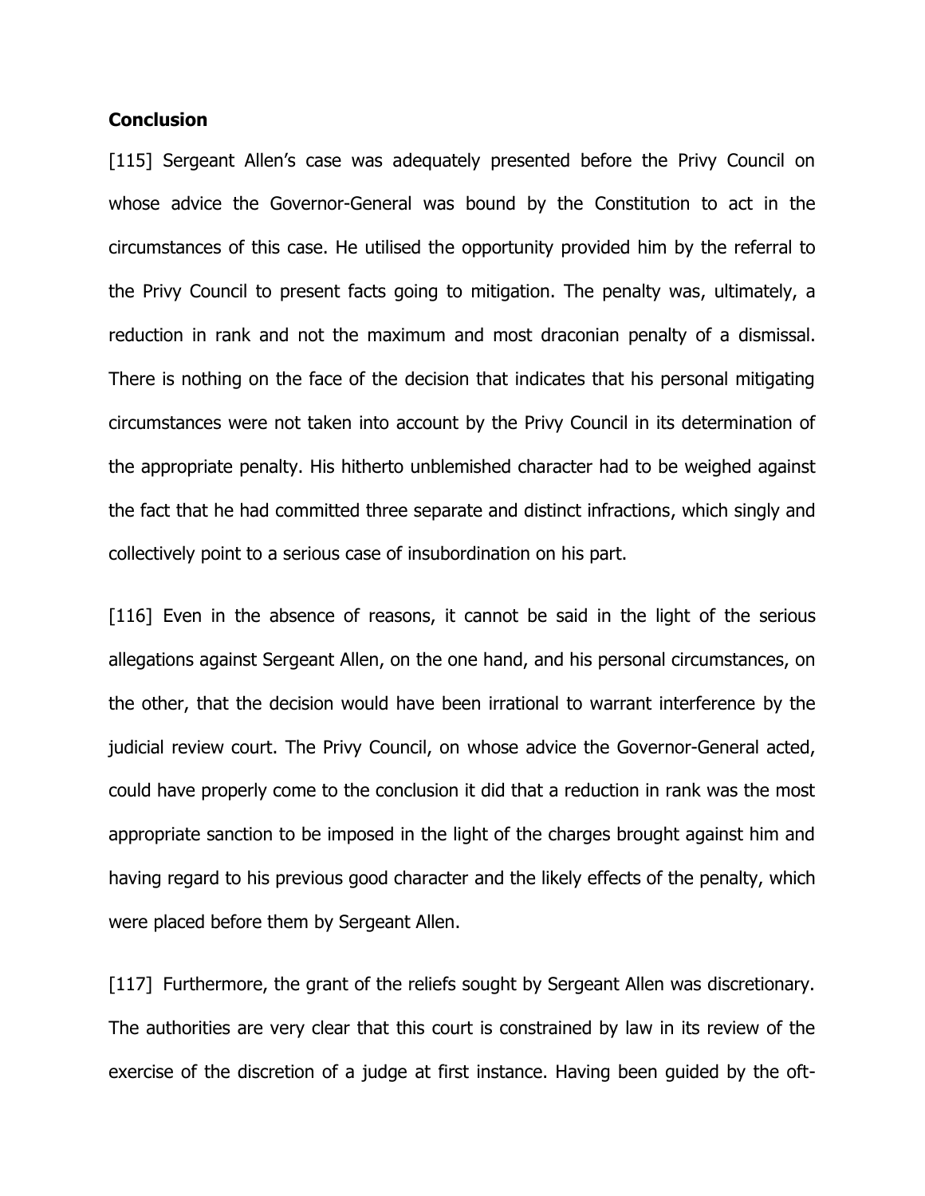**Conclusion**

[115] Sergeant Allen's case was adequately presented before the Privy Council on whose advice the Governor-General was bound by the Constitution to act in the circumstances of this case. He utilised the opportunity provided him by the referral to the Privy Council to present facts going to mitigation. The penalty was, ultimately, a reduction in rank and not the maximum and most draconian penalty of a dismissal. There is nothing on the face of the decision that indicates that his personal mitigating circumstances were not taken into account by the Privy Council in its determination of the appropriate penalty. His hitherto unblemished character had to be weighed against the fact that he had committed three separate and distinct infractions, which singly and collectively point to a serious case of insubordination on his part.

[116] Even in the absence of reasons, it cannot be said in the light of the serious allegations against Sergeant Allen, on the one hand, and his personal circumstances, on the other, that the decision would have been irrational to warrant interference by the judicial review court. The Privy Council, on whose advice the Governor-General acted, could have properly come to the conclusion it did that a reduction in rank was the most appropriate sanction to be imposed in the light of the charges brought against him and having regard to his previous good character and the likely effects of the penalty, which were placed before them by Sergeant Allen.

[117] Furthermore, the grant of the reliefs sought by Sergeant Allen was discretionary. The authorities are very clear that this court is constrained by law in its review of the exercise of the discretion of a judge at first instance. Having been guided by the oft-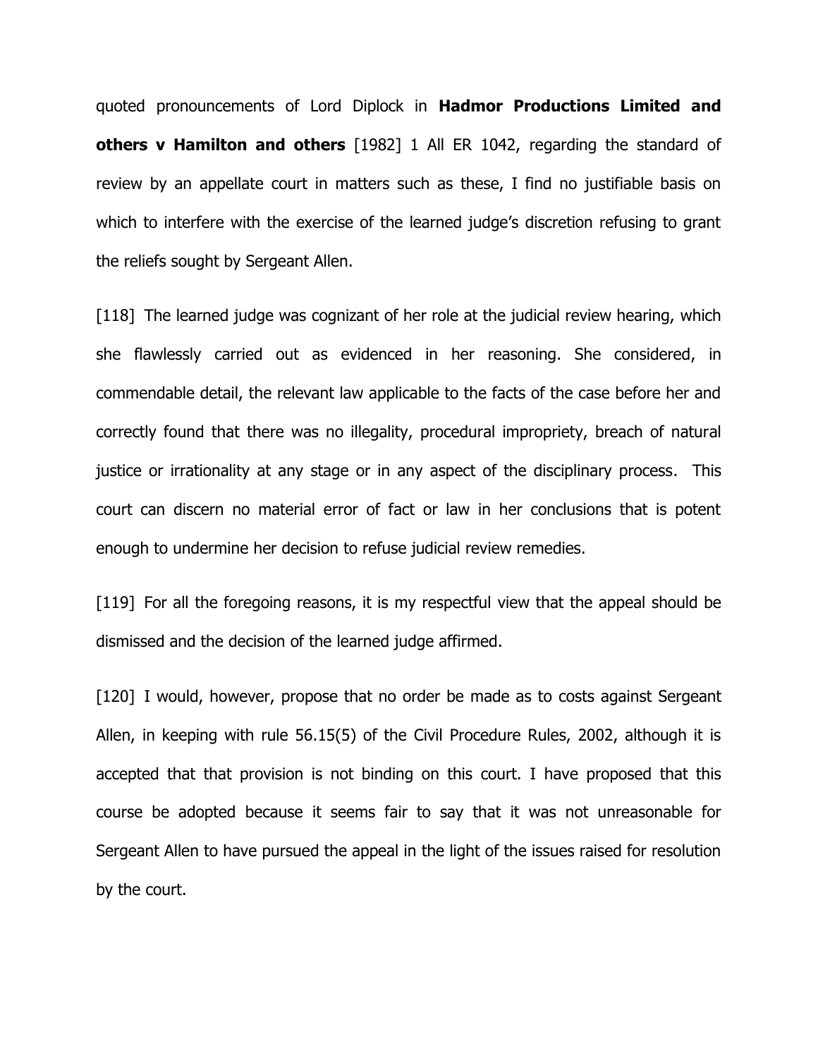quoted pronouncements of Lord Diplock in **Hadmor Productions Limited and others v Hamilton and others** [1982] 1 All ER 1042, regarding the standard of review by an appellate court in matters such as these, I find no justifiable basis on which to interfere with the exercise of the learned judge's discretion refusing to grant the reliefs sought by Sergeant Allen.

[118] The learned judge was cognizant of her role at the judicial review hearing, which she flawlessly carried out as evidenced in her reasoning. She considered, in commendable detail, the relevant law applicable to the facts of the case before her and correctly found that there was no illegality, procedural impropriety, breach of natural justice or irrationality at any stage or in any aspect of the disciplinary process. This court can discern no material error of fact or law in her conclusions that is potent enough to undermine her decision to refuse judicial review remedies.

[119] For all the foregoing reasons, it is my respectful view that the appeal should be dismissed and the decision of the learned judge affirmed.

[120] I would, however, propose that no order be made as to costs against Sergeant Allen, in keeping with rule 56.15(5) of the Civil Procedure Rules, 2002, although it is accepted that that provision is not binding on this court. I have proposed that this course be adopted because it seems fair to say that it was not unreasonable for Sergeant Allen to have pursued the appeal in the light of the issues raised for resolution by the court.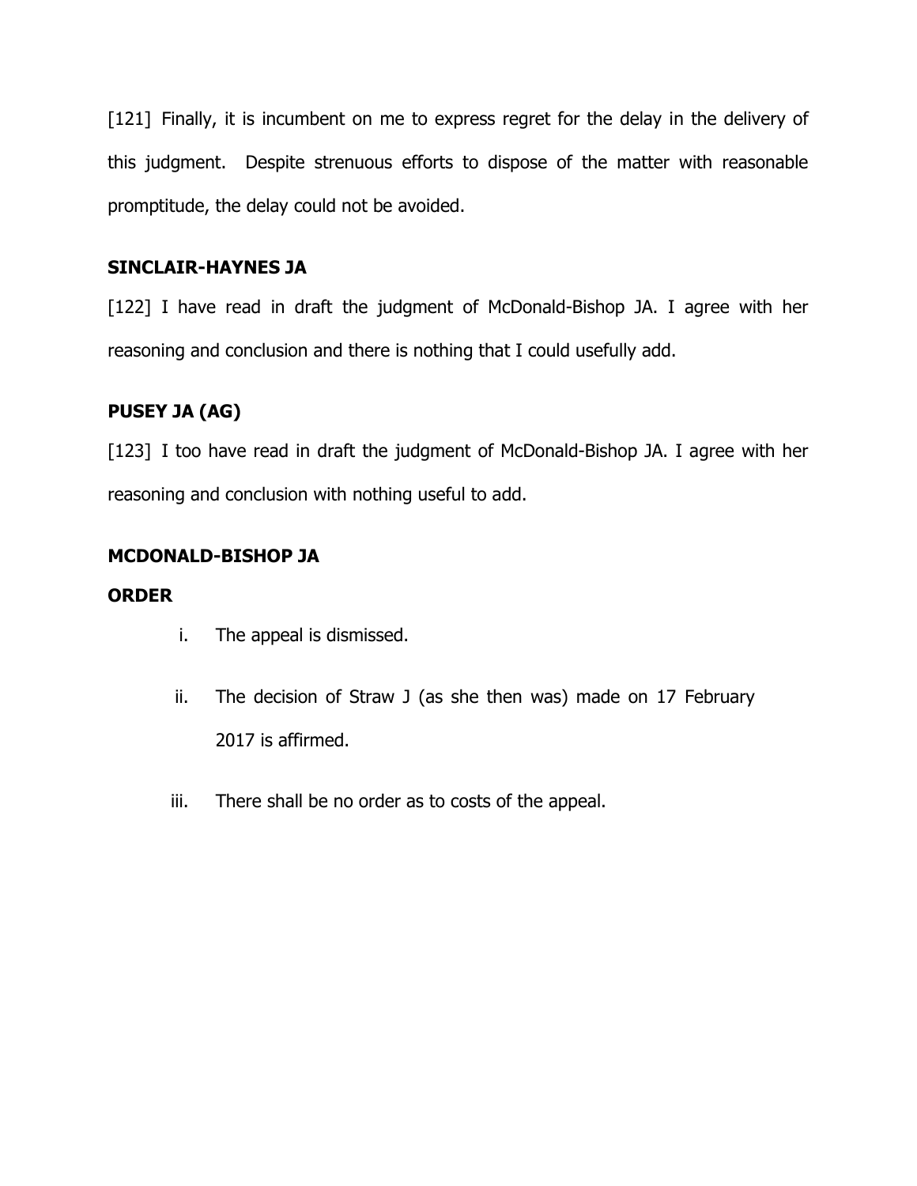[121] Finally, it is incumbent on me to express regret for the delay in the delivery of this judgment. Despite strenuous efforts to dispose of the matter with reasonable promptitude, the delay could not be avoided.

**SINCLAIR-HAYNES JA**

[122] I have read in draft the judgment of McDonald-Bishop JA. I agree with her reasoning and conclusion and there is nothing that I could usefully add.

**PUSEY JA (AG)**

[123] I too have read in draft the judgment of McDonald-Bishop JA. I agree with her reasoning and conclusion with nothing useful to add.

**MCDONALD-BISHOP JA**

**ORDER**

i. The appeal is dismissed.

ii. The decision of Straw J (as she then was) made on 17 February 2017 is affirmed.

iii. There shall be no order as to costs of the appeal.